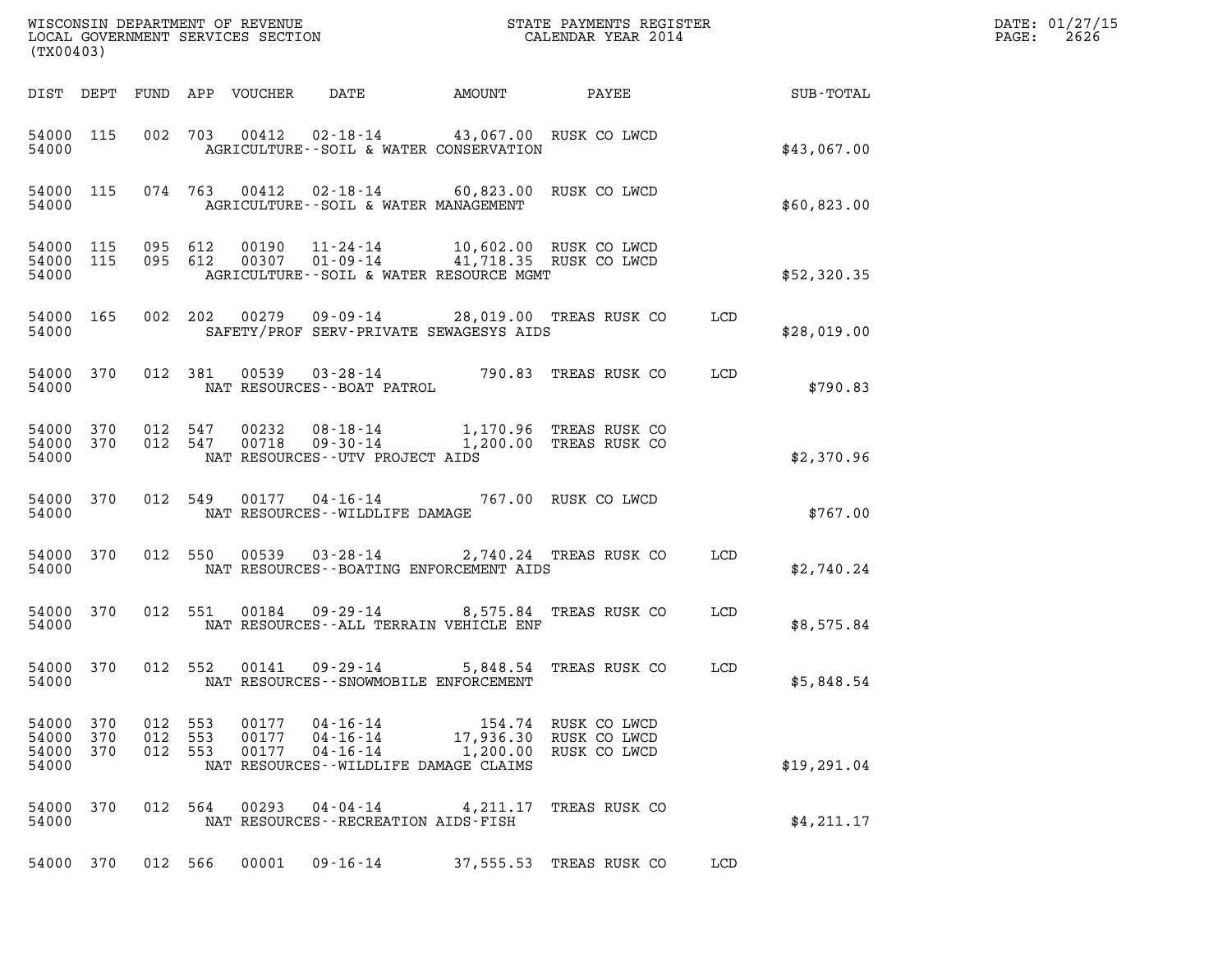WISCONSIN DEPARTMENT OF REVENUE
LOCAL GOVERNMENT SERVICES SECTION
(TX00403)

STATE PAYMENTS REGISTER
CALENDAR YEAR 2014

DATE: 01/27/15
PAGE: 2626

| DIST | DEPT | FUND | APP | VOUCHER | DATE | AMOUNT | PAYEE | | SUB-TOTAL |
|---|---|---|---|---|---|---|---|---|---|
| 54000 | 115 | 002 | 703 | 00412 | 02-18-14 | 43,067.00 | RUSK CO LWCD | | |
| 54000 | | | | | AGRICULTURE--SOIL & WATER CONSERVATION | | | | $43,067.00 |
| 54000 | 115 | 074 | 763 | 00412 | 02-18-14 | 60,823.00 | RUSK CO LWCD | | |
| 54000 | | | | | AGRICULTURE--SOIL & WATER MANAGEMENT | | | | $60,823.00 |
| 54000 | 115 | 095 | 612 | 00190 | 11-24-14 | 10,602.00 | RUSK CO LWCD | | |
| 54000 | 115 | 095 | 612 | 00307 | 01-09-14 | 41,718.35 | RUSK CO LWCD | | |
| 54000 | | | | | AGRICULTURE--SOIL & WATER RESOURCE MGMT | | | | $52,320.35 |
| 54000 | 165 | 002 | 202 | 00279 | 09-09-14 | 28,019.00 | TREAS RUSK CO | LCD | |
| 54000 | | | | | SAFETY/PROF SERV-PRIVATE SEWAGESYS AIDS | | | | $28,019.00 |
| 54000 | 370 | 012 | 381 | 00539 | 03-28-14 | 790.83 | TREAS RUSK CO | LCD | |
| 54000 | | | | | NAT RESOURCES--BOAT PATROL | | | | $790.83 |
| 54000 | 370 | 012 | 547 | 00232 | 08-18-14 | 1,170.96 | TREAS RUSK CO | | |
| 54000 | 370 | 012 | 547 | 00718 | 09-30-14 | 1,200.00 | TREAS RUSK CO | | |
| 54000 | | | | | NAT RESOURCES--UTV PROJECT AIDS | | | | $2,370.96 |
| 54000 | 370 | 012 | 549 | 00177 | 04-16-14 | 767.00 | RUSK CO LWCD | | |
| 54000 | | | | | NAT RESOURCES--WILDLIFE DAMAGE | | | | $767.00 |
| 54000 | 370 | 012 | 550 | 00539 | 03-28-14 | 2,740.24 | TREAS RUSK CO | LCD | |
| 54000 | | | | | NAT RESOURCES--BOATING ENFORCEMENT AIDS | | | | $2,740.24 |
| 54000 | 370 | 012 | 551 | 00184 | 09-29-14 | 8,575.84 | TREAS RUSK CO | LCD | |
| 54000 | | | | | NAT RESOURCES--ALL TERRAIN VEHICLE ENF | | | | $8,575.84 |
| 54000 | 370 | 012 | 552 | 00141 | 09-29-14 | 5,848.54 | TREAS RUSK CO | LCD | |
| 54000 | | | | | NAT RESOURCES--SNOWMOBILE ENFORCEMENT | | | | $5,848.54 |
| 54000 | 370 | 012 | 553 | 00177 | 04-16-14 | 154.74 | RUSK CO LWCD | | |
| 54000 | 370 | 012 | 553 | 00177 | 04-16-14 | 17,936.30 | RUSK CO LWCD | | |
| 54000 | 370 | 012 | 553 | 00177 | 04-16-14 | 1,200.00 | RUSK CO LWCD | | |
| 54000 | | | | | NAT RESOURCES--WILDLIFE DAMAGE CLAIMS | | | | $19,291.04 |
| 54000 | 370 | 012 | 564 | 00293 | 04-04-14 | 4,211.17 | TREAS RUSK CO | | |
| 54000 | | | | | NAT RESOURCES--RECREATION AIDS-FISH | | | | $4,211.17 |
| 54000 | 370 | 012 | 566 | 00001 | 09-16-14 | 37,555.53 | TREAS RUSK CO | LCD | |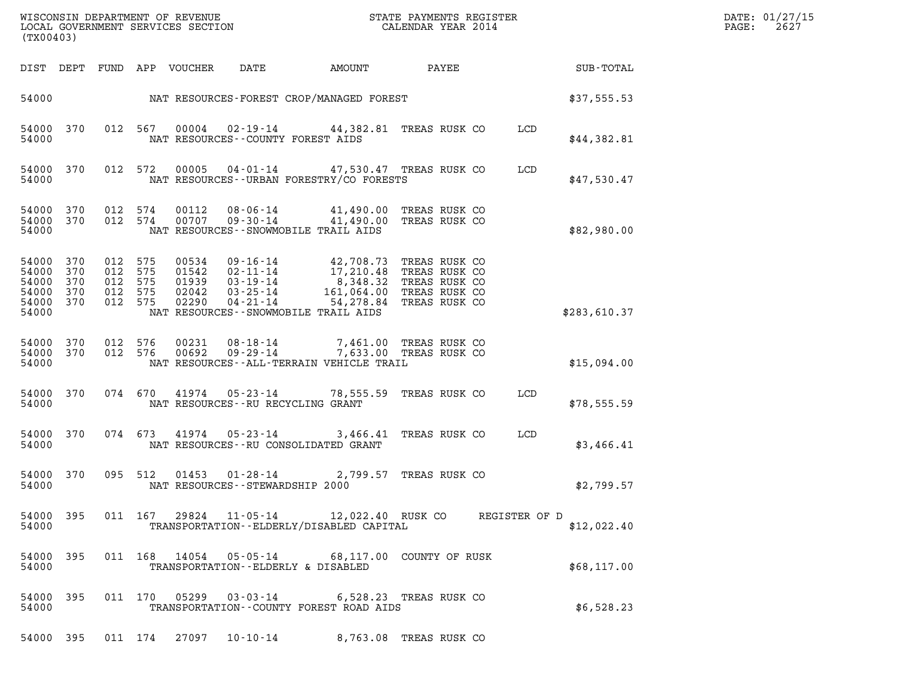WISCONSIN DEPARTMENT OF REVENUE
LOCAL GOVERNMENT SERVICES SECTION
(TX00403)

STATE PAYMENTS REGISTER
CALENDAR YEAR 2014

DATE: 01/27/15
PAGE: 2627

| DIST | DEPT | FUND | APP | VOUCHER | DATE | AMOUNT | PAYEE | | SUB-TOTAL |
|---|---|---|---|---|---|---|---|---|---|
| 54000 | | | | | NAT RESOURCES-FOREST CROP/MANAGED FOREST | | | | $37,555.53 |
| 54000 | 370 | 012 | 567 | 00004 | 02-19-14 | 44,382.81 | TREAS RUSK CO | LCD | |
| 54000 | | | | | NAT RESOURCES--COUNTY FOREST AIDS | | | | $44,382.81 |
| 54000 | 370 | 012 | 572 | 00005 | 04-01-14 | 47,530.47 | TREAS RUSK CO | LCD | |
| 54000 | | | | | NAT RESOURCES--URBAN FORESTRY/CO FORESTS | | | | $47,530.47 |
| 54000 | 370 | 012 | 574 | 00112 | 08-06-14 | 41,490.00 | TREAS RUSK CO | | |
| 54000 | 370 | 012 | 574 | 00707 | 09-30-14 | 41,490.00 | TREAS RUSK CO | | |
| 54000 | | | | | NAT RESOURCES--SNOWMOBILE TRAIL AIDS | | | | $82,980.00 |
| 54000 | 370 | 012 | 575 | 00534 | 09-16-14 | 42,708.73 | TREAS RUSK CO | | |
| 54000 | 370 | 012 | 575 | 01542 | 02-11-14 | 17,210.48 | TREAS RUSK CO | | |
| 54000 | 370 | 012 | 575 | 01939 | 03-19-14 | 8,348.32 | TREAS RUSK CO | | |
| 54000 | 370 | 012 | 575 | 02042 | 03-25-14 | 161,064.00 | TREAS RUSK CO | | |
| 54000 | 370 | 012 | 575 | 02290 | 04-21-14 | 54,278.84 | TREAS RUSK CO | | |
| 54000 | | | | | NAT RESOURCES--SNOWMOBILE TRAIL AIDS | | | | $283,610.37 |
| 54000 | 370 | 012 | 576 | 00231 | 08-18-14 | 7,461.00 | TREAS RUSK CO | | |
| 54000 | 370 | 012 | 576 | 00692 | 09-29-14 | 7,633.00 | TREAS RUSK CO | | |
| 54000 | | | | | NAT RESOURCES--ALL-TERRAIN VEHICLE TRAIL | | | | $15,094.00 |
| 54000 | 370 | 074 | 670 | 41974 | 05-23-14 | 78,555.59 | TREAS RUSK CO | LCD | |
| 54000 | | | | | NAT RESOURCES--RU RECYCLING GRANT | | | | $78,555.59 |
| 54000 | 370 | 074 | 673 | 41974 | 05-23-14 | 3,466.41 | TREAS RUSK CO | LCD | |
| 54000 | | | | | NAT RESOURCES--RU CONSOLIDATED GRANT | | | | $3,466.41 |
| 54000 | 370 | 095 | 512 | 01453 | 01-28-14 | 2,799.57 | TREAS RUSK CO | | |
| 54000 | | | | | NAT RESOURCES--STEWARDSHIP 2000 | | | | $2,799.57 |
| 54000 | 395 | 011 | 167 | 29824 | 11-05-14 | 12,022.40 | RUSK CO | REGISTER OF D | |
| 54000 | | | | | TRANSPORTATION--ELDERLY/DISABLED CAPITAL | | | | $12,022.40 |
| 54000 | 395 | 011 | 168 | 14054 | 05-05-14 | 68,117.00 | COUNTY OF RUSK | | |
| 54000 | | | | | TRANSPORTATION--ELDERLY & DISABLED | | | | $68,117.00 |
| 54000 | 395 | 011 | 170 | 05299 | 03-03-14 | 6,528.23 | TREAS RUSK CO | | |
| 54000 | | | | | TRANSPORTATION--COUNTY FOREST ROAD AIDS | | | | $6,528.23 |
| 54000 | 395 | 011 | 174 | 27097 | 10-10-14 | 8,763.08 | TREAS RUSK CO | | |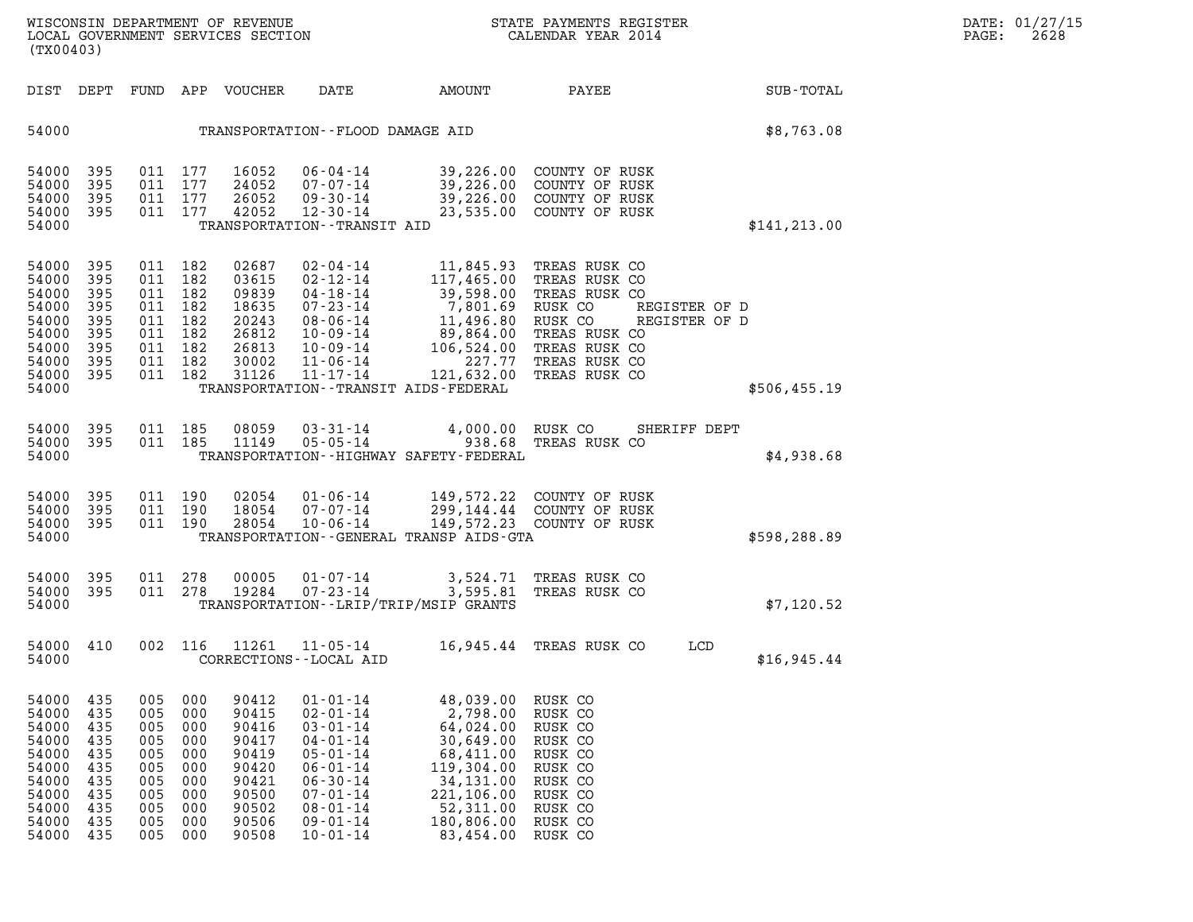| DIST | DEPT | FUND | APP | VOUCHER | DATE | AMOUNT | PAYEE | SUB-TOTAL |
|---|---|---|---|---|---|---|---|---|
| 54000 | | | | | TRANSPORTATION--FLOOD DAMAGE AID | | | $8,763.08 |
| 54000 | 395 | 011 | 177 | 16052 | 06-04-14 | 39,226.00 | COUNTY OF RUSK | |
| 54000 | 395 | 011 | 177 | 24052 | 07-07-14 | 39,226.00 | COUNTY OF RUSK | |
| 54000 | 395 | 011 | 177 | 26052 | 09-30-14 | 39,226.00 | COUNTY OF RUSK | |
| 54000 | 395 | 011 | 177 | 42052 | 12-30-14 | 23,535.00 | COUNTY OF RUSK | |
| 54000 | | | | | TRANSPORTATION--TRANSIT AID | | | $141,213.00 |
| 54000 | 395 | 011 | 182 | 02687 | 02-04-14 | 11,845.93 | TREAS RUSK CO | |
| 54000 | 395 | 011 | 182 | 03615 | 02-12-14 | 117,465.00 | TREAS RUSK CO | |
| 54000 | 395 | 011 | 182 | 09839 | 04-18-14 | 39,598.00 | TREAS RUSK CO | |
| 54000 | 395 | 011 | 182 | 18635 | 07-23-14 | 7,801.69 | RUSK CO REGISTER OF D | |
| 54000 | 395 | 011 | 182 | 20243 | 08-06-14 | 11,496.80 | RUSK CO REGISTER OF D | |
| 54000 | 395 | 011 | 182 | 26812 | 10-09-14 | 89,864.00 | TREAS RUSK CO | |
| 54000 | 395 | 011 | 182 | 26813 | 10-09-14 | 106,524.00 | TREAS RUSK CO | |
| 54000 | 395 | 011 | 182 | 30002 | 11-06-14 | 227.77 | TREAS RUSK CO | |
| 54000 | 395 | 011 | 182 | 31126 | 11-17-14 | 121,632.00 | TREAS RUSK CO | |
| 54000 | | | | | TRANSPORTATION--TRANSIT AIDS-FEDERAL | | | $506,455.19 |
| 54000 | 395 | 011 | 185 | 08059 | 03-31-14 | 4,000.00 | RUSK CO SHERIFF DEPT | |
| 54000 | 395 | 011 | 185 | 11149 | 05-05-14 | 938.68 | TREAS RUSK CO | |
| 54000 | | | | | TRANSPORTATION--HIGHWAY SAFETY-FEDERAL | | | $4,938.68 |
| 54000 | 395 | 011 | 190 | 02054 | 01-06-14 | 149,572.22 | COUNTY OF RUSK | |
| 54000 | 395 | 011 | 190 | 18054 | 07-07-14 | 299,144.44 | COUNTY OF RUSK | |
| 54000 | 395 | 011 | 190 | 28054 | 10-06-14 | 149,572.23 | COUNTY OF RUSK | |
| 54000 | | | | | TRANSPORTATION--GENERAL TRANSP AIDS-GTA | | | $598,288.89 |
| 54000 | 395 | 011 | 278 | 00005 | 01-07-14 | 3,524.71 | TREAS RUSK CO | |
| 54000 | 395 | 011 | 278 | 19284 | 07-23-14 | 3,595.81 | TREAS RUSK CO | |
| 54000 | | | | | TRANSPORTATION--LRIP/TRIP/MSIP GRANTS | | | $7,120.52 |
| 54000 | 410 | 002 | 116 | 11261 | 11-05-14 | 16,945.44 | TREAS RUSK CO LCD | |
| 54000 | | | | | CORRECTIONS--LOCAL AID | | | $16,945.44 |
| 54000 | 435 | 005 | 000 | 90412 | 01-01-14 | 48,039.00 | RUSK CO | |
| 54000 | 435 | 005 | 000 | 90415 | 02-01-14 | 2,798.00 | RUSK CO | |
| 54000 | 435 | 005 | 000 | 90416 | 03-01-14 | 64,024.00 | RUSK CO | |
| 54000 | 435 | 005 | 000 | 90417 | 04-01-14 | 30,649.00 | RUSK CO | |
| 54000 | 435 | 005 | 000 | 90419 | 05-01-14 | 68,411.00 | RUSK CO | |
| 54000 | 435 | 005 | 000 | 90420 | 06-01-14 | 119,304.00 | RUSK CO | |
| 54000 | 435 | 005 | 000 | 90421 | 06-30-14 | 34,131.00 | RUSK CO | |
| 54000 | 435 | 005 | 000 | 90500 | 07-01-14 | 221,106.00 | RUSK CO | |
| 54000 | 435 | 005 | 000 | 90502 | 08-01-14 | 52,311.00 | RUSK CO | |
| 54000 | 435 | 005 | 000 | 90506 | 09-01-14 | 180,806.00 | RUSK CO | |
| 54000 | 435 | 005 | 000 | 90508 | 10-01-14 | 83,454.00 | RUSK CO | |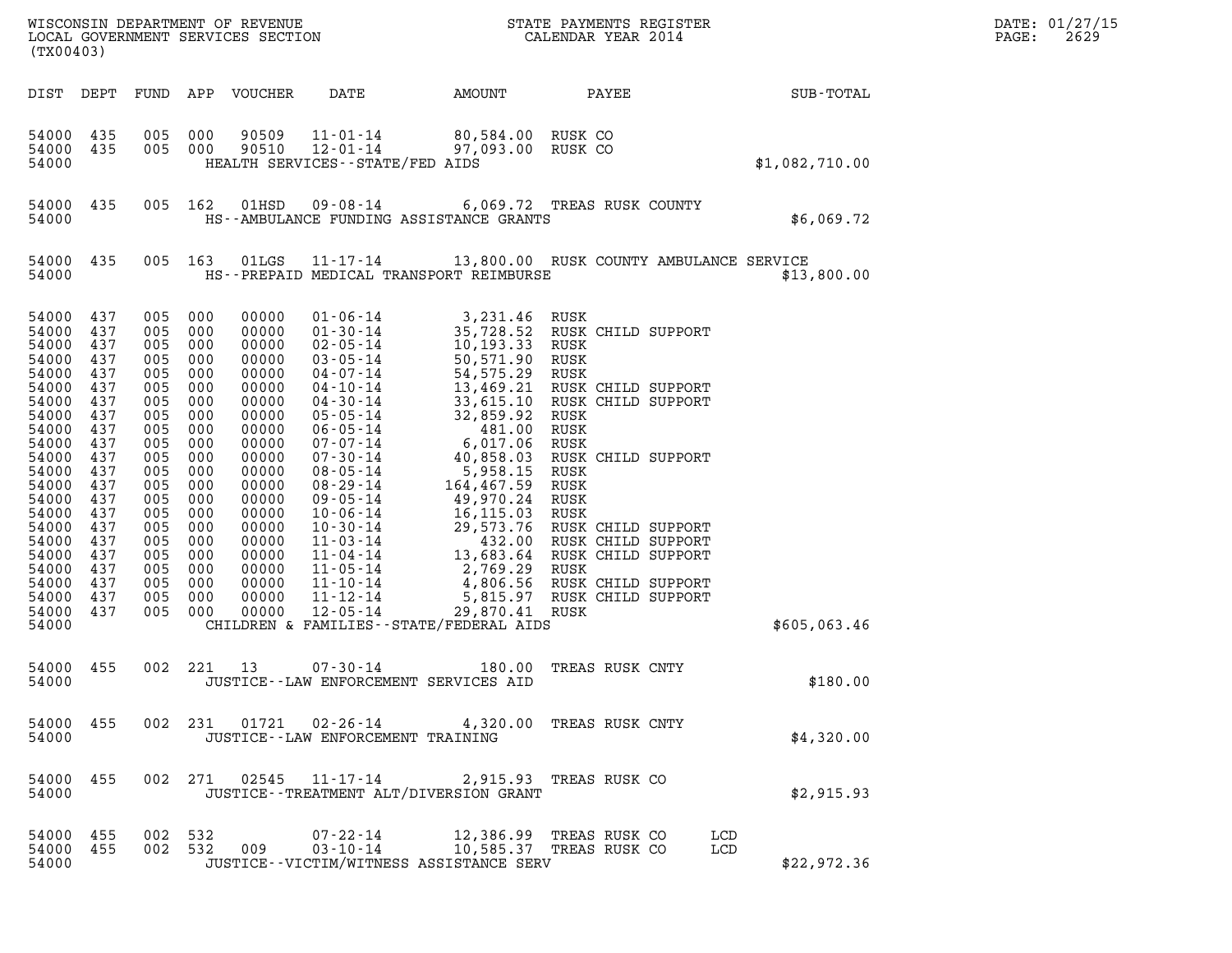WISCONSIN DEPARTMENT OF REVENUE
LOCAL GOVERNMENT SERVICES SECTION
(TX00403)

STATE PAYMENTS REGISTER
CALENDAR YEAR 2014

DATE: 01/27/15
PAGE: 2629

| DIST | DEPT | FUND | APP | VOUCHER | DATE | AMOUNT | PAYEE | SUB-TOTAL |
|---|---|---|---|---|---|---|---|---|
| 54000 | 435 | 005 | 000 | 90509 | 11-01-14 | 80,584.00 | RUSK CO | |
| 54000 | 435 | 005 | 000 | 90510 | 12-01-14 | 97,093.00 | RUSK CO | |
| 54000 | | | | | HEALTH SERVICES--STATE/FED AIDS | | | $1,082,710.00 |
| 54000 | 435 | 005 | 162 | 01HSD | 09-08-14 | 6,069.72 | TREAS RUSK COUNTY | |
| 54000 | | | | | HS--AMBULANCE FUNDING ASSISTANCE GRANTS | | | $6,069.72 |
| 54000 | 435 | 005 | 163 | 01LGS | 11-17-14 | 13,800.00 | RUSK COUNTY AMBULANCE SERVICE | |
| 54000 | | | | | HS--PREPAID MEDICAL TRANSPORT REIMBURSE | | | $13,800.00 |
| 54000 | 437 | 005 | 000 | 00000 | 01-06-14 | 3,231.46 | RUSK | |
| 54000 | 437 | 005 | 000 | 00000 | 01-30-14 | 35,728.52 | RUSK CHILD SUPPORT | |
| 54000 | 437 | 005 | 000 | 00000 | 02-05-14 | 10,193.33 | RUSK | |
| 54000 | 437 | 005 | 000 | 00000 | 03-05-14 | 50,571.90 | RUSK | |
| 54000 | 437 | 005 | 000 | 00000 | 04-07-14 | 54,575.29 | RUSK | |
| 54000 | 437 | 005 | 000 | 00000 | 04-10-14 | 13,469.21 | RUSK CHILD SUPPORT | |
| 54000 | 437 | 005 | 000 | 00000 | 04-30-14 | 33,615.10 | RUSK CHILD SUPPORT | |
| 54000 | 437 | 005 | 000 | 00000 | 05-05-14 | 32,859.92 | RUSK | |
| 54000 | 437 | 005 | 000 | 00000 | 06-05-14 | 481.00 | RUSK | |
| 54000 | 437 | 005 | 000 | 00000 | 07-07-14 | 6,017.06 | RUSK | |
| 54000 | 437 | 005 | 000 | 00000 | 07-30-14 | 40,858.03 | RUSK CHILD SUPPORT | |
| 54000 | 437 | 005 | 000 | 00000 | 08-05-14 | 5,958.15 | RUSK | |
| 54000 | 437 | 005 | 000 | 00000 | 08-29-14 | 164,467.59 | RUSK | |
| 54000 | 437 | 005 | 000 | 00000 | 09-05-14 | 49,970.24 | RUSK | |
| 54000 | 437 | 005 | 000 | 00000 | 10-06-14 | 16,115.03 | RUSK | |
| 54000 | 437 | 005 | 000 | 00000 | 10-30-14 | 29,573.76 | RUSK CHILD SUPPORT | |
| 54000 | 437 | 005 | 000 | 00000 | 11-03-14 | 432.00 | RUSK CHILD SUPPORT | |
| 54000 | 437 | 005 | 000 | 00000 | 11-04-14 | 13,683.64 | RUSK CHILD SUPPORT | |
| 54000 | 437 | 005 | 000 | 00000 | 11-05-14 | 2,769.29 | RUSK | |
| 54000 | 437 | 005 | 000 | 00000 | 11-10-14 | 4,806.56 | RUSK CHILD SUPPORT | |
| 54000 | 437 | 005 | 000 | 00000 | 11-12-14 | 5,815.97 | RUSK CHILD SUPPORT | |
| 54000 | 437 | 005 | 000 | 00000 | 12-05-14 | 29,870.41 | RUSK | |
| 54000 | | | | | CHILDREN & FAMILIES--STATE/FEDERAL AIDS | | | $605,063.46 |
| 54000 | 455 | 002 | 221 | 13 | 07-30-14 | 180.00 | TREAS RUSK CNTY | |
| 54000 | | | | | JUSTICE--LAW ENFORCEMENT SERVICES AID | | | $180.00 |
| 54000 | 455 | 002 | 231 | 01721 | 02-26-14 | 4,320.00 | TREAS RUSK CNTY | |
| 54000 | | | | | JUSTICE--LAW ENFORCEMENT TRAINING | | | $4,320.00 |
| 54000 | 455 | 002 | 271 | 02545 | 11-17-14 | 2,915.93 | TREAS RUSK CO | |
| 54000 | | | | | JUSTICE--TREATMENT ALT/DIVERSION GRANT | | | $2,915.93 |
| 54000 | 455 | 002 | 532 | | 07-22-14 | 12,386.99 | TREAS RUSK CO LCD | |
| 54000 | 455 | 002 | 532 | 009 | 03-10-14 | 10,585.37 | TREAS RUSK CO LCD | |
| 54000 | | | | | JUSTICE--VICTIM/WITNESS ASSISTANCE SERV | | | $22,972.36 |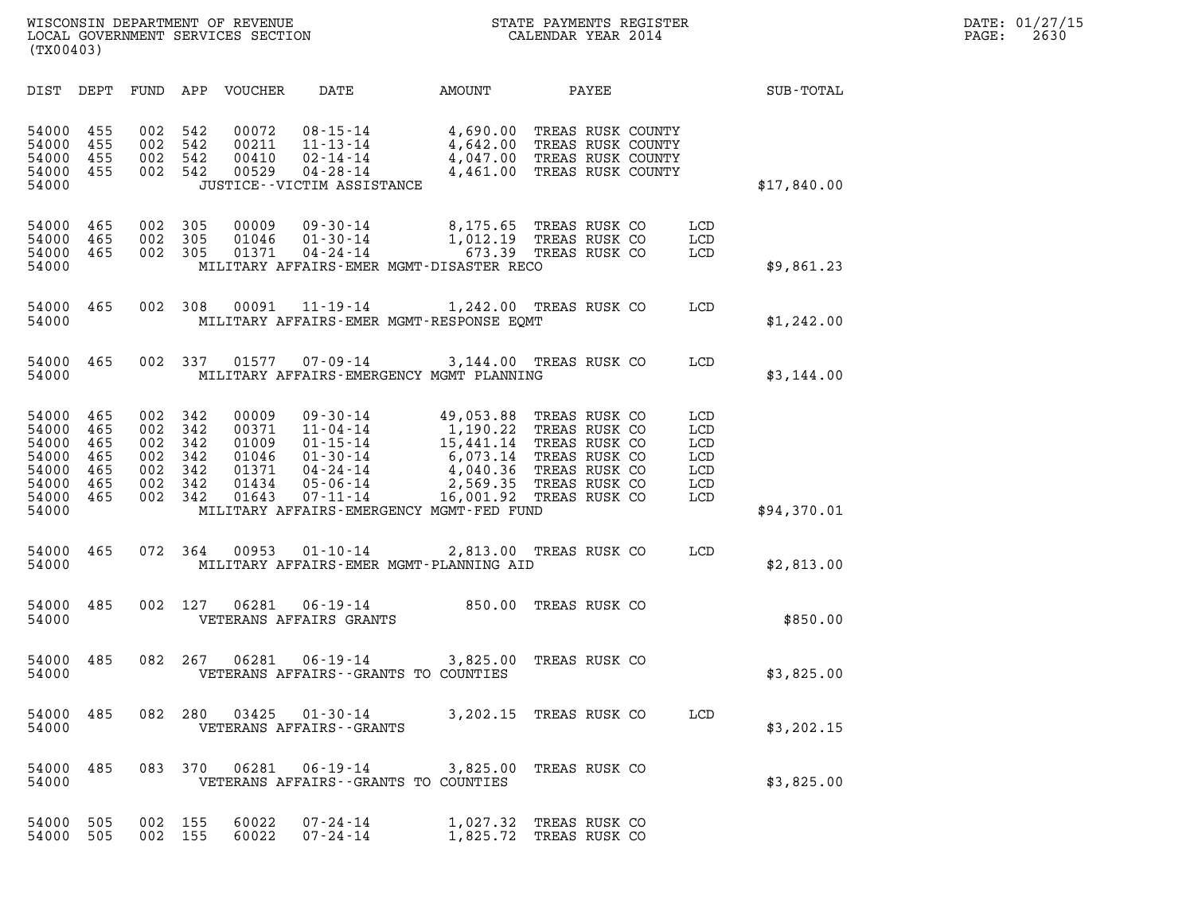WISCONSIN DEPARTMENT OF REVENUE
LOCAL GOVERNMENT SERVICES SECTION
(TX00403)

STATE PAYMENTS REGISTER
CALENDAR YEAR 2014

| DIST | DEPT | FUND | APP | VOUCHER | DATE | AMOUNT | PAYEE | | SUB-TOTAL |
|---|---|---|---|---|---|---|---|---|---|
| 54000 | 455 | 002 | 542 | 00072 | 08-15-14 | 4,690.00 | TREAS RUSK COUNTY | | |
| 54000 | 455 | 002 | 542 | 00211 | 11-13-14 | 4,642.00 | TREAS RUSK COUNTY | | |
| 54000 | 455 | 002 | 542 | 00410 | 02-14-14 | 4,047.00 | TREAS RUSK COUNTY | | |
| 54000 | 455 | 002 | 542 | 00529 | 04-28-14 | 4,461.00 | TREAS RUSK COUNTY | | |
| 54000 | | | | JUSTICE--VICTIM ASSISTANCE | | | | | $17,840.00 |
| 54000 | 465 | 002 | 305 | 00009 | 09-30-14 | 8,175.65 | TREAS RUSK CO | LCD | |
| 54000 | 465 | 002 | 305 | 01046 | 01-30-14 | 1,012.19 | TREAS RUSK CO | LCD | |
| 54000 | 465 | 002 | 305 | 01371 | 04-24-14 | 673.39 | TREAS RUSK CO | LCD | |
| 54000 | | | | MILITARY AFFAIRS-EMER MGMT-DISASTER RECO | | | | | $9,861.23 |
| 54000 | 465 | 002 | 308 | 00091 | 11-19-14 | 1,242.00 | TREAS RUSK CO | LCD | |
| 54000 | | | | MILITARY AFFAIRS-EMER MGMT-RESPONSE EQMT | | | | | $1,242.00 |
| 54000 | 465 | 002 | 337 | 01577 | 07-09-14 | 3,144.00 | TREAS RUSK CO | LCD | |
| 54000 | | | | MILITARY AFFAIRS-EMERGENCY MGMT PLANNING | | | | | $3,144.00 |
| 54000 | 465 | 002 | 342 | 00009 | 09-30-14 | 49,053.88 | TREAS RUSK CO | LCD | |
| 54000 | 465 | 002 | 342 | 00371 | 11-04-14 | 1,190.22 | TREAS RUSK CO | LCD | |
| 54000 | 465 | 002 | 342 | 01009 | 01-15-14 | 15,441.14 | TREAS RUSK CO | LCD | |
| 54000 | 465 | 002 | 342 | 01046 | 01-30-14 | 6,073.14 | TREAS RUSK CO | LCD | |
| 54000 | 465 | 002 | 342 | 01371 | 04-24-14 | 4,040.36 | TREAS RUSK CO | LCD | |
| 54000 | 465 | 002 | 342 | 01434 | 05-06-14 | 2,569.35 | TREAS RUSK CO | LCD | |
| 54000 | 465 | 002 | 342 | 01643 | 07-11-14 | 16,001.92 | TREAS RUSK CO | LCD | |
| 54000 | | | | MILITARY AFFAIRS-EMERGENCY MGMT-FED FUND | | | | | $94,370.01 |
| 54000 | 465 | 072 | 364 | 00953 | 01-10-14 | 2,813.00 | TREAS RUSK CO | LCD | |
| 54000 | | | | MILITARY AFFAIRS-EMER MGMT-PLANNING AID | | | | | $2,813.00 |
| 54000 | 485 | 002 | 127 | 06281 | 06-19-14 | 850.00 | TREAS RUSK CO | | |
| 54000 | | | | VETERANS AFFAIRS GRANTS | | | | | $850.00 |
| 54000 | 485 | 082 | 267 | 06281 | 06-19-14 | 3,825.00 | TREAS RUSK CO | | |
| 54000 | | | | VETERANS AFFAIRS--GRANTS TO COUNTIES | | | | | $3,825.00 |
| 54000 | 485 | 082 | 280 | 03425 | 01-30-14 | 3,202.15 | TREAS RUSK CO | LCD | |
| 54000 | | | | VETERANS AFFAIRS--GRANTS | | | | | $3,202.15 |
| 54000 | 485 | 083 | 370 | 06281 | 06-19-14 | 3,825.00 | TREAS RUSK CO | | |
| 54000 | | | | VETERANS AFFAIRS--GRANTS TO COUNTIES | | | | | $3,825.00 |
| 54000 | 505 | 002 | 155 | 60022 | 07-24-14 | 1,027.32 | TREAS RUSK CO | | |
| 54000 | 505 | 002 | 155 | 60022 | 07-24-14 | 1,825.72 | TREAS RUSK CO | | |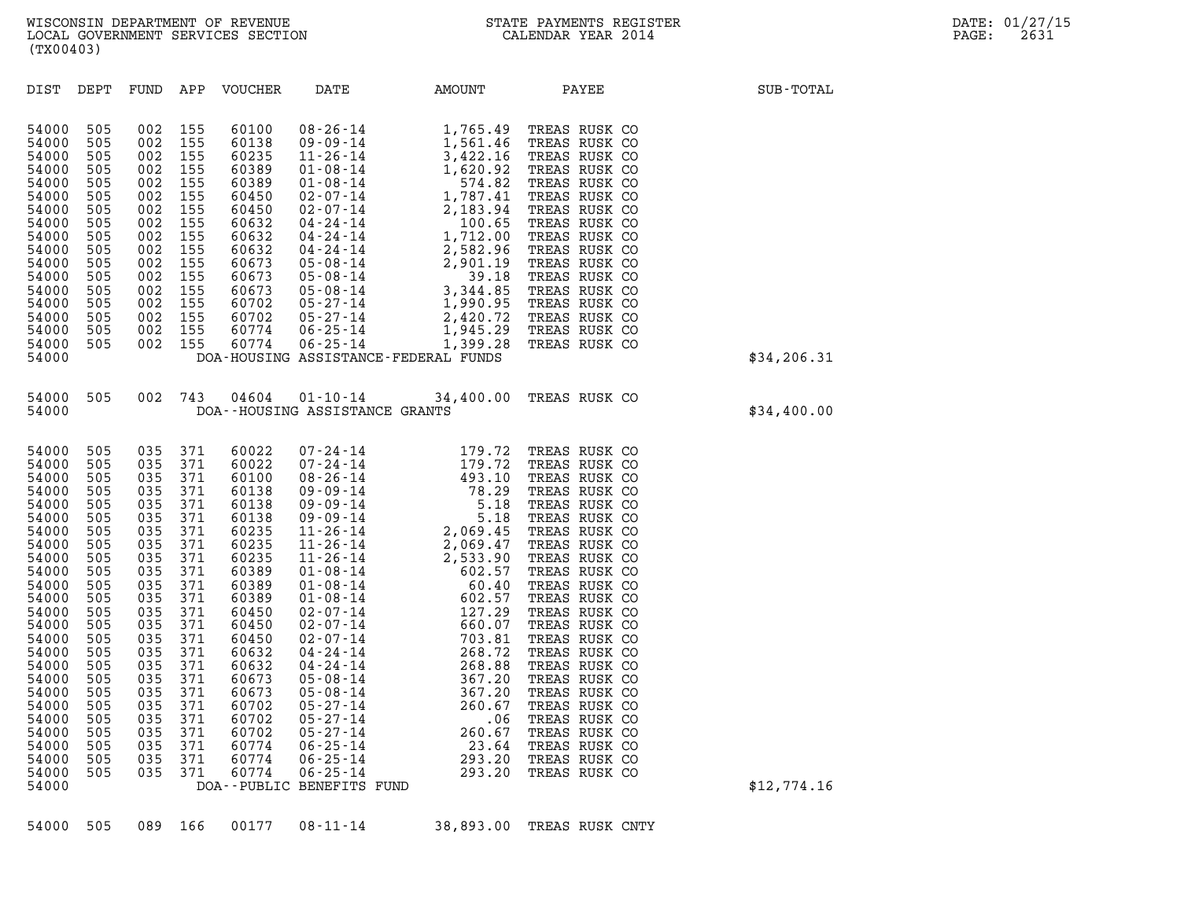WISCONSIN DEPARTMENT OF REVENUE
LOCAL GOVERNMENT SERVICES SECTION
(TX00403)

STATE PAYMENTS REGISTER
CALENDAR YEAR 2014

| DIST | DEPT | FUND | APP | VOUCHER | DATE | AMOUNT | PAYEE | SUB-TOTAL |
|---|---|---|---|---|---|---|---|---|
| 54000 | 505 | 002 | 155 | 60100 | 08-26-14 | 1,765.49 | TREAS RUSK CO | |
| 54000 | 505 | 002 | 155 | 60138 | 09-09-14 | 1,561.46 | TREAS RUSK CO | |
| 54000 | 505 | 002 | 155 | 60235 | 11-26-14 | 3,422.16 | TREAS RUSK CO | |
| 54000 | 505 | 002 | 155 | 60389 | 01-08-14 | 1,620.92 | TREAS RUSK CO | |
| 54000 | 505 | 002 | 155 | 60389 | 01-08-14 | 574.82 | TREAS RUSK CO | |
| 54000 | 505 | 002 | 155 | 60450 | 02-07-14 | 1,787.41 | TREAS RUSK CO | |
| 54000 | 505 | 002 | 155 | 60450 | 02-07-14 | 2,183.94 | TREAS RUSK CO | |
| 54000 | 505 | 002 | 155 | 60632 | 04-24-14 | 100.65 | TREAS RUSK CO | |
| 54000 | 505 | 002 | 155 | 60632 | 04-24-14 | 1,712.00 | TREAS RUSK CO | |
| 54000 | 505 | 002 | 155 | 60632 | 04-24-14 | 2,582.96 | TREAS RUSK CO | |
| 54000 | 505 | 002 | 155 | 60673 | 05-08-14 | 2,901.19 | TREAS RUSK CO | |
| 54000 | 505 | 002 | 155 | 60673 | 05-08-14 | 39.18 | TREAS RUSK CO | |
| 54000 | 505 | 002 | 155 | 60673 | 05-08-14 | 3,344.85 | TREAS RUSK CO | |
| 54000 | 505 | 002 | 155 | 60702 | 05-27-14 | 1,990.95 | TREAS RUSK CO | |
| 54000 | 505 | 002 | 155 | 60702 | 05-27-14 | 2,420.72 | TREAS RUSK CO | |
| 54000 | 505 | 002 | 155 | 60774 | 06-25-14 | 1,945.29 | TREAS RUSK CO | |
| 54000 | 505 | 002 | 155 | 60774 | 06-25-14 | 1,399.28 | TREAS RUSK CO | |
| 54000 | | | | | DOA-HOUSING ASSISTANCE-FEDERAL FUNDS | | | $34,206.31 |
| 54000 | 505 | 002 | 743 | 04604 | 01-10-14 | 34,400.00 | TREAS RUSK CO | |
| 54000 | | | | | DOA--HOUSING ASSISTANCE GRANTS | | | $34,400.00 |
| 54000 | 505 | 035 | 371 | 60022 | 07-24-14 | 179.72 | TREAS RUSK CO | |
| 54000 | 505 | 035 | 371 | 60022 | 07-24-14 | 179.72 | TREAS RUSK CO | |
| 54000 | 505 | 035 | 371 | 60100 | 08-26-14 | 493.10 | TREAS RUSK CO | |
| 54000 | 505 | 035 | 371 | 60138 | 09-09-14 | 78.29 | TREAS RUSK CO | |
| 54000 | 505 | 035 | 371 | 60138 | 09-09-14 | 5.18 | TREAS RUSK CO | |
| 54000 | 505 | 035 | 371 | 60138 | 09-09-14 | 5.18 | TREAS RUSK CO | |
| 54000 | 505 | 035 | 371 | 60235 | 11-26-14 | 2,069.45 | TREAS RUSK CO | |
| 54000 | 505 | 035 | 371 | 60235 | 11-26-14 | 2,069.47 | TREAS RUSK CO | |
| 54000 | 505 | 035 | 371 | 60235 | 11-26-14 | 2,533.90 | TREAS RUSK CO | |
| 54000 | 505 | 035 | 371 | 60389 | 01-08-14 | 602.57 | TREAS RUSK CO | |
| 54000 | 505 | 035 | 371 | 60389 | 01-08-14 | 60.40 | TREAS RUSK CO | |
| 54000 | 505 | 035 | 371 | 60389 | 01-08-14 | 602.57 | TREAS RUSK CO | |
| 54000 | 505 | 035 | 371 | 60450 | 02-07-14 | 127.29 | TREAS RUSK CO | |
| 54000 | 505 | 035 | 371 | 60450 | 02-07-14 | 660.07 | TREAS RUSK CO | |
| 54000 | 505 | 035 | 371 | 60450 | 02-07-14 | 703.81 | TREAS RUSK CO | |
| 54000 | 505 | 035 | 371 | 60632 | 04-24-14 | 268.72 | TREAS RUSK CO | |
| 54000 | 505 | 035 | 371 | 60632 | 04-24-14 | 268.88 | TREAS RUSK CO | |
| 54000 | 505 | 035 | 371 | 60673 | 05-08-14 | 367.20 | TREAS RUSK CO | |
| 54000 | 505 | 035 | 371 | 60673 | 05-08-14 | 367.20 | TREAS RUSK CO | |
| 54000 | 505 | 035 | 371 | 60702 | 05-27-14 | 260.67 | TREAS RUSK CO | |
| 54000 | 505 | 035 | 371 | 60702 | 05-27-14 | .06 | TREAS RUSK CO | |
| 54000 | 505 | 035 | 371 | 60702 | 05-27-14 | 260.67 | TREAS RUSK CO | |
| 54000 | 505 | 035 | 371 | 60774 | 06-25-14 | 23.64 | TREAS RUSK CO | |
| 54000 | 505 | 035 | 371 | 60774 | 06-25-14 | 293.20 | TREAS RUSK CO | |
| 54000 | 505 | 035 | 371 | 60774 | 06-25-14 | 293.20 | TREAS RUSK CO | |
| 54000 | | | | | DOA--PUBLIC BENEFITS FUND | | | $12,774.16 |
| 54000 | 505 | 089 | 166 | 00177 | 08-11-14 | 38,893.00 | TREAS RUSK CNTY | |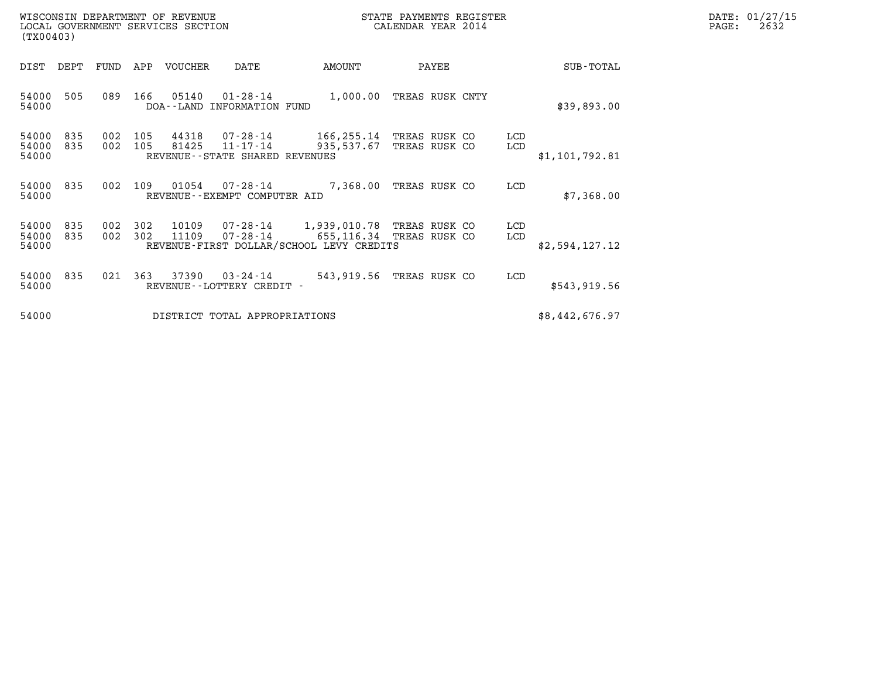| DIST | DEPT | FUND | APP | VOUCHER | DATE | AMOUNT | PAYEE | | SUB-TOTAL |
|---|---|---|---|---|---|---|---|---|---|
| 54000 | 505 | 089 | 166 | 05140 | 01-28-14 | 1,000.00 | TREAS RUSK CNTY | | |
| 54000 | | | | DOA--LAND INFORMATION FUND | | | | | $39,893.00 |
| 54000 | 835 | 002 | 105 | 44318 | 07-28-14 | 166,255.14 | TREAS RUSK CO | LCD | |
| 54000 | 835 | 002 | 105 | 81425 | 11-17-14 | 935,537.67 | TREAS RUSK CO | LCD | |
| 54000 | | | | REVENUE--STATE SHARED REVENUES | | | | | $1,101,792.81 |
| 54000 | 835 | 002 | 109 | 01054 | 07-28-14 | 7,368.00 | TREAS RUSK CO | LCD | |
| 54000 | | | | REVENUE--EXEMPT COMPUTER AID | | | | | $7,368.00 |
| 54000 | 835 | 002 | 302 | 10109 | 07-28-14 | 1,939,010.78 | TREAS RUSK CO | LCD | |
| 54000 | 835 | 002 | 302 | 11109 | 07-28-14 | 655,116.34 | TREAS RUSK CO | LCD | |
| 54000 | | | | REVENUE-FIRST DOLLAR/SCHOOL LEVY CREDITS | | | | | $2,594,127.12 |
| 54000 | 835 | 021 | 363 | 37390 | 03-24-14 | 543,919.56 | TREAS RUSK CO | LCD | |
| 54000 | | | | REVENUE--LOTTERY CREDIT - | | | | | $543,919.56 |
| 54000 | | | | DISTRICT TOTAL APPROPRIATIONS | | | | | $8,442,676.97 |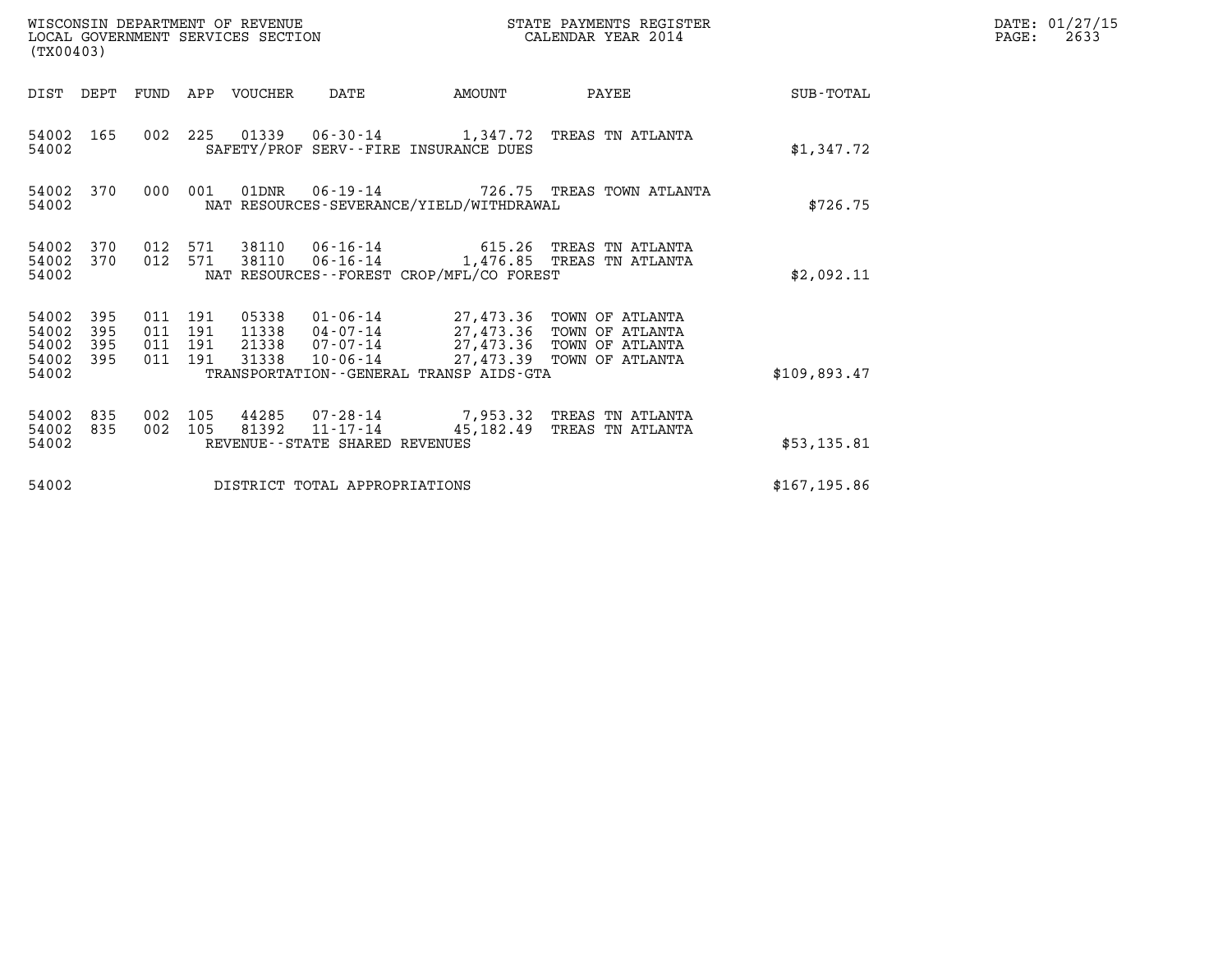WISCONSIN DEPARTMENT OF REVENUE
LOCAL GOVERNMENT SERVICES SECTION
(TX00403)

STATE PAYMENTS REGISTER
CALENDAR YEAR 2014

DATE: 01/27/15
PAGE: 2633

| DIST | DEPT | FUND | APP | VOUCHER | DATE | AMOUNT | PAYEE | SUB-TOTAL |
|---|---|---|---|---|---|---|---|---|
| 54002 | 165 | 002 | 225 | 01339 | 06-30-14 | 1,347.72 | TREAS TN ATLANTA | |
| 54002 | | | | SAFETY/PROF SERV--FIRE INSURANCE DUES | | | | $1,347.72 |
| 54002 | 370 | 000 | 001 | 01DNR | 06-19-14 | 726.75 | TREAS TOWN ATLANTA | |
| 54002 | | | | NAT RESOURCES-SEVERANCE/YIELD/WITHDRAWAL | | | | $726.75 |
| 54002 | 370 | 012 | 571 | 38110 | 06-16-14 | 615.26 | TREAS TN ATLANTA | |
| 54002 | 370 | 012 | 571 | 38110 | 06-16-14 | 1,476.85 | TREAS TN ATLANTA | |
| 54002 | | | | NAT RESOURCES--FOREST CROP/MFL/CO FOREST | | | | $2,092.11 |
| 54002 | 395 | 011 | 191 | 05338 | 01-06-14 | 27,473.36 | TOWN OF ATLANTA | |
| 54002 | 395 | 011 | 191 | 11338 | 04-07-14 | 27,473.36 | TOWN OF ATLANTA | |
| 54002 | 395 | 011 | 191 | 21338 | 07-07-14 | 27,473.36 | TOWN OF ATLANTA | |
| 54002 | 395 | 011 | 191 | 31338 | 10-06-14 | 27,473.39 | TOWN OF ATLANTA | |
| 54002 | | | | TRANSPORTATION--GENERAL TRANSP AIDS-GTA | | | | $109,893.47 |
| 54002 | 835 | 002 | 105 | 44285 | 07-28-14 | 7,953.32 | TREAS TN ATLANTA | |
| 54002 | 835 | 002 | 105 | 81392 | 11-17-14 | 45,182.49 | TREAS TN ATLANTA | |
| 54002 | | | | REVENUE--STATE SHARED REVENUES | | | | $53,135.81 |
| 54002 | | | | DISTRICT TOTAL APPROPRIATIONS | | | | $167,195.86 |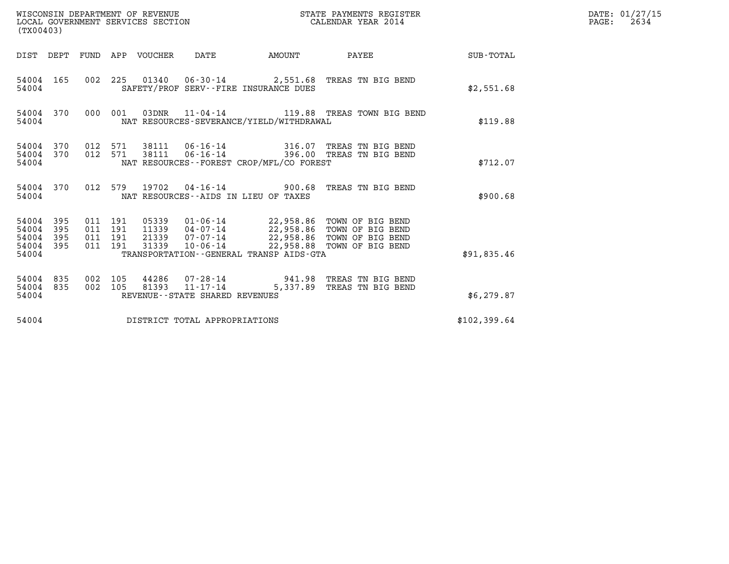WISCONSIN DEPARTMENT OF REVENUE
LOCAL GOVERNMENT SERVICES SECTION
(TX00403)

STATE PAYMENTS REGISTER
CALENDAR YEAR 2014

DATE: 01/27/15
PAGE: 2634

| DIST | DEPT | FUND | APP | VOUCHER | DATE | AMOUNT | PAYEE | SUB-TOTAL |
|---|---|---|---|---|---|---|---|---|
| 54004 | 165 | 002 | 225 | 01340 | 06-30-14 | 2,551.68 | TREAS TN BIG BEND | |
| 54004 | | | | SAFETY/PROF SERV--FIRE INSURANCE DUES | | | | $2,551.68 |
| 54004 | 370 | 000 | 001 | 03DNR | 11-04-14 | 119.88 | TREAS TOWN BIG BEND | |
| 54004 | | | | NAT RESOURCES-SEVERANCE/YIELD/WITHDRAWAL | | | | $119.88 |
| 54004 | 370 | 012 | 571 | 38111 | 06-16-14 | 316.07 | TREAS TN BIG BEND | |
| 54004 | 370 | 012 | 571 | 38111 | 06-16-14 | 396.00 | TREAS TN BIG BEND | |
| 54004 | | | | NAT RESOURCES--FOREST CROP/MFL/CO FOREST | | | | $712.07 |
| 54004 | 370 | 012 | 579 | 19702 | 04-16-14 | 900.68 | TREAS TN BIG BEND | |
| 54004 | | | | NAT RESOURCES--AIDS IN LIEU OF TAXES | | | | $900.68 |
| 54004 | 395 | 011 | 191 | 05339 | 01-06-14 | 22,958.86 | TOWN OF BIG BEND | |
| 54004 | 395 | 011 | 191 | 11339 | 04-07-14 | 22,958.86 | TOWN OF BIG BEND | |
| 54004 | 395 | 011 | 191 | 21339 | 07-07-14 | 22,958.86 | TOWN OF BIG BEND | |
| 54004 | 395 | 011 | 191 | 31339 | 10-06-14 | 22,958.88 | TOWN OF BIG BEND | |
| 54004 | | | | TRANSPORTATION--GENERAL TRANSP AIDS-GTA | | | | $91,835.46 |
| 54004 | 835 | 002 | 105 | 44286 | 07-28-14 | 941.98 | TREAS TN BIG BEND | |
| 54004 | 835 | 002 | 105 | 81393 | 11-17-14 | 5,337.89 | TREAS TN BIG BEND | |
| 54004 | | | | REVENUE--STATE SHARED REVENUES | | | | $6,279.87 |
| 54004 | | | | DISTRICT TOTAL APPROPRIATIONS | | | | $102,399.64 |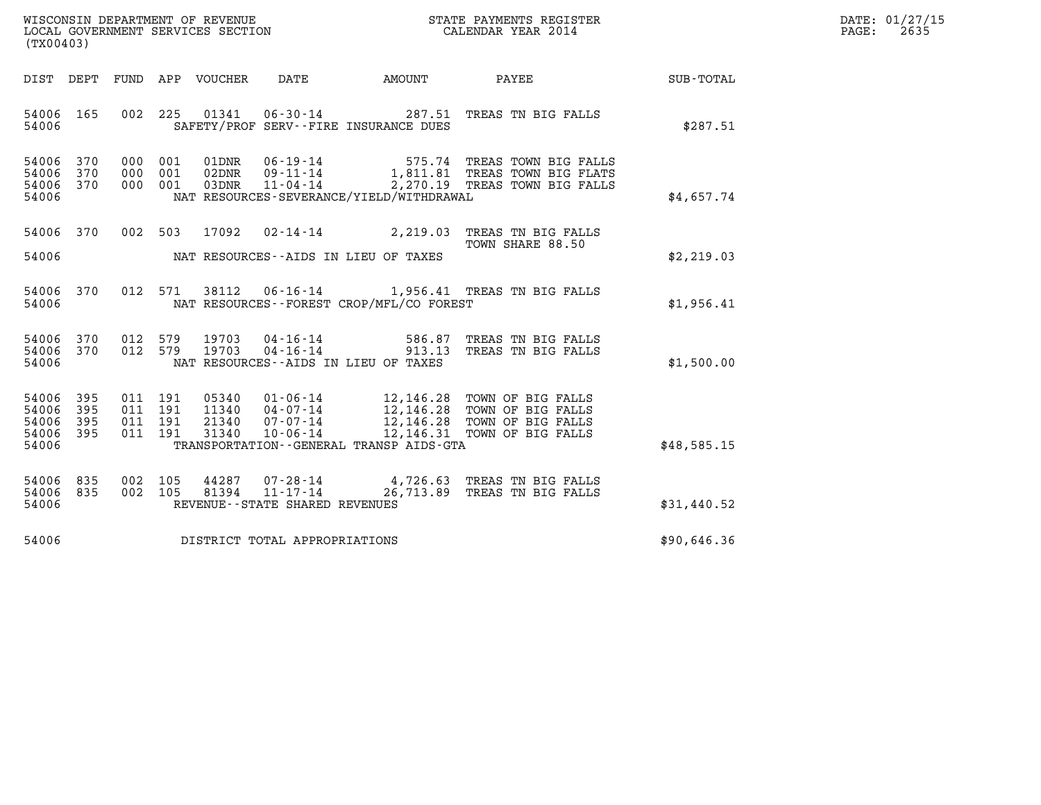WISCONSIN DEPARTMENT OF REVENUE
LOCAL GOVERNMENT SERVICES SECTION
(TX00403)

STATE PAYMENTS REGISTER
CALENDAR YEAR 2014

DATE: 01/27/15
PAGE: 2635

| DIST | DEPT | FUND | APP | VOUCHER | DATE | AMOUNT | PAYEE | SUB-TOTAL |
|---|---|---|---|---|---|---|---|---|
| 54006 | 165 | 002 | 225 | 01341 | 06-30-14 | 287.51 | TREAS TN BIG FALLS | |
| 54006 | | | | SAFETY/PROF SERV--FIRE INSURANCE DUES | | | | $287.51 |
| 54006 | 370 | 000 | 001 | 01DNR | 06-19-14 | 575.74 | TREAS TOWN BIG FALLS | |
| 54006 | 370 | 000 | 001 | 02DNR | 09-11-14 | 1,811.81 | TREAS TOWN BIG FLATS | |
| 54006 | 370 | 000 | 001 | 03DNR | 11-04-14 | 2,270.19 | TREAS TOWN BIG FALLS | |
| 54006 | | | | NAT RESOURCES-SEVERANCE/YIELD/WITHDRAWAL | | | | $4,657.74 |
| 54006 | 370 | 002 | 503 | 17092 | 02-14-14 | 2,219.03 | TREAS TN BIG FALLS TOWN SHARE 88.50 | |
| 54006 | | | | NAT RESOURCES--AIDS IN LIEU OF TAXES | | | | $2,219.03 |
| 54006 | 370 | 012 | 571 | 38112 | 06-16-14 | 1,956.41 | TREAS TN BIG FALLS | |
| 54006 | | | | NAT RESOURCES--FOREST CROP/MFL/CO FOREST | | | | $1,956.41 |
| 54006 | 370 | 012 | 579 | 19703 | 04-16-14 | 586.87 | TREAS TN BIG FALLS | |
| 54006 | 370 | 012 | 579 | 19703 | 04-16-14 | 913.13 | TREAS TN BIG FALLS | |
| 54006 | | | | NAT RESOURCES--AIDS IN LIEU OF TAXES | | | | $1,500.00 |
| 54006 | 395 | 011 | 191 | 05340 | 01-06-14 | 12,146.28 | TOWN OF BIG FALLS | |
| 54006 | 395 | 011 | 191 | 11340 | 04-07-14 | 12,146.28 | TOWN OF BIG FALLS | |
| 54006 | 395 | 011 | 191 | 21340 | 07-07-14 | 12,146.28 | TOWN OF BIG FALLS | |
| 54006 | 395 | 011 | 191 | 31340 | 10-06-14 | 12,146.31 | TOWN OF BIG FALLS | |
| 54006 | | | | TRANSPORTATION--GENERAL TRANSP AIDS-GTA | | | | $48,585.15 |
| 54006 | 835 | 002 | 105 | 44287 | 07-28-14 | 4,726.63 | TREAS TN BIG FALLS | |
| 54006 | 835 | 002 | 105 | 81394 | 11-17-14 | 26,713.89 | TREAS TN BIG FALLS | |
| 54006 | | | | REVENUE--STATE SHARED REVENUES | | | | $31,440.52 |
| 54006 | | | | DISTRICT TOTAL APPROPRIATIONS | | | | $90,646.36 |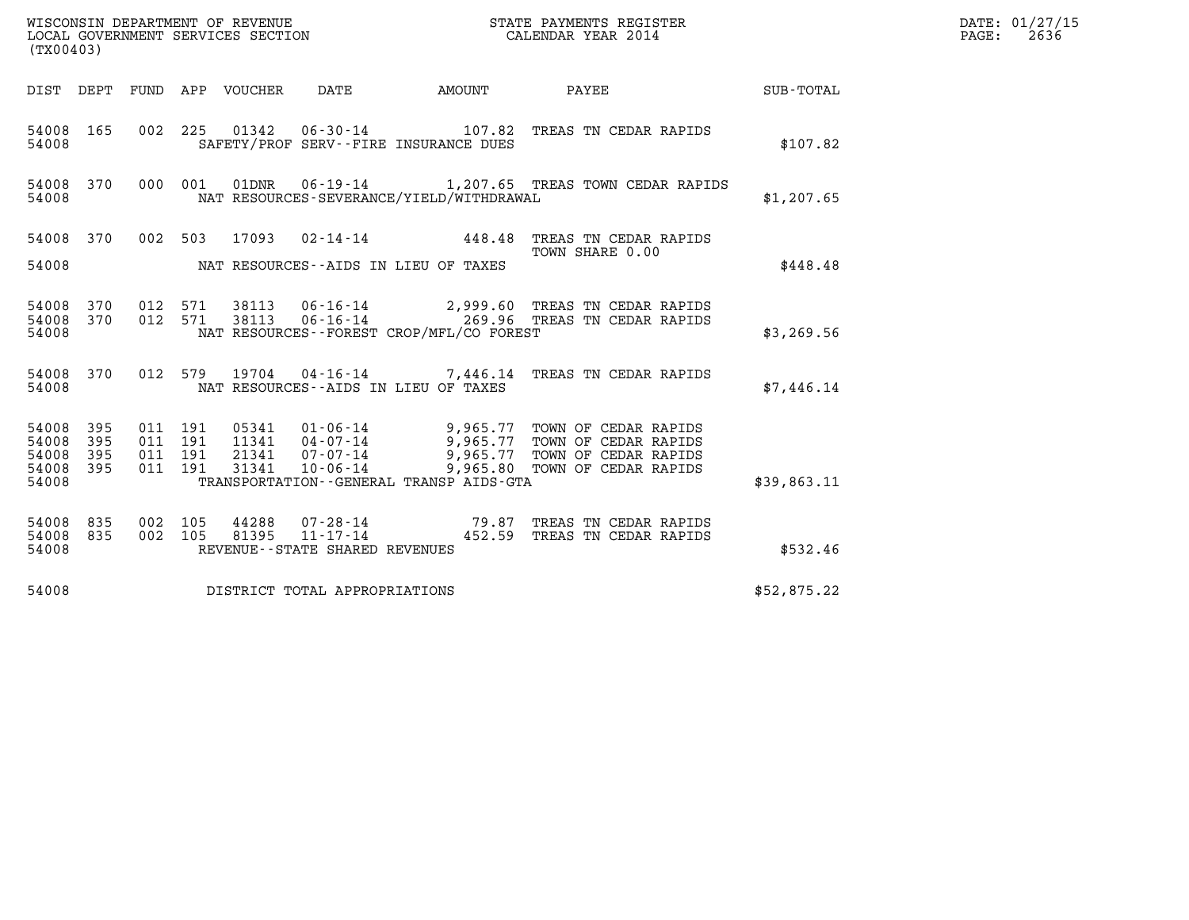WISCONSIN DEPARTMENT OF REVENUE
LOCAL GOVERNMENT SERVICES SECTION
(TX00403)

STATE PAYMENTS REGISTER
CALENDAR YEAR 2014

DATE: 01/27/15
PAGE: 2636

| DIST | DEPT | FUND | APP | VOUCHER | DATE | AMOUNT | PAYEE | SUB-TOTAL |
|---|---|---|---|---|---|---|---|---|
| 54008 | 165 | 002 | 225 | 01342 | 06-30-14 | 107.82 | TREAS TN CEDAR RAPIDS | |
| 54008 | | | | | SAFETY/PROF SERV--FIRE INSURANCE DUES | | | $107.82 |
| 54008 | 370 | 000 | 001 | 01DNR | 06-19-14 | 1,207.65 | TREAS TOWN CEDAR RAPIDS | |
| 54008 | | | | | NAT RESOURCES-SEVERANCE/YIELD/WITHDRAWAL | | | $1,207.65 |
| 54008 | 370 | 002 | 503 | 17093 | 02-14-14 | 448.48 | TREAS TN CEDAR RAPIDS TOWN SHARE 0.00 | |
| 54008 | | | | | NAT RESOURCES--AIDS IN LIEU OF TAXES | | | $448.48 |
| 54008 | 370 | 012 | 571 | 38113 | 06-16-14 | 2,999.60 | TREAS TN CEDAR RAPIDS | |
| 54008 | 370 | 012 | 571 | 38113 | 06-16-14 | 269.96 | TREAS TN CEDAR RAPIDS | |
| 54008 | | | | | NAT RESOURCES--FOREST CROP/MFL/CO FOREST | | | $3,269.56 |
| 54008 | 370 | 012 | 579 | 19704 | 04-16-14 | 7,446.14 | TREAS TN CEDAR RAPIDS | |
| 54008 | | | | | NAT RESOURCES--AIDS IN LIEU OF TAXES | | | $7,446.14 |
| 54008 | 395 | 011 | 191 | 05341 | 01-06-14 | 9,965.77 | TOWN OF CEDAR RAPIDS | |
| 54008 | 395 | 011 | 191 | 11341 | 04-07-14 | 9,965.77 | TOWN OF CEDAR RAPIDS | |
| 54008 | 395 | 011 | 191 | 21341 | 07-07-14 | 9,965.77 | TOWN OF CEDAR RAPIDS | |
| 54008 | 395 | 011 | 191 | 31341 | 10-06-14 | 9,965.80 | TOWN OF CEDAR RAPIDS | |
| 54008 | | | | | TRANSPORTATION--GENERAL TRANSP AIDS-GTA | | | $39,863.11 |
| 54008 | 835 | 002 | 105 | 44288 | 07-28-14 | 79.87 | TREAS TN CEDAR RAPIDS | |
| 54008 | 835 | 002 | 105 | 81395 | 11-17-14 | 452.59 | TREAS TN CEDAR RAPIDS | |
| 54008 | | | | | REVENUE--STATE SHARED REVENUES | | | $532.46 |
| 54008 | | | | | DISTRICT TOTAL APPROPRIATIONS | | | $52,875.22 |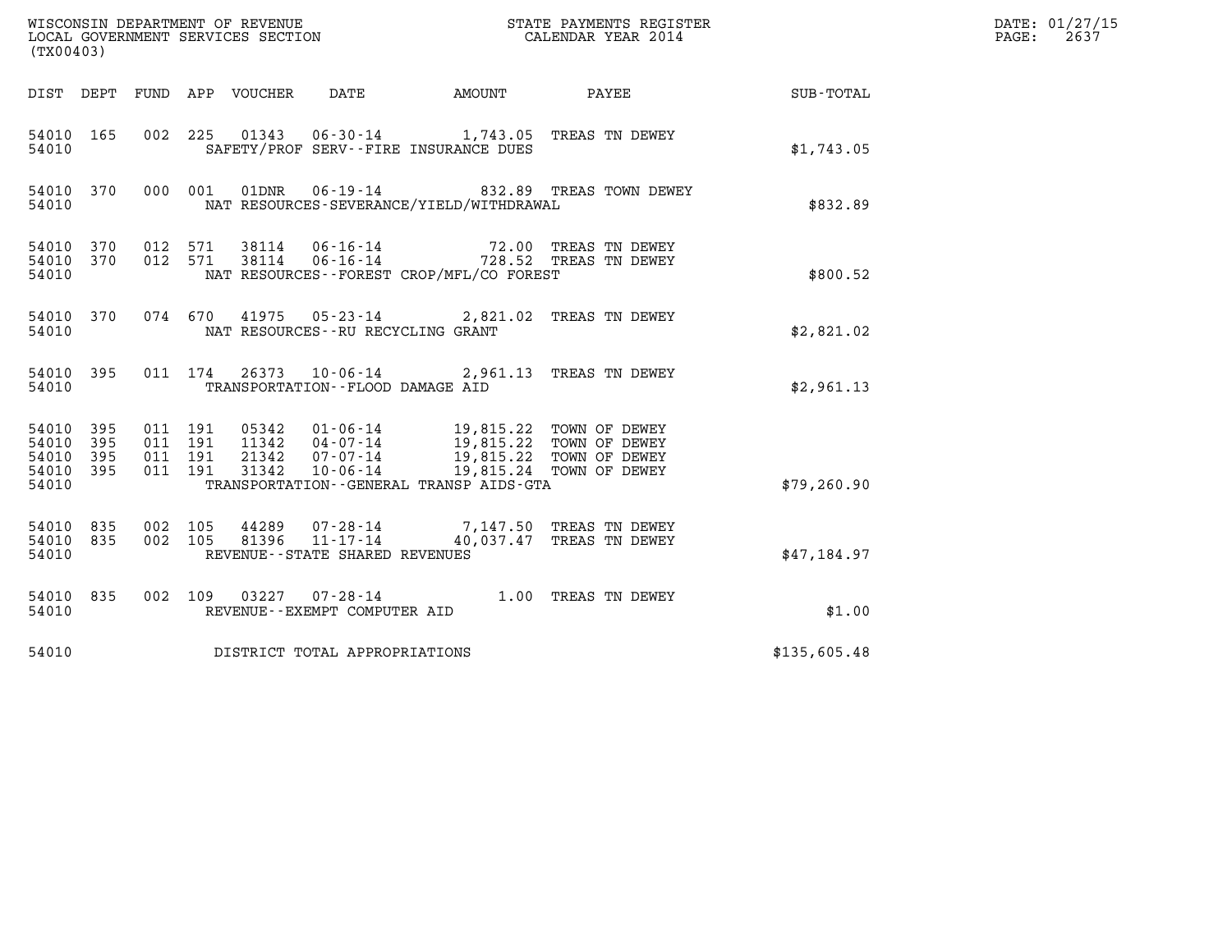WISCONSIN DEPARTMENT OF REVENUE
LOCAL GOVERNMENT SERVICES SECTION
(TX00403)

STATE PAYMENTS REGISTER
CALENDAR YEAR 2014

DATE: 01/27/15
PAGE: 2637

| DIST | DEPT | FUND | APP | VOUCHER | DATE | AMOUNT | PAYEE | SUB-TOTAL |
|---|---|---|---|---|---|---|---|---|
| 54010 | 165 | 002 | 225 | 01343 | 06-30-14 | 1,743.05 | TREAS TN DEWEY | |
| 54010 | | | | SAFETY/PROF SERV--FIRE INSURANCE DUES | | | | $1,743.05 |
| 54010 | 370 | 000 | 001 | 01DNR | 06-19-14 | 832.89 | TREAS TOWN DEWEY | |
| 54010 | | | | NAT RESOURCES-SEVERANCE/YIELD/WITHDRAWAL | | | | $832.89 |
| 54010 | 370 | 012 | 571 | 38114 | 06-16-14 | 72.00 | TREAS TN DEWEY | |
| 54010 | 370 | 012 | 571 | 38114 | 06-16-14 | 728.52 | TREAS TN DEWEY | |
| 54010 | | | | NAT RESOURCES--FOREST CROP/MFL/CO FOREST | | | | $800.52 |
| 54010 | 370 | 074 | 670 | 41975 | 05-23-14 | 2,821.02 | TREAS TN DEWEY | |
| 54010 | | | | NAT RESOURCES--RU RECYCLING GRANT | | | | $2,821.02 |
| 54010 | 395 | 011 | 174 | 26373 | 10-06-14 | 2,961.13 | TREAS TN DEWEY | |
| 54010 | | | | TRANSPORTATION--FLOOD DAMAGE AID | | | | $2,961.13 |
| 54010 | 395 | 011 | 191 | 05342 | 01-06-14 | 19,815.22 | TOWN OF DEWEY | |
| 54010 | 395 | 011 | 191 | 11342 | 04-07-14 | 19,815.22 | TOWN OF DEWEY | |
| 54010 | 395 | 011 | 191 | 21342 | 07-07-14 | 19,815.22 | TOWN OF DEWEY | |
| 54010 | 395 | 011 | 191 | 31342 | 10-06-14 | 19,815.24 | TOWN OF DEWEY | |
| 54010 | | | | TRANSPORTATION--GENERAL TRANSP AIDS-GTA | | | | $79,260.90 |
| 54010 | 835 | 002 | 105 | 44289 | 07-28-14 | 7,147.50 | TREAS TN DEWEY | |
| 54010 | 835 | 002 | 105 | 81396 | 11-17-14 | 40,037.47 | TREAS TN DEWEY | |
| 54010 | | | | REVENUE--STATE SHARED REVENUES | | | | $47,184.97 |
| 54010 | 835 | 002 | 109 | 03227 | 07-28-14 | 1.00 | TREAS TN DEWEY | |
| 54010 | | | | REVENUE--EXEMPT COMPUTER AID | | | | $1.00 |
| 54010 | | | | DISTRICT TOTAL APPROPRIATIONS | | | | $135,605.48 |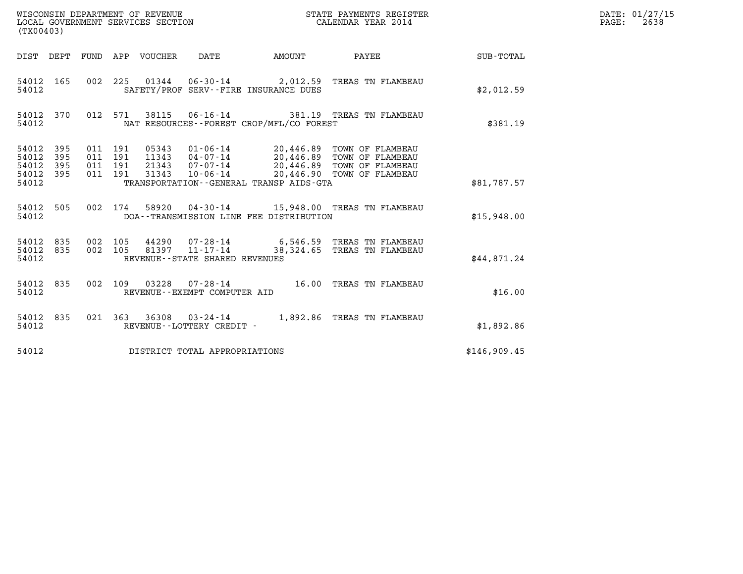WISCONSIN DEPARTMENT OF REVENUE
LOCAL GOVERNMENT SERVICES SECTION
(TX00403)

STATE PAYMENTS REGISTER
CALENDAR YEAR 2014

DATE: 01/27/15
PAGE: 2638

| DIST | DEPT | FUND | APP | VOUCHER | DATE | AMOUNT | PAYEE | SUB-TOTAL |
|---|---|---|---|---|---|---|---|---|
| 54012 | 165 | 002 | 225 | 01344 | 06-30-14 | 2,012.59 | TREAS TN FLAMBEAU | |
| 54012 | | | | SAFETY/PROF SERV--FIRE INSURANCE DUES | | | | $2,012.59 |
| 54012 | 370 | 012 | 571 | 38115 | 06-16-14 | 381.19 | TREAS TN FLAMBEAU | |
| 54012 | | | | NAT RESOURCES--FOREST CROP/MFL/CO FOREST | | | | $381.19 |
| 54012 | 395 | 011 | 191 | 05343 | 01-06-14 | 20,446.89 | TOWN OF FLAMBEAU | |
| 54012 | 395 | 011 | 191 | 11343 | 04-07-14 | 20,446.89 | TOWN OF FLAMBEAU | |
| 54012 | 395 | 011 | 191 | 21343 | 07-07-14 | 20,446.89 | TOWN OF FLAMBEAU | |
| 54012 | 395 | 011 | 191 | 31343 | 10-06-14 | 20,446.90 | TOWN OF FLAMBEAU | |
| 54012 | | | | TRANSPORTATION--GENERAL TRANSP AIDS-GTA | | | | $81,787.57 |
| 54012 | 505 | 002 | 174 | 58920 | 04-30-14 | 15,948.00 | TREAS TN FLAMBEAU | |
| 54012 | | | | DOA--TRANSMISSION LINE FEE DISTRIBUTION | | | | $15,948.00 |
| 54012 | 835 | 002 | 105 | 44290 | 07-28-14 | 6,546.59 | TREAS TN FLAMBEAU | |
| 54012 | 835 | 002 | 105 | 81397 | 11-17-14 | 38,324.65 | TREAS TN FLAMBEAU | |
| 54012 | | | | REVENUE--STATE SHARED REVENUES | | | | $44,871.24 |
| 54012 | 835 | 002 | 109 | 03228 | 07-28-14 | 16.00 | TREAS TN FLAMBEAU | |
| 54012 | | | | REVENUE--EXEMPT COMPUTER AID | | | | $16.00 |
| 54012 | 835 | 021 | 363 | 36308 | 03-24-14 | 1,892.86 | TREAS TN FLAMBEAU | |
| 54012 | | | | REVENUE--LOTTERY CREDIT - | | | | $1,892.86 |
| 54012 | | | | DISTRICT TOTAL APPROPRIATIONS | | | | $146,909.45 |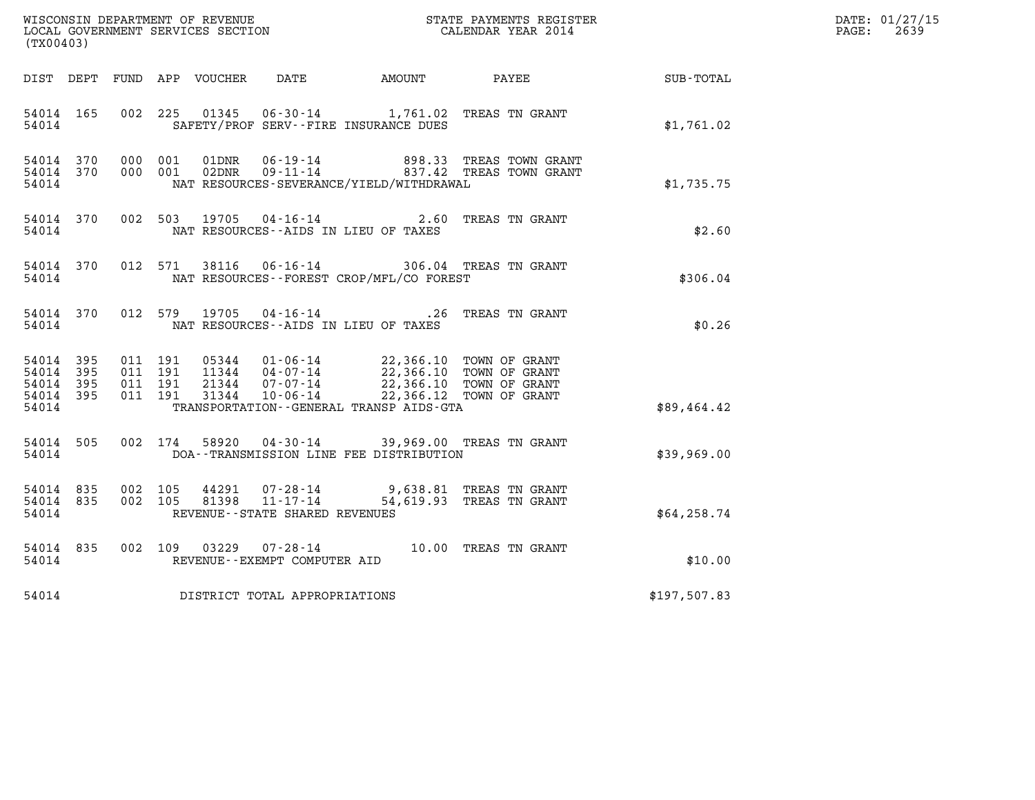WISCONSIN DEPARTMENT OF REVENUE
LOCAL GOVERNMENT SERVICES SECTION
(TX00403)

STATE PAYMENTS REGISTER
CALENDAR YEAR 2014

DATE: 01/27/15

| DIST | DEPT | FUND | APP | VOUCHER | DATE | AMOUNT | PAYEE | SUB-TOTAL |
|---|---|---|---|---|---|---|---|---|
| 54014 | 165 | 002 | 225 | 01345 | 06-30-14 | 1,761.02 | TREAS TN GRANT | |
| 54014 | | | | SAFETY/PROF SERV--FIRE INSURANCE DUES | | | | $1,761.02 |
| 54014 | 370 | 000 | 001 | 01DNR | 06-19-14 | 898.33 | TREAS TOWN GRANT | |
| 54014 | 370 | 000 | 001 | 02DNR | 09-11-14 | 837.42 | TREAS TOWN GRANT | |
| 54014 | | | | NAT RESOURCES-SEVERANCE/YIELD/WITHDRAWAL | | | | $1,735.75 |
| 54014 | 370 | 002 | 503 | 19705 | 04-16-14 | 2.60 | TREAS TN GRANT | |
| 54014 | | | | NAT RESOURCES--AIDS IN LIEU OF TAXES | | | | $2.60 |
| 54014 | 370 | 012 | 571 | 38116 | 06-16-14 | 306.04 | TREAS TN GRANT | |
| 54014 | | | | NAT RESOURCES--FOREST CROP/MFL/CO FOREST | | | | $306.04 |
| 54014 | 370 | 012 | 579 | 19705 | 04-16-14 | .26 | TREAS TN GRANT | |
| 54014 | | | | NAT RESOURCES--AIDS IN LIEU OF TAXES | | | | $0.26 |
| 54014 | 395 | 011 | 191 | 05344 | 01-06-14 | 22,366.10 | TOWN OF GRANT | |
| 54014 | 395 | 011 | 191 | 11344 | 04-07-14 | 22,366.10 | TOWN OF GRANT | |
| 54014 | 395 | 011 | 191 | 21344 | 07-07-14 | 22,366.10 | TOWN OF GRANT | |
| 54014 | 395 | 011 | 191 | 31344 | 10-06-14 | 22,366.12 | TOWN OF GRANT | |
| 54014 | | | | TRANSPORTATION--GENERAL TRANSP AIDS-GTA | | | | $89,464.42 |
| 54014 | 505 | 002 | 174 | 58920 | 04-30-14 | 39,969.00 | TREAS TN GRANT | |
| 54014 | | | | DOA--TRANSMISSION LINE FEE DISTRIBUTION | | | | $39,969.00 |
| 54014 | 835 | 002 | 105 | 44291 | 07-28-14 | 9,638.81 | TREAS TN GRANT | |
| 54014 | 835 | 002 | 105 | 81398 | 11-17-14 | 54,619.93 | TREAS TN GRANT | |
| 54014 | | | | REVENUE--STATE SHARED REVENUES | | | | $64,258.74 |
| 54014 | 835 | 002 | 109 | 03229 | 07-28-14 | 10.00 | TREAS TN GRANT | |
| 54014 | | | | REVENUE--EXEMPT COMPUTER AID | | | | $10.00 |
| 54014 | | | | DISTRICT TOTAL APPROPRIATIONS | | | | $197,507.83 |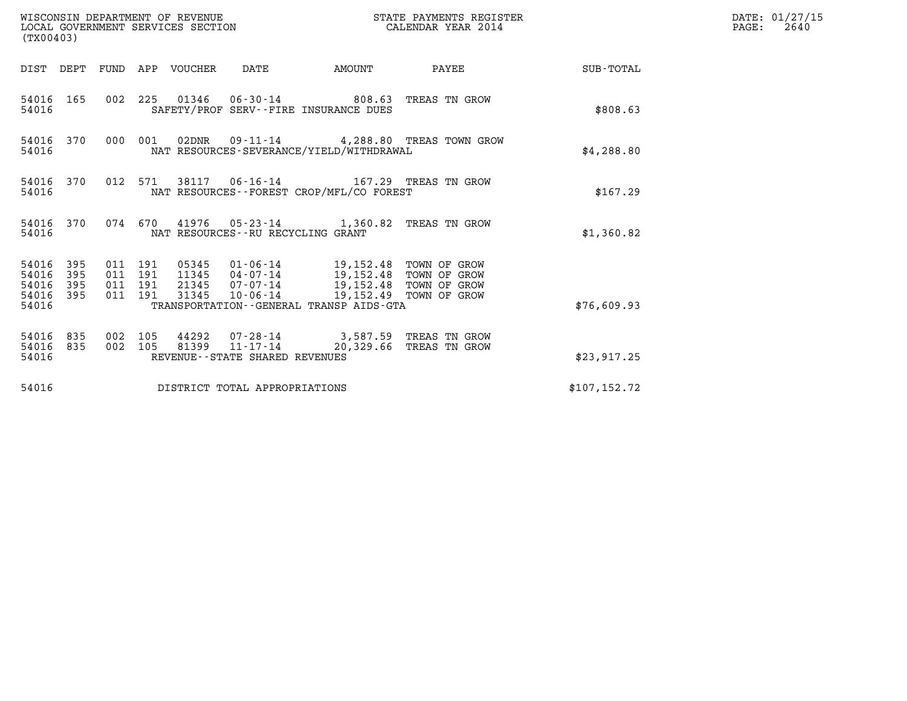WISCONSIN DEPARTMENT OF REVENUE
LOCAL GOVERNMENT SERVICES SECTION
(TX00403)

STATE PAYMENTS REGISTER
CALENDAR YEAR 2014

DATE: 01/27/15
PAGE: 2640

| DIST | DEPT | FUND | APP | VOUCHER | DATE | AMOUNT | PAYEE | SUB-TOTAL |
|---|---|---|---|---|---|---|---|---|
| 54016 | 165 | 002 | 225 | 01346 | 06-30-14 | 808.63 | TREAS TN GROW | |
| 54016 | | | | SAFETY/PROF SERV--FIRE INSURANCE DUES | | | | $808.63 |
| 54016 | 370 | 000 | 001 | 02DNR | 09-11-14 | 4,288.80 | TREAS TOWN GROW | |
| 54016 | | | | NAT RESOURCES-SEVERANCE/YIELD/WITHDRAWAL | | | | $4,288.80 |
| 54016 | 370 | 012 | 571 | 38117 | 06-16-14 | 167.29 | TREAS TN GROW | |
| 54016 | | | | NAT RESOURCES--FOREST CROP/MFL/CO FOREST | | | | $167.29 |
| 54016 | 370 | 074 | 670 | 41976 | 05-23-14 | 1,360.82 | TREAS TN GROW | |
| 54016 | | | | NAT RESOURCES--RU RECYCLING GRANT | | | | $1,360.82 |
| 54016 | 395 | 011 | 191 | 05345 | 01-06-14 | 19,152.48 | TOWN OF GROW | |
| 54016 | 395 | 011 | 191 | 11345 | 04-07-14 | 19,152.48 | TOWN OF GROW | |
| 54016 | 395 | 011 | 191 | 21345 | 07-07-14 | 19,152.48 | TOWN OF GROW | |
| 54016 | 395 | 011 | 191 | 31345 | 10-06-14 | 19,152.49 | TOWN OF GROW | |
| 54016 | | | | TRANSPORTATION--GENERAL TRANSP AIDS-GTA | | | | $76,609.93 |
| 54016 | 835 | 002 | 105 | 44292 | 07-28-14 | 3,587.59 | TREAS TN GROW | |
| 54016 | 835 | 002 | 105 | 81399 | 11-17-14 | 20,329.66 | TREAS TN GROW | |
| 54016 | | | | REVENUE--STATE SHARED REVENUES | | | | $23,917.25 |
| 54016 | | | | DISTRICT TOTAL APPROPRIATIONS | | | | $107,152.72 |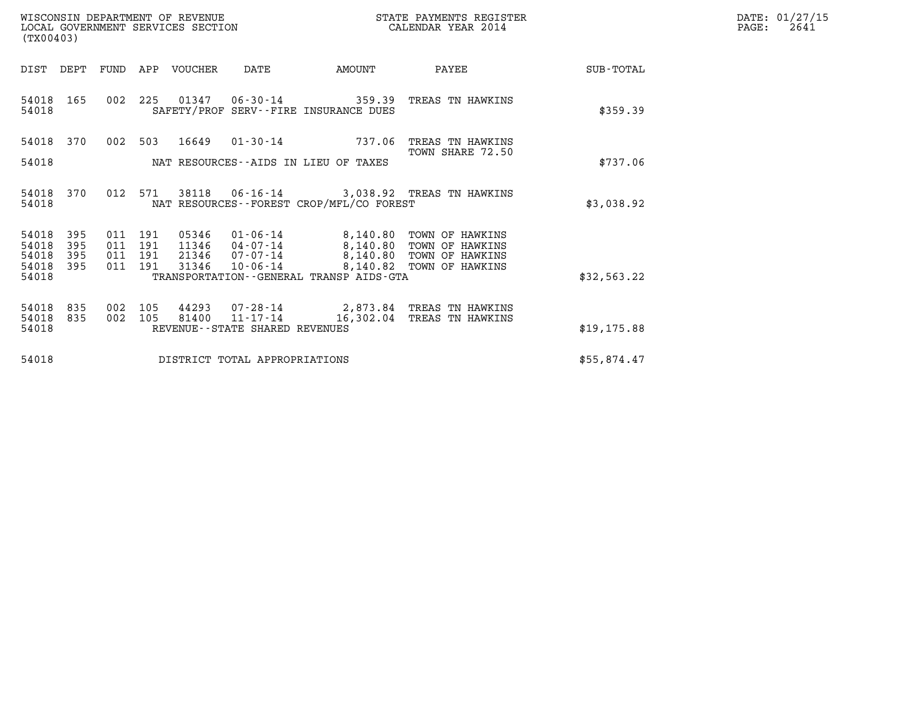WISCONSIN DEPARTMENT OF REVENUE
LOCAL GOVERNMENT SERVICES SECTION
(TX00403)

STATE PAYMENTS REGISTER
CALENDAR YEAR 2014

DATE: 01/27/15

| DIST | DEPT | FUND | APP | VOUCHER | DATE | AMOUNT | PAYEE | SUB-TOTAL |
|---|---|---|---|---|---|---|---|---|
| 54018 | 165 | 002 | 225 | 01347 | 06-30-14 | 359.39 | TREAS TN HAWKINS | |
| 54018 | | | | | SAFETY/PROF SERV--FIRE INSURANCE DUES | | | $359.39 |
| 54018 | 370 | 002 | 503 | 16649 | 01-30-14 | 737.06 | TREAS TN HAWKINS TOWN SHARE 72.50 | |
| 54018 | | | | | NAT RESOURCES--AIDS IN LIEU OF TAXES | | | $737.06 |
| 54018 | 370 | 012 | 571 | 38118 | 06-16-14 | 3,038.92 | TREAS TN HAWKINS | |
| 54018 | | | | | NAT RESOURCES--FOREST CROP/MFL/CO FOREST | | | $3,038.92 |
| 54018 | 395 | 011 | 191 | 05346 | 01-06-14 | 8,140.80 | TOWN OF HAWKINS | |
| 54018 | 395 | 011 | 191 | 11346 | 04-07-14 | 8,140.80 | TOWN OF HAWKINS | |
| 54018 | 395 | 011 | 191 | 21346 | 07-07-14 | 8,140.80 | TOWN OF HAWKINS | |
| 54018 | 395 | 011 | 191 | 31346 | 10-06-14 | 8,140.82 | TOWN OF HAWKINS | |
| 54018 | | | | | TRANSPORTATION--GENERAL TRANSP AIDS-GTA | | | $32,563.22 |
| 54018 | 835 | 002 | 105 | 44293 | 07-28-14 | 2,873.84 | TREAS TN HAWKINS | |
| 54018 | 835 | 002 | 105 | 81400 | 11-17-14 | 16,302.04 | TREAS TN HAWKINS | |
| 54018 | | | | | REVENUE--STATE SHARED REVENUES | | | $19,175.88 |
| 54018 | | | | | DISTRICT TOTAL APPROPRIATIONS | | | $55,874.47 |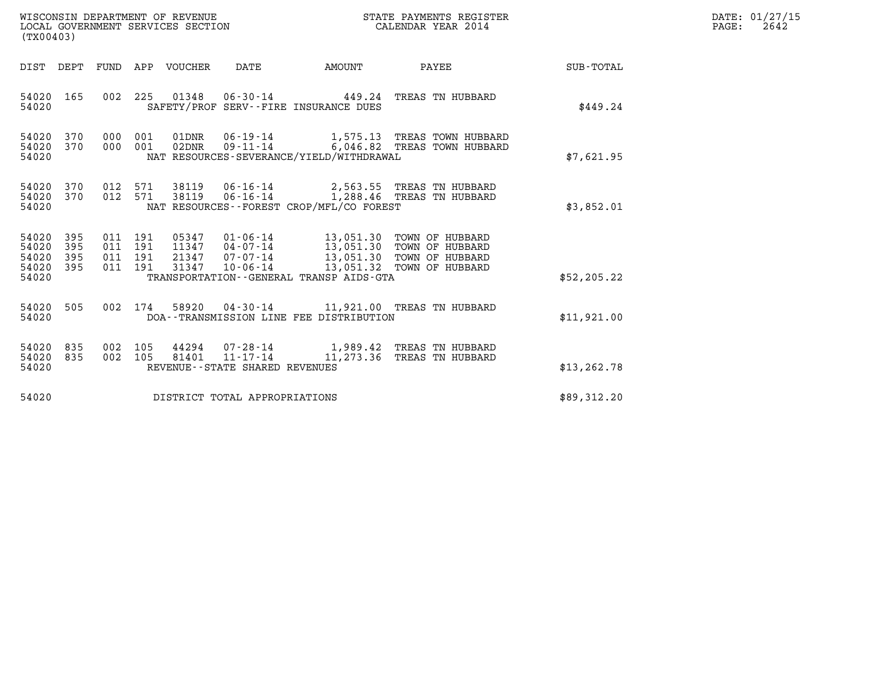WISCONSIN DEPARTMENT OF REVENUE
LOCAL GOVERNMENT SERVICES SECTION
(TX00403)

STATE PAYMENTS REGISTER
CALENDAR YEAR 2014

DATE: 01/27/15
PAGE: 2642

| DIST | DEPT | FUND | APP | VOUCHER | DATE | AMOUNT | PAYEE | SUB-TOTAL |
|---|---|---|---|---|---|---|---|---|
| 54020 | 165 | 002 | 225 | 01348 | 06-30-14 | 449.24 | TREAS TN HUBBARD | |
| 54020 | | | | SAFETY/PROF SERV--FIRE INSURANCE DUES | | | | $449.24 |
| 54020 | 370 | 000 | 001 | 01DNR | 06-19-14 | 1,575.13 | TREAS TOWN HUBBARD | |
| 54020 | 370 | 000 | 001 | 02DNR | 09-11-14 | 6,046.82 | TREAS TOWN HUBBARD | |
| 54020 | | | | NAT RESOURCES-SEVERANCE/YIELD/WITHDRAWAL | | | | $7,621.95 |
| 54020 | 370 | 012 | 571 | 38119 | 06-16-14 | 2,563.55 | TREAS TN HUBBARD | |
| 54020 | 370 | 012 | 571 | 38119 | 06-16-14 | 1,288.46 | TREAS TN HUBBARD | |
| 54020 | | | | NAT RESOURCES--FOREST CROP/MFL/CO FOREST | | | | $3,852.01 |
| 54020 | 395 | 011 | 191 | 05347 | 01-06-14 | 13,051.30 | TOWN OF HUBBARD | |
| 54020 | 395 | 011 | 191 | 11347 | 04-07-14 | 13,051.30 | TOWN OF HUBBARD | |
| 54020 | 395 | 011 | 191 | 21347 | 07-07-14 | 13,051.30 | TOWN OF HUBBARD | |
| 54020 | 395 | 011 | 191 | 31347 | 10-06-14 | 13,051.32 | TOWN OF HUBBARD | |
| 54020 | | | | TRANSPORTATION--GENERAL TRANSP AIDS-GTA | | | | $52,205.22 |
| 54020 | 505 | 002 | 174 | 58920 | 04-30-14 | 11,921.00 | TREAS TN HUBBARD | |
| 54020 | | | | DOA--TRANSMISSION LINE FEE DISTRIBUTION | | | | $11,921.00 |
| 54020 | 835 | 002 | 105 | 44294 | 07-28-14 | 1,989.42 | TREAS TN HUBBARD | |
| 54020 | 835 | 002 | 105 | 81401 | 11-17-14 | 11,273.36 | TREAS TN HUBBARD | |
| 54020 | | | | REVENUE--STATE SHARED REVENUES | | | | $13,262.78 |
| 54020 | | | | DISTRICT TOTAL APPROPRIATIONS | | | | $89,312.20 |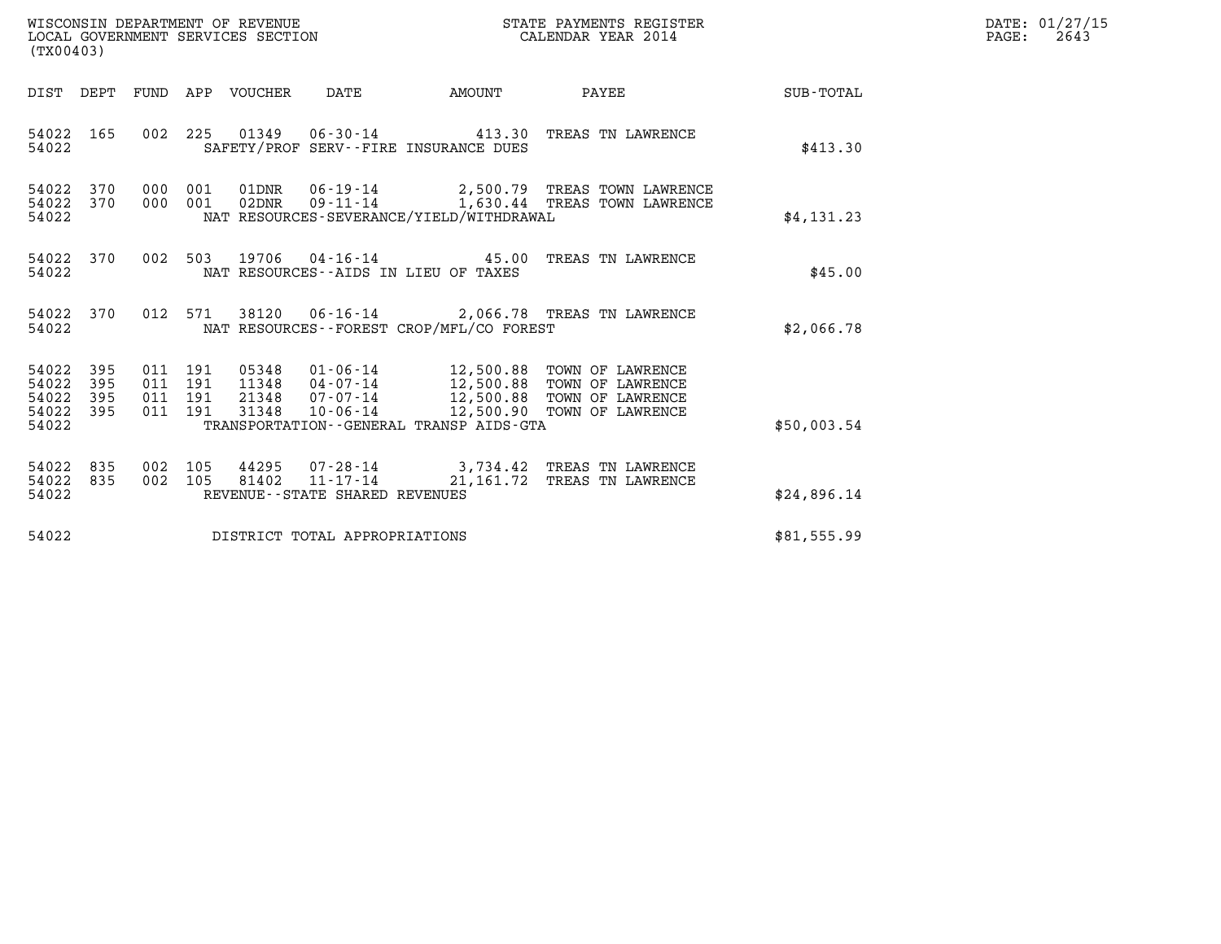WISCONSIN DEPARTMENT OF REVENUE
LOCAL GOVERNMENT SERVICES SECTION
(TX00403)

STATE PAYMENTS REGISTER
CALENDAR YEAR 2014

DATE: 01/27/15

| DIST | DEPT | FUND | APP | VOUCHER | DATE | AMOUNT | PAYEE | SUB-TOTAL |
|---|---|---|---|---|---|---|---|---|
| 54022 | 165 | 002 | 225 | 01349 | 06-30-14 | 413.30 | TREAS TN LAWRENCE | |
| 54022 | | | | | SAFETY/PROF SERV--FIRE INSURANCE DUES | | | $413.30 |
| 54022 | 370 | 000 | 001 | 01DNR | 06-19-14 | 2,500.79 | TREAS TOWN LAWRENCE | |
| 54022 | 370 | 000 | 001 | 02DNR | 09-11-14 | 1,630.44 | TREAS TOWN LAWRENCE | |
| 54022 | | | | | NAT RESOURCES-SEVERANCE/YIELD/WITHDRAWAL | | | $4,131.23 |
| 54022 | 370 | 002 | 503 | 19706 | 04-16-14 | 45.00 | TREAS TN LAWRENCE | |
| 54022 | | | | | NAT RESOURCES--AIDS IN LIEU OF TAXES | | | $45.00 |
| 54022 | 370 | 012 | 571 | 38120 | 06-16-14 | 2,066.78 | TREAS TN LAWRENCE | |
| 54022 | | | | | NAT RESOURCES--FOREST CROP/MFL/CO FOREST | | | $2,066.78 |
| 54022 | 395 | 011 | 191 | 05348 | 01-06-14 | 12,500.88 | TOWN OF LAWRENCE | |
| 54022 | 395 | 011 | 191 | 11348 | 04-07-14 | 12,500.88 | TOWN OF LAWRENCE | |
| 54022 | 395 | 011 | 191 | 21348 | 07-07-14 | 12,500.88 | TOWN OF LAWRENCE | |
| 54022 | 395 | 011 | 191 | 31348 | 10-06-14 | 12,500.90 | TOWN OF LAWRENCE | |
| 54022 | | | | | TRANSPORTATION--GENERAL TRANSP AIDS-GTA | | | $50,003.54 |
| 54022 | 835 | 002 | 105 | 44295 | 07-28-14 | 3,734.42 | TREAS TN LAWRENCE | |
| 54022 | 835 | 002 | 105 | 81402 | 11-17-14 | 21,161.72 | TREAS TN LAWRENCE | |
| 54022 | | | | | REVENUE--STATE SHARED REVENUES | | | $24,896.14 |
| 54022 | | | | | DISTRICT TOTAL APPROPRIATIONS | | | $81,555.99 |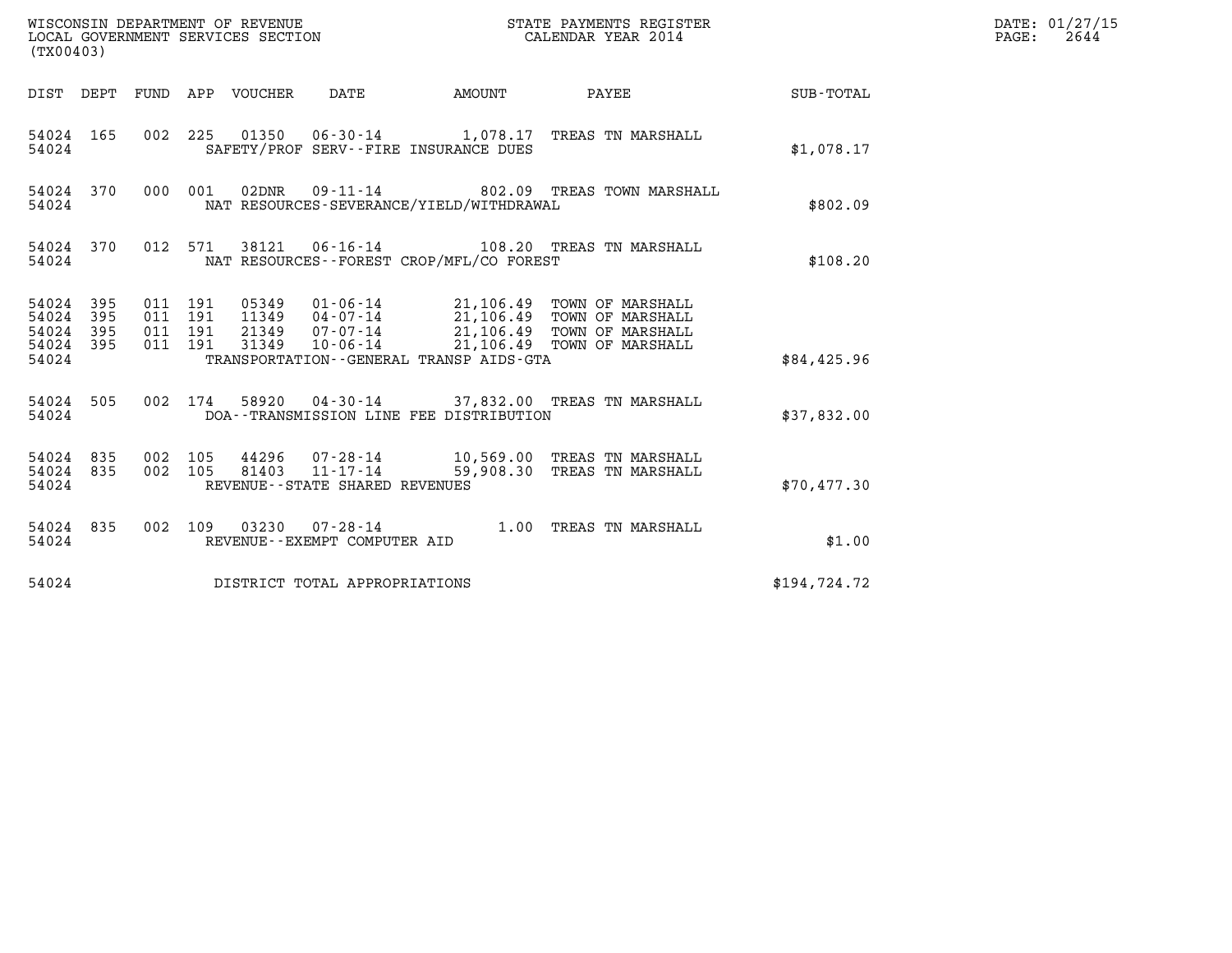WISCONSIN DEPARTMENT OF REVENUE
LOCAL GOVERNMENT SERVICES SECTION
(TX00403)

STATE PAYMENTS REGISTER
CALENDAR YEAR 2014

DATE: 01/27/15
PAGE: 2644

| DIST | DEPT | FUND | APP | VOUCHER | DATE | AMOUNT | PAYEE | SUB-TOTAL |
|---|---|---|---|---|---|---|---|---|
| 54024 | 165 | 002 | 225 | 01350 | 06-30-14 | 1,078.17 | TREAS TN MARSHALL | |
| 54024 | | | | | SAFETY/PROF SERV--FIRE INSURANCE DUES | | | $1,078.17 |
| 54024 | 370 | 000 | 001 | 02DNR | 09-11-14 | 802.09 | TREAS TOWN MARSHALL | |
| 54024 | | | | | NAT RESOURCES-SEVERANCE/YIELD/WITHDRAWAL | | | $802.09 |
| 54024 | 370 | 012 | 571 | 38121 | 06-16-14 | 108.20 | TREAS TN MARSHALL | |
| 54024 | | | | | NAT RESOURCES--FOREST CROP/MFL/CO FOREST | | | $108.20 |
| 54024 | 395 | 011 | 191 | 05349 | 01-06-14 | 21,106.49 | TOWN OF MARSHALL | |
| 54024 | 395 | 011 | 191 | 11349 | 04-07-14 | 21,106.49 | TOWN OF MARSHALL | |
| 54024 | 395 | 011 | 191 | 21349 | 07-07-14 | 21,106.49 | TOWN OF MARSHALL | |
| 54024 | 395 | 011 | 191 | 31349 | 10-06-14 | 21,106.49 | TOWN OF MARSHALL | |
| 54024 | | | | | TRANSPORTATION--GENERAL TRANSP AIDS-GTA | | | $84,425.96 |
| 54024 | 505 | 002 | 174 | 58920 | 04-30-14 | 37,832.00 | TREAS TN MARSHALL | |
| 54024 | | | | | DOA--TRANSMISSION LINE FEE DISTRIBUTION | | | $37,832.00 |
| 54024 | 835 | 002 | 105 | 44296 | 07-28-14 | 10,569.00 | TREAS TN MARSHALL | |
| 54024 | 835 | 002 | 105 | 81403 | 11-17-14 | 59,908.30 | TREAS TN MARSHALL | |
| 54024 | | | | | REVENUE--STATE SHARED REVENUES | | | $70,477.30 |
| 54024 | 835 | 002 | 109 | 03230 | 07-28-14 | 1.00 | TREAS TN MARSHALL | |
| 54024 | | | | | REVENUE--EXEMPT COMPUTER AID | | | $1.00 |
| 54024 | | | | | DISTRICT TOTAL APPROPRIATIONS | | | $194,724.72 |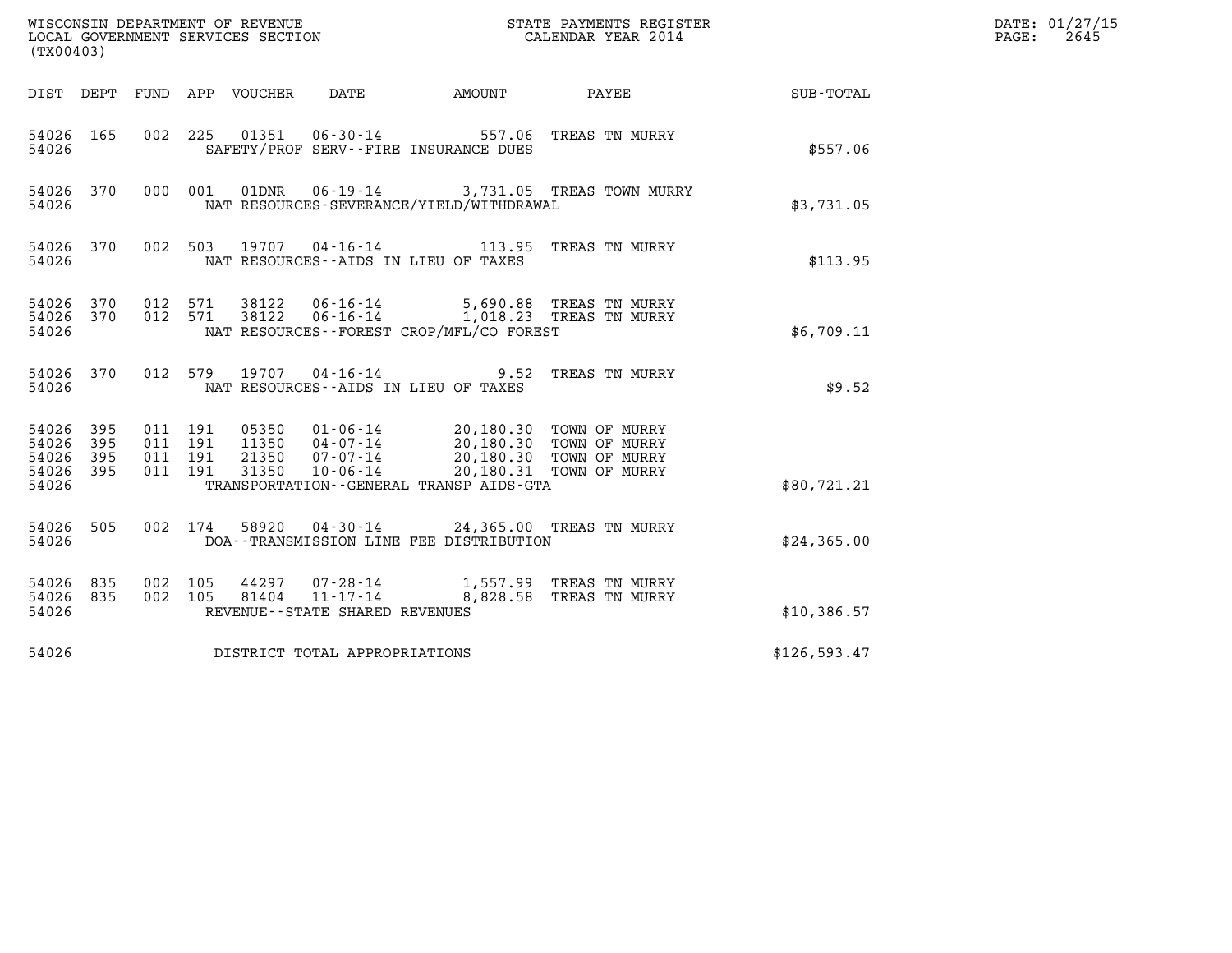WISCONSIN DEPARTMENT OF REVENUE
LOCAL GOVERNMENT SERVICES SECTION
(TX00403)

STATE PAYMENTS REGISTER
CALENDAR YEAR 2014

DATE: 01/27/15
PAGE: 2645

| DIST | DEPT | FUND | APP | VOUCHER | DATE | AMOUNT | PAYEE | SUB-TOTAL |
|---|---|---|---|---|---|---|---|---|
| 54026 | 165 | 002 | 225 | 01351 | 06-30-14 | 557.06 | TREAS TN MURRY | |
| 54026 | | | | | SAFETY/PROF SERV--FIRE INSURANCE DUES | | | $557.06 |
| 54026 | 370 | 000 | 001 | 01DNR | 06-19-14 | 3,731.05 | TREAS TOWN MURRY | |
| 54026 | | | | | NAT RESOURCES-SEVERANCE/YIELD/WITHDRAWAL | | | $3,731.05 |
| 54026 | 370 | 002 | 503 | 19707 | 04-16-14 | 113.95 | TREAS TN MURRY | |
| 54026 | | | | | NAT RESOURCES--AIDS IN LIEU OF TAXES | | | $113.95 |
| 54026 | 370 | 012 | 571 | 38122 | 06-16-14 | 5,690.88 | TREAS TN MURRY | |
| 54026 | 370 | 012 | 571 | 38122 | 06-16-14 | 1,018.23 | TREAS TN MURRY | |
| 54026 | | | | | NAT RESOURCES--FOREST CROP/MFL/CO FOREST | | | $6,709.11 |
| 54026 | 370 | 012 | 579 | 19707 | 04-16-14 | 9.52 | TREAS TN MURRY | |
| 54026 | | | | | NAT RESOURCES--AIDS IN LIEU OF TAXES | | | $9.52 |
| 54026 | 395 | 011 | 191 | 05350 | 01-06-14 | 20,180.30 | TOWN OF MURRY | |
| 54026 | 395 | 011 | 191 | 11350 | 04-07-14 | 20,180.30 | TOWN OF MURRY | |
| 54026 | 395 | 011 | 191 | 21350 | 07-07-14 | 20,180.30 | TOWN OF MURRY | |
| 54026 | 395 | 011 | 191 | 31350 | 10-06-14 | 20,180.31 | TOWN OF MURRY | |
| 54026 | | | | | TRANSPORTATION--GENERAL TRANSP AIDS-GTA | | | $80,721.21 |
| 54026 | 505 | 002 | 174 | 58920 | 04-30-14 | 24,365.00 | TREAS TN MURRY | |
| 54026 | | | | | DOA--TRANSMISSION LINE FEE DISTRIBUTION | | | $24,365.00 |
| 54026 | 835 | 002 | 105 | 44297 | 07-28-14 | 1,557.99 | TREAS TN MURRY | |
| 54026 | 835 | 002 | 105 | 81404 | 11-17-14 | 8,828.58 | TREAS TN MURRY | |
| 54026 | | | | | REVENUE--STATE SHARED REVENUES | | | $10,386.57 |
| 54026 | | | | | DISTRICT TOTAL APPROPRIATIONS | | | $126,593.47 |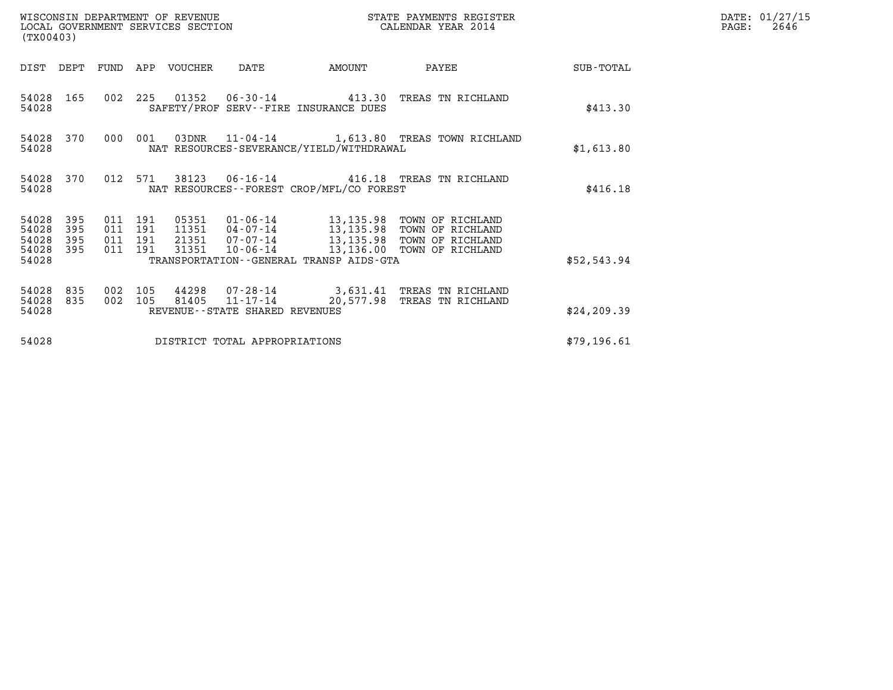WISCONSIN DEPARTMENT OF REVENUE
LOCAL GOVERNMENT SERVICES SECTION
(TX00403)

STATE PAYMENTS REGISTER
CALENDAR YEAR 2014

DATE: 01/27/15
PAGE: 2646

| DIST | DEPT | FUND | APP | VOUCHER | DATE | AMOUNT | PAYEE | SUB-TOTAL |
|---|---|---|---|---|---|---|---|---|
| 54028 | 165 | 002 | 225 | 01352 | 06-30-14 | 413.30 | TREAS TN RICHLAND | |
| 54028 | | | | | SAFETY/PROF SERV--FIRE INSURANCE DUES | | | $413.30 |
| 54028 | 370 | 000 | 001 | 03DNR | 11-04-14 | 1,613.80 | TREAS TOWN RICHLAND | |
| 54028 | | | | | NAT RESOURCES-SEVERANCE/YIELD/WITHDRAWAL | | | $1,613.80 |
| 54028 | 370 | 012 | 571 | 38123 | 06-16-14 | 416.18 | TREAS TN RICHLAND | |
| 54028 | | | | | NAT RESOURCES--FOREST CROP/MFL/CO FOREST | | | $416.18 |
| 54028 | 395 | 011 | 191 | 05351 | 01-06-14 | 13,135.98 | TOWN OF RICHLAND | |
| 54028 | 395 | 011 | 191 | 11351 | 04-07-14 | 13,135.98 | TOWN OF RICHLAND | |
| 54028 | 395 | 011 | 191 | 21351 | 07-07-14 | 13,135.98 | TOWN OF RICHLAND | |
| 54028 | 395 | 011 | 191 | 31351 | 10-06-14 | 13,136.00 | TOWN OF RICHLAND | |
| 54028 | | | | | TRANSPORTATION--GENERAL TRANSP AIDS-GTA | | | $52,543.94 |
| 54028 | 835 | 002 | 105 | 44298 | 07-28-14 | 3,631.41 | TREAS TN RICHLAND | |
| 54028 | 835 | 002 | 105 | 81405 | 11-17-14 | 20,577.98 | TREAS TN RICHLAND | |
| 54028 | | | | | REVENUE--STATE SHARED REVENUES | | | $24,209.39 |
| 54028 | | | | | DISTRICT TOTAL APPROPRIATIONS | | | $79,196.61 |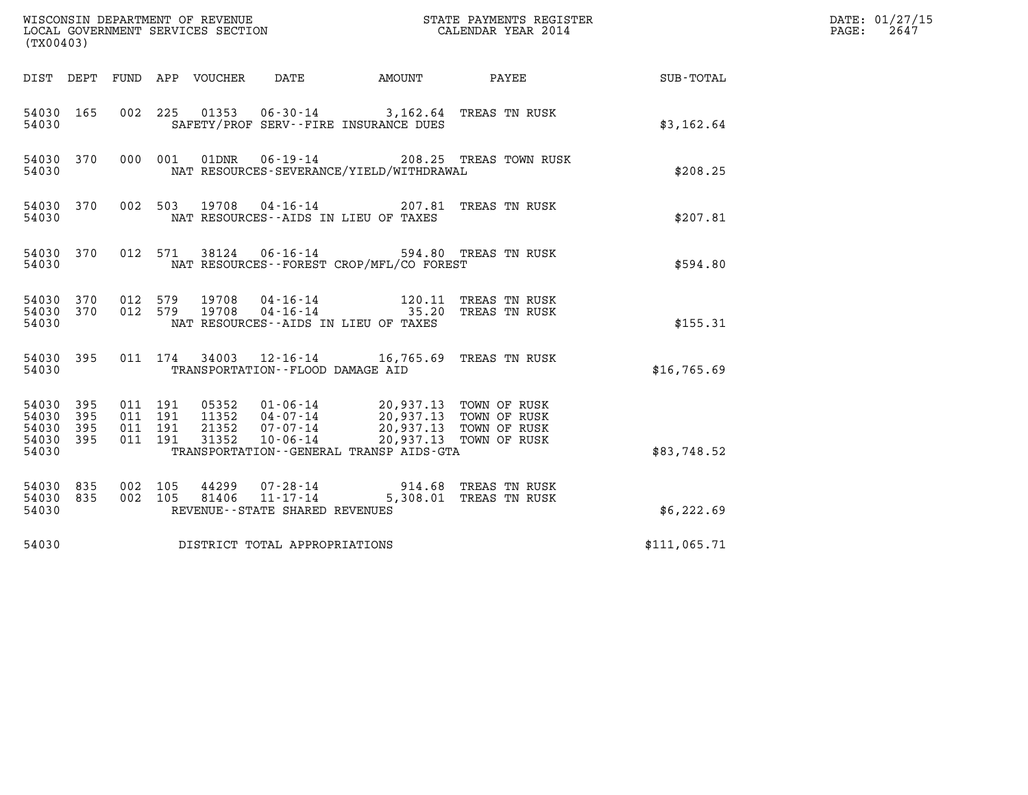WISCONSIN DEPARTMENT OF REVENUE
LOCAL GOVERNMENT SERVICES SECTION
(TX00403)

STATE PAYMENTS REGISTER
CALENDAR YEAR 2014

DATE: 01/27/15
PAGE: 2647

| DIST | DEPT | FUND | APP | VOUCHER | DATE | AMOUNT | PAYEE | SUB-TOTAL |
|---|---|---|---|---|---|---|---|---|
| 54030 | 165 | 002 | 225 | 01353 | 06-30-14 | 3,162.64 | TREAS TN RUSK | |
| 54030 | | | | | SAFETY/PROF SERV--FIRE INSURANCE DUES | | | $3,162.64 |
| 54030 | 370 | 000 | 001 | 01DNR | 06-19-14 | 208.25 | TREAS TOWN RUSK | |
| 54030 | | | | | NAT RESOURCES-SEVERANCE/YIELD/WITHDRAWAL | | | $208.25 |
| 54030 | 370 | 002 | 503 | 19708 | 04-16-14 | 207.81 | TREAS TN RUSK | |
| 54030 | | | | | NAT RESOURCES--AIDS IN LIEU OF TAXES | | | $207.81 |
| 54030 | 370 | 012 | 571 | 38124 | 06-16-14 | 594.80 | TREAS TN RUSK | |
| 54030 | | | | | NAT RESOURCES--FOREST CROP/MFL/CO FOREST | | | $594.80 |
| 54030 | 370 | 012 | 579 | 19708 | 04-16-14 | 120.11 | TREAS TN RUSK | |
| 54030 | 370 | 012 | 579 | 19708 | 04-16-14 | 35.20 | TREAS TN RUSK | |
| 54030 | | | | | NAT RESOURCES--AIDS IN LIEU OF TAXES | | | $155.31 |
| 54030 | 395 | 011 | 174 | 34003 | 12-16-14 | 16,765.69 | TREAS TN RUSK | |
| 54030 | | | | | TRANSPORTATION--FLOOD DAMAGE AID | | | $16,765.69 |
| 54030 | 395 | 011 | 191 | 05352 | 01-06-14 | 20,937.13 | TOWN OF RUSK | |
| 54030 | 395 | 011 | 191 | 11352 | 04-07-14 | 20,937.13 | TOWN OF RUSK | |
| 54030 | 395 | 011 | 191 | 21352 | 07-07-14 | 20,937.13 | TOWN OF RUSK | |
| 54030 | 395 | 011 | 191 | 31352 | 10-06-14 | 20,937.13 | TOWN OF RUSK | |
| 54030 | | | | | TRANSPORTATION--GENERAL TRANSP AIDS-GTA | | | $83,748.52 |
| 54030 | 835 | 002 | 105 | 44299 | 07-28-14 | 914.68 | TREAS TN RUSK | |
| 54030 | 835 | 002 | 105 | 81406 | 11-17-14 | 5,308.01 | TREAS TN RUSK | |
| 54030 | | | | | REVENUE--STATE SHARED REVENUES | | | $6,222.69 |
| 54030 | | | | | DISTRICT TOTAL APPROPRIATIONS | | | $111,065.71 |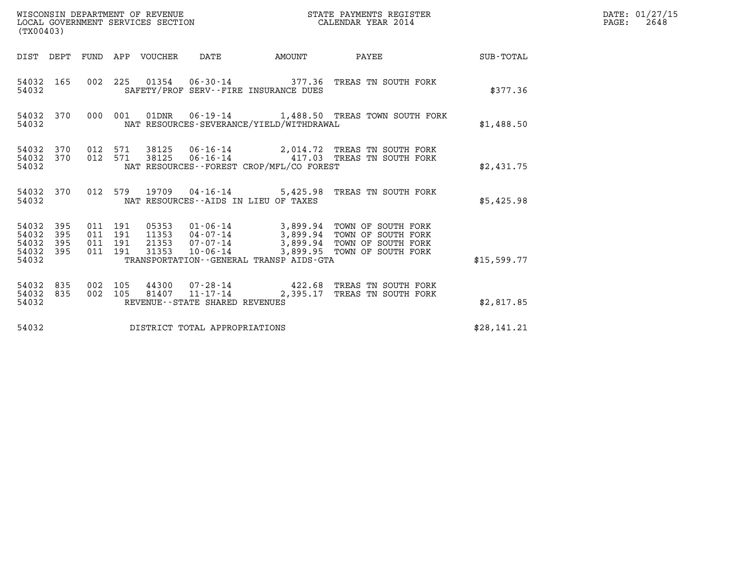WISCONSIN DEPARTMENT OF REVENUE
LOCAL GOVERNMENT SERVICES SECTION
(TX00403)

STATE PAYMENTS REGISTER
CALENDAR YEAR 2014

DATE: 01/27/15
PAGE: 2648

| DIST | DEPT | FUND | APP | VOUCHER | DATE | AMOUNT | PAYEE | SUB-TOTAL |
|---|---|---|---|---|---|---|---|---|
| 54032 | 165 | 002 | 225 | 01354 | 06-30-14 | 377.36 | TREAS TN SOUTH FORK | |
| 54032 | | | | | SAFETY/PROF SERV--FIRE INSURANCE DUES | | | $377.36 |
| 54032 | 370 | 000 | 001 | 01DNR | 06-19-14 | 1,488.50 | TREAS TOWN SOUTH FORK | |
| 54032 | | | | | NAT RESOURCES-SEVERANCE/YIELD/WITHDRAWAL | | | $1,488.50 |
| 54032 | 370 | 012 | 571 | 38125 | 06-16-14 | 2,014.72 | TREAS TN SOUTH FORK | |
| 54032 | 370 | 012 | 571 | 38125 | 06-16-14 | 417.03 | TREAS TN SOUTH FORK | |
| 54032 | | | | | NAT RESOURCES--FOREST CROP/MFL/CO FOREST | | | $2,431.75 |
| 54032 | 370 | 012 | 579 | 19709 | 04-16-14 | 5,425.98 | TREAS TN SOUTH FORK | |
| 54032 | | | | | NAT RESOURCES--AIDS IN LIEU OF TAXES | | | $5,425.98 |
| 54032 | 395 | 011 | 191 | 05353 | 01-06-14 | 3,899.94 | TOWN OF SOUTH FORK | |
| 54032 | 395 | 011 | 191 | 11353 | 04-07-14 | 3,899.94 | TOWN OF SOUTH FORK | |
| 54032 | 395 | 011 | 191 | 21353 | 07-07-14 | 3,899.94 | TOWN OF SOUTH FORK | |
| 54032 | 395 | 011 | 191 | 31353 | 10-06-14 | 3,899.95 | TOWN OF SOUTH FORK | |
| 54032 | | | | | TRANSPORTATION--GENERAL TRANSP AIDS-GTA | | | $15,599.77 |
| 54032 | 835 | 002 | 105 | 44300 | 07-28-14 | 422.68 | TREAS TN SOUTH FORK | |
| 54032 | 835 | 002 | 105 | 81407 | 11-17-14 | 2,395.17 | TREAS TN SOUTH FORK | |
| 54032 | | | | | REVENUE--STATE SHARED REVENUES | | | $2,817.85 |
| 54032 | | | | | DISTRICT TOTAL APPROPRIATIONS | | | $28,141.21 |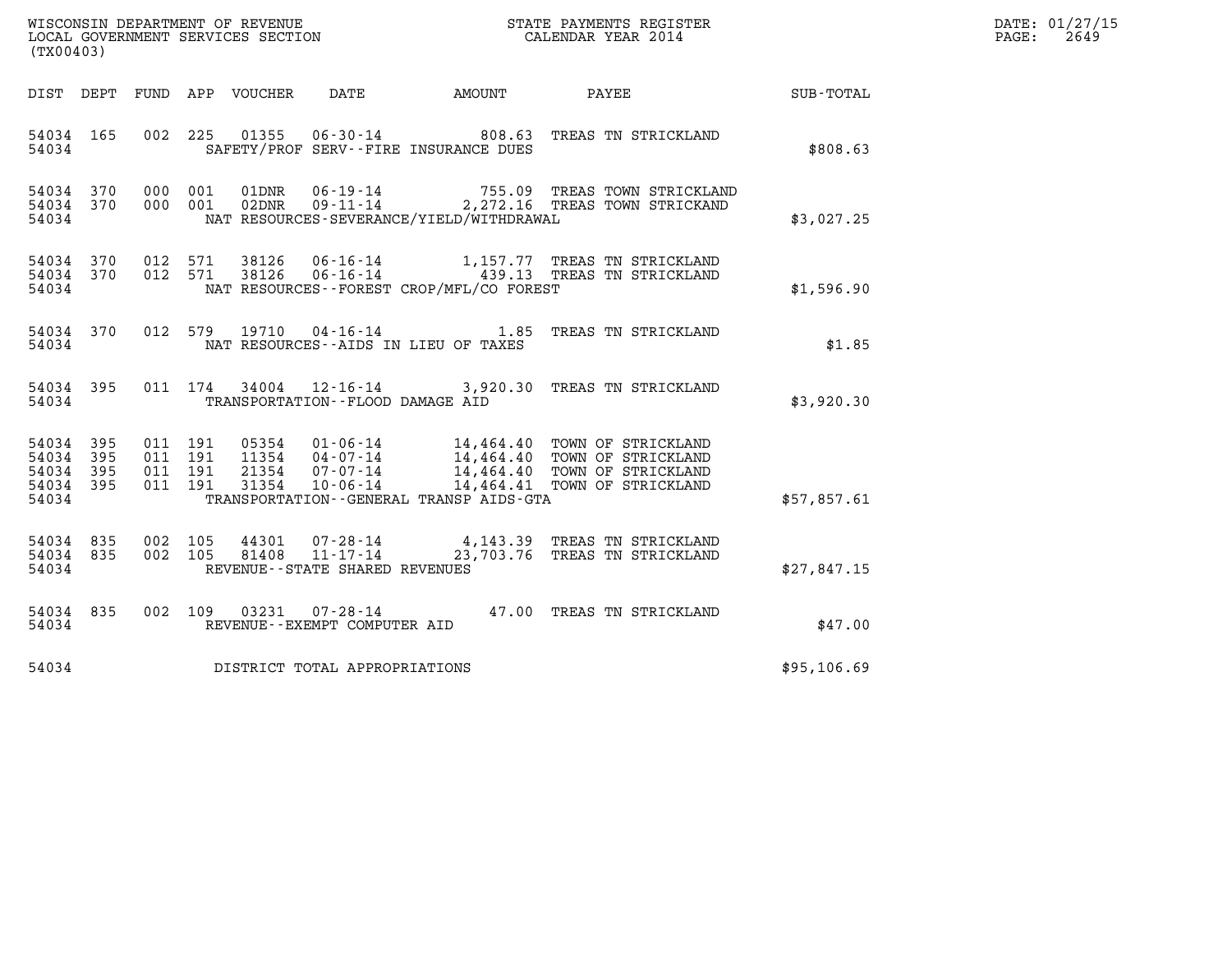WISCONSIN DEPARTMENT OF REVENUE
LOCAL GOVERNMENT SERVICES SECTION
(TX00403)

STATE PAYMENTS REGISTER
CALENDAR YEAR 2014

DATE: 01/27/15
PAGE: 2649

| DIST | DEPT | FUND | APP | VOUCHER | DATE | AMOUNT | PAYEE | SUB-TOTAL |
|---|---|---|---|---|---|---|---|---|
| 54034 | 165 | 002 | 225 | 01355 | 06-30-14 | 808.63 | TREAS TN STRICKLAND | |
| 54034 | | | | | SAFETY/PROF SERV--FIRE INSURANCE DUES | | | $808.63 |
| 54034 | 370 | 000 | 001 | 01DNR | 06-19-14 | 755.09 | TREAS TOWN STRICKLAND | |
| 54034 | 370 | 000 | 001 | 02DNR | 09-11-14 | 2,272.16 | TREAS TOWN STRICKAND | |
| 54034 | | | | | NAT RESOURCES-SEVERANCE/YIELD/WITHDRAWAL | | | $3,027.25 |
| 54034 | 370 | 012 | 571 | 38126 | 06-16-14 | 1,157.77 | TREAS TN STRICKLAND | |
| 54034 | 370 | 012 | 571 | 38126 | 06-16-14 | 439.13 | TREAS TN STRICKLAND | |
| 54034 | | | | | NAT RESOURCES--FOREST CROP/MFL/CO FOREST | | | $1,596.90 |
| 54034 | 370 | 012 | 579 | 19710 | 04-16-14 | 1.85 | TREAS TN STRICKLAND | |
| 54034 | | | | | NAT RESOURCES--AIDS IN LIEU OF TAXES | | | $1.85 |
| 54034 | 395 | 011 | 174 | 34004 | 12-16-14 | 3,920.30 | TREAS TN STRICKLAND | |
| 54034 | | | | | TRANSPORTATION--FLOOD DAMAGE AID | | | $3,920.30 |
| 54034 | 395 | 011 | 191 | 05354 | 01-06-14 | 14,464.40 | TOWN OF STRICKLAND | |
| 54034 | 395 | 011 | 191 | 11354 | 04-07-14 | 14,464.40 | TOWN OF STRICKLAND | |
| 54034 | 395 | 011 | 191 | 21354 | 07-07-14 | 14,464.40 | TOWN OF STRICKLAND | |
| 54034 | 395 | 011 | 191 | 31354 | 10-06-14 | 14,464.41 | TOWN OF STRICKLAND | |
| 54034 | | | | | TRANSPORTATION--GENERAL TRANSP AIDS-GTA | | | $57,857.61 |
| 54034 | 835 | 002 | 105 | 44301 | 07-28-14 | 4,143.39 | TREAS TN STRICKLAND | |
| 54034 | 835 | 002 | 105 | 81408 | 11-17-14 | 23,703.76 | TREAS TN STRICKLAND | |
| 54034 | | | | | REVENUE--STATE SHARED REVENUES | | | $27,847.15 |
| 54034 | 835 | 002 | 109 | 03231 | 07-28-14 | 47.00 | TREAS TN STRICKLAND | |
| 54034 | | | | | REVENUE--EXEMPT COMPUTER AID | | | $47.00 |
| 54034 | | | | | DISTRICT TOTAL APPROPRIATIONS | | | $95,106.69 |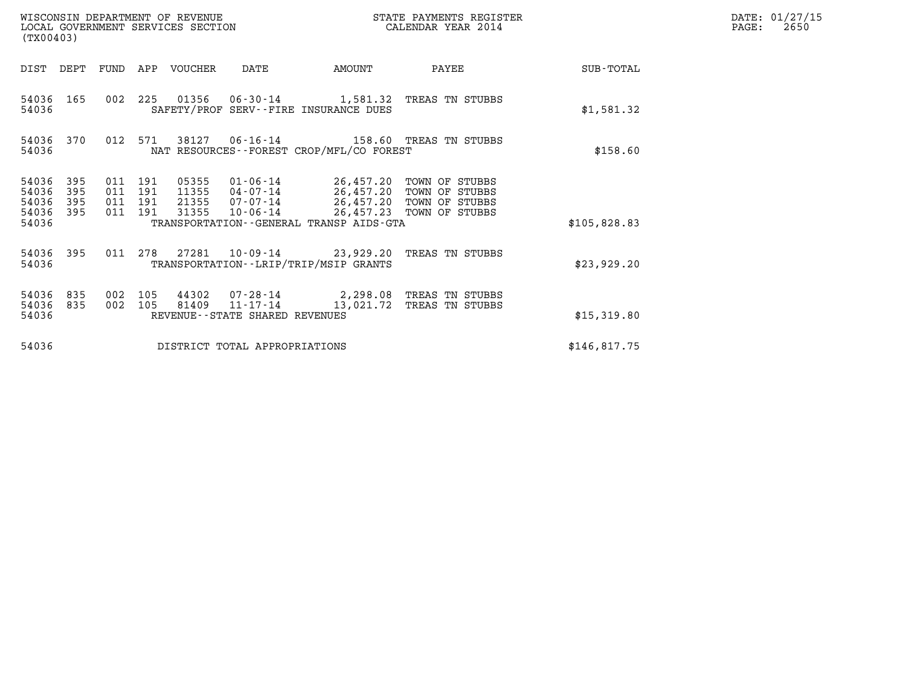WISCONSIN DEPARTMENT OF REVENUE
LOCAL GOVERNMENT SERVICES SECTION
(TX00403)

STATE PAYMENTS REGISTER
CALENDAR YEAR 2014

DATE: 01/27/15
PAGE: 2650

| DIST | DEPT | FUND | APP | VOUCHER | DATE | AMOUNT | PAYEE | SUB-TOTAL |
|---|---|---|---|---|---|---|---|---|
| 54036 | 165 | 002 | 225 | 01356 | 06-30-14 | 1,581.32 | TREAS TN STUBBS | |
| 54036 | | | | | SAFETY/PROF SERV--FIRE INSURANCE DUES | | | $1,581.32 |
| 54036 | 370 | 012 | 571 | 38127 | 06-16-14 | 158.60 | TREAS TN STUBBS | |
| 54036 | | | | | NAT RESOURCES--FOREST CROP/MFL/CO FOREST | | | $158.60 |
| 54036 | 395 | 011 | 191 | 05355 | 01-06-14 | 26,457.20 | TOWN OF STUBBS | |
| 54036 | 395 | 011 | 191 | 11355 | 04-07-14 | 26,457.20 | TOWN OF STUBBS | |
| 54036 | 395 | 011 | 191 | 21355 | 07-07-14 | 26,457.20 | TOWN OF STUBBS | |
| 54036 | 395 | 011 | 191 | 31355 | 10-06-14 | 26,457.23 | TOWN OF STUBBS | |
| 54036 | | | | | TRANSPORTATION--GENERAL TRANSP AIDS-GTA | | | $105,828.83 |
| 54036 | 395 | 011 | 278 | 27281 | 10-09-14 | 23,929.20 | TREAS TN STUBBS | |
| 54036 | | | | | TRANSPORTATION--LRIP/TRIP/MSIP GRANTS | | | $23,929.20 |
| 54036 | 835 | 002 | 105 | 44302 | 07-28-14 | 2,298.08 | TREAS TN STUBBS | |
| 54036 | 835 | 002 | 105 | 81409 | 11-17-14 | 13,021.72 | TREAS TN STUBBS | |
| 54036 | | | | | REVENUE--STATE SHARED REVENUES | | | $15,319.80 |
| 54036 | | | | | DISTRICT TOTAL APPROPRIATIONS | | | $146,817.75 |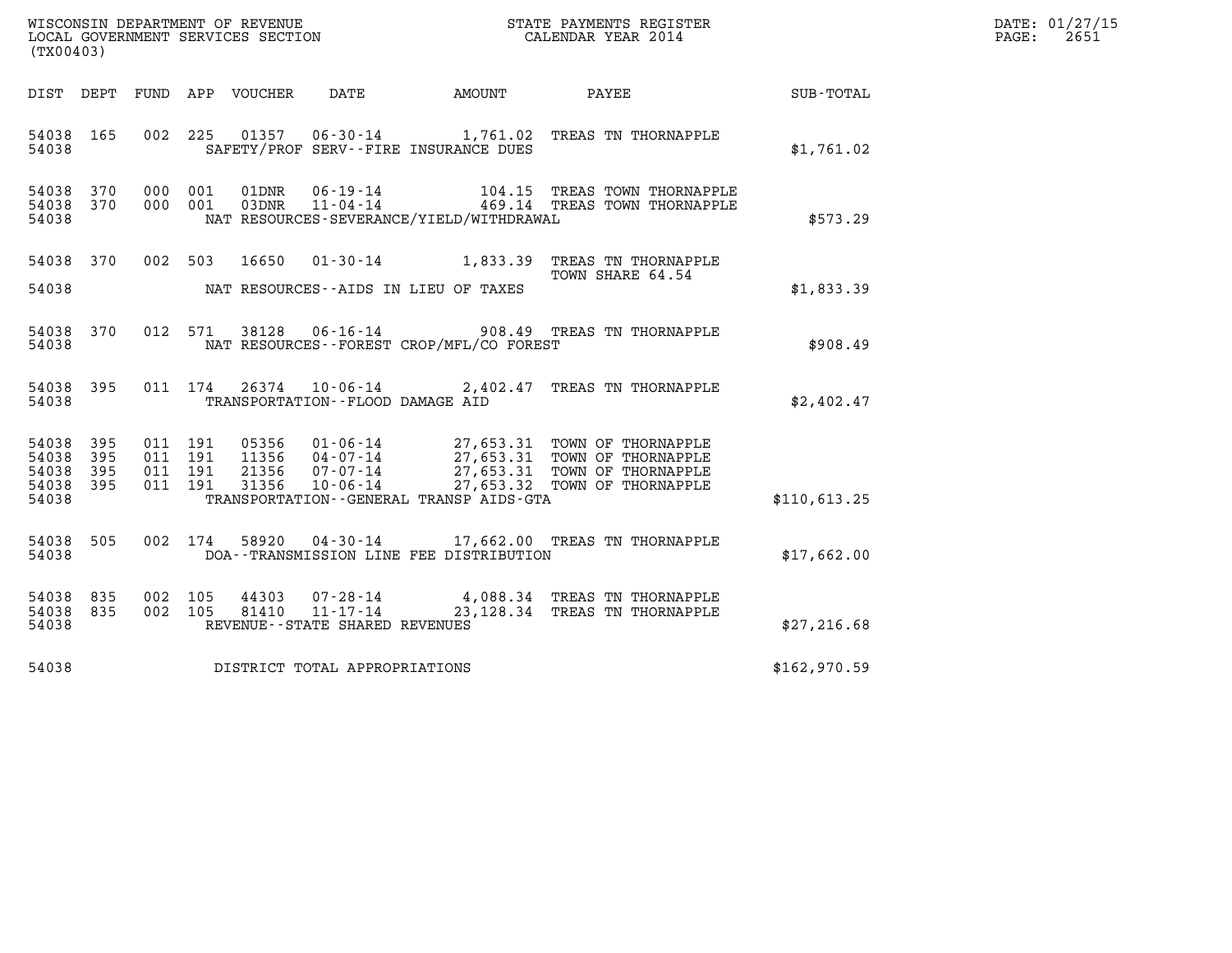WISCONSIN DEPARTMENT OF REVENUE
LOCAL GOVERNMENT SERVICES SECTION
(TX00403)

STATE PAYMENTS REGISTER
CALENDAR YEAR 2014

DATE: 01/27/15
PAGE: 2651

| DIST | DEPT | FUND | APP | VOUCHER | DATE | AMOUNT | PAYEE | SUB-TOTAL |
|---|---|---|---|---|---|---|---|---|
| 54038 | 165 | 002 | 225 | 01357 | 06-30-14 | 1,761.02 | TREAS TN THORNAPPLE | |
| 54038 | | | | | SAFETY/PROF SERV--FIRE INSURANCE DUES | | | $1,761.02 |
| 54038 | 370 | 000 | 001 | 01DNR | 06-19-14 | 104.15 | TREAS TOWN THORNAPPLE | |
| 54038 | 370 | 000 | 001 | 03DNR | 11-04-14 | 469.14 | TREAS TOWN THORNAPPLE | |
| 54038 | | | | | NAT RESOURCES-SEVERANCE/YIELD/WITHDRAWAL | | | $573.29 |
| 54038 | 370 | 002 | 503 | 16650 | 01-30-14 | 1,833.39 | TREAS TN THORNAPPLE TOWN SHARE 64.54 | |
| 54038 | | | | | NAT RESOURCES--AIDS IN LIEU OF TAXES | | | $1,833.39 |
| 54038 | 370 | 012 | 571 | 38128 | 06-16-14 | 908.49 | TREAS TN THORNAPPLE | |
| 54038 | | | | | NAT RESOURCES--FOREST CROP/MFL/CO FOREST | | | $908.49 |
| 54038 | 395 | 011 | 174 | 26374 | 10-06-14 | 2,402.47 | TREAS TN THORNAPPLE | |
| 54038 | | | | | TRANSPORTATION--FLOOD DAMAGE AID | | | $2,402.47 |
| 54038 | 395 | 011 | 191 | 05356 | 01-06-14 | 27,653.31 | TOWN OF THORNAPPLE | |
| 54038 | 395 | 011 | 191 | 11356 | 04-07-14 | 27,653.31 | TOWN OF THORNAPPLE | |
| 54038 | 395 | 011 | 191 | 21356 | 07-07-14 | 27,653.31 | TOWN OF THORNAPPLE | |
| 54038 | 395 | 011 | 191 | 31356 | 10-06-14 | 27,653.32 | TOWN OF THORNAPPLE | |
| 54038 | | | | | TRANSPORTATION--GENERAL TRANSP AIDS-GTA | | | $110,613.25 |
| 54038 | 505 | 002 | 174 | 58920 | 04-30-14 | 17,662.00 | TREAS TN THORNAPPLE | |
| 54038 | | | | | DOA--TRANSMISSION LINE FEE DISTRIBUTION | | | $17,662.00 |
| 54038 | 835 | 002 | 105 | 44303 | 07-28-14 | 4,088.34 | TREAS TN THORNAPPLE | |
| 54038 | 835 | 002 | 105 | 81410 | 11-17-14 | 23,128.34 | TREAS TN THORNAPPLE | |
| 54038 | | | | | REVENUE--STATE SHARED REVENUES | | | $27,216.68 |
| 54038 | | | | | DISTRICT TOTAL APPROPRIATIONS | | | $162,970.59 |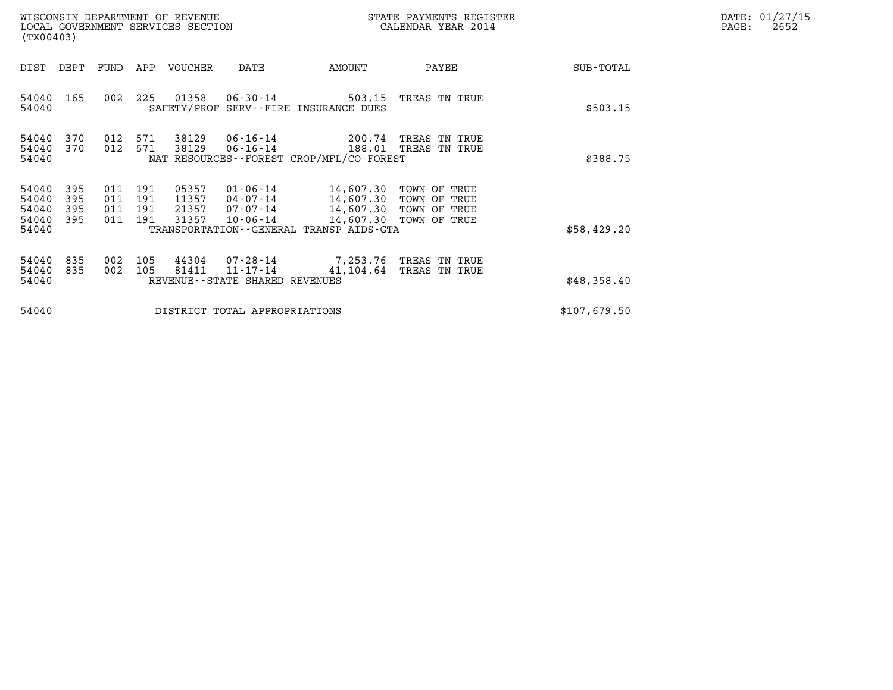WISCONSIN DEPARTMENT OF REVENUE
LOCAL GOVERNMENT SERVICES SECTION
(TX00403)

STATE PAYMENTS REGISTER
CALENDAR YEAR 2014

DATE: 01/27/15
PAGE: 2652

| DIST | DEPT | FUND | APP | VOUCHER | DATE | AMOUNT | PAYEE | SUB-TOTAL |
|---|---|---|---|---|---|---|---|---|
| 54040 | 165 | 002 | 225 | 01358 | 06-30-14 | 503.15 | TREAS TN TRUE | |
| 54040 | | | | | SAFETY/PROF SERV--FIRE INSURANCE DUES | | | $503.15 |
| 54040 | 370 | 012 | 571 | 38129 | 06-16-14 | 200.74 | TREAS TN TRUE | |
| 54040 | 370 | 012 | 571 | 38129 | 06-16-14 | 188.01 | TREAS TN TRUE | |
| 54040 | | | | | NAT RESOURCES--FOREST CROP/MFL/CO FOREST | | | $388.75 |
| 54040 | 395 | 011 | 191 | 05357 | 01-06-14 | 14,607.30 | TOWN OF TRUE | |
| 54040 | 395 | 011 | 191 | 11357 | 04-07-14 | 14,607.30 | TOWN OF TRUE | |
| 54040 | 395 | 011 | 191 | 21357 | 07-07-14 | 14,607.30 | TOWN OF TRUE | |
| 54040 | 395 | 011 | 191 | 31357 | 10-06-14 | 14,607.30 | TOWN OF TRUE | |
| 54040 | | | | | TRANSPORTATION--GENERAL TRANSP AIDS-GTA | | | $58,429.20 |
| 54040 | 835 | 002 | 105 | 44304 | 07-28-14 | 7,253.76 | TREAS TN TRUE | |
| 54040 | 835 | 002 | 105 | 81411 | 11-17-14 | 41,104.64 | TREAS TN TRUE | |
| 54040 | | | | | REVENUE--STATE SHARED REVENUES | | | $48,358.40 |
| 54040 | | | | | DISTRICT TOTAL APPROPRIATIONS | | | $107,679.50 |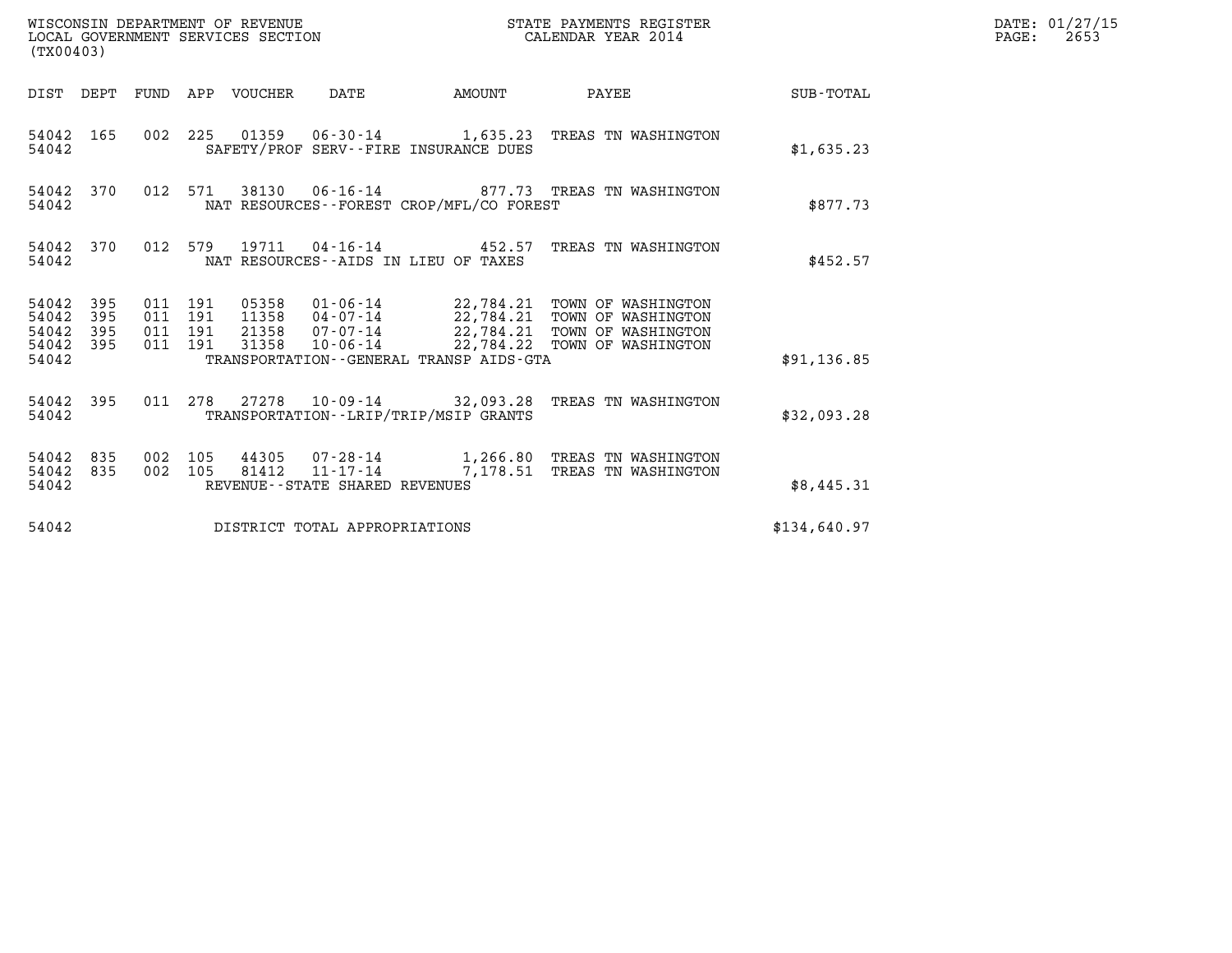WISCONSIN DEPARTMENT OF REVENUE
LOCAL GOVERNMENT SERVICES SECTION
(TX00403)

STATE PAYMENTS REGISTER
CALENDAR YEAR 2014

DATE: 01/27/15
PAGE: 2653

| DIST | DEPT | FUND | APP | VOUCHER | DATE | AMOUNT | PAYEE | SUB-TOTAL |
|---|---|---|---|---|---|---|---|---|
| 54042 | 165 | 002 | 225 | 01359 | 06-30-14 | 1,635.23 | TREAS TN WASHINGTON | |
| 54042 | | | | | SAFETY/PROF SERV--FIRE INSURANCE DUES | | | $1,635.23 |
| 54042 | 370 | 012 | 571 | 38130 | 06-16-14 | 877.73 | TREAS TN WASHINGTON | |
| 54042 | | | | | NAT RESOURCES--FOREST CROP/MFL/CO FOREST | | | $877.73 |
| 54042 | 370 | 012 | 579 | 19711 | 04-16-14 | 452.57 | TREAS TN WASHINGTON | |
| 54042 | | | | | NAT RESOURCES--AIDS IN LIEU OF TAXES | | | $452.57 |
| 54042 | 395 | 011 | 191 | 05358 | 01-06-14 | 22,784.21 | TOWN OF WASHINGTON | |
| 54042 | 395 | 011 | 191 | 11358 | 04-07-14 | 22,784.21 | TOWN OF WASHINGTON | |
| 54042 | 395 | 011 | 191 | 21358 | 07-07-14 | 22,784.21 | TOWN OF WASHINGTON | |
| 54042 | 395 | 011 | 191 | 31358 | 10-06-14 | 22,784.22 | TOWN OF WASHINGTON | |
| 54042 | | | | | TRANSPORTATION--GENERAL TRANSP AIDS-GTA | | | $91,136.85 |
| 54042 | 395 | 011 | 278 | 27278 | 10-09-14 | 32,093.28 | TREAS TN WASHINGTON | |
| 54042 | | | | | TRANSPORTATION--LRIP/TRIP/MSIP GRANTS | | | $32,093.28 |
| 54042 | 835 | 002 | 105 | 44305 | 07-28-14 | 1,266.80 | TREAS TN WASHINGTON | |
| 54042 | 835 | 002 | 105 | 81412 | 11-17-14 | 7,178.51 | TREAS TN WASHINGTON | |
| 54042 | | | | | REVENUE--STATE SHARED REVENUES | | | $8,445.31 |
| 54042 | | | | | DISTRICT TOTAL APPROPRIATIONS | | | $134,640.97 |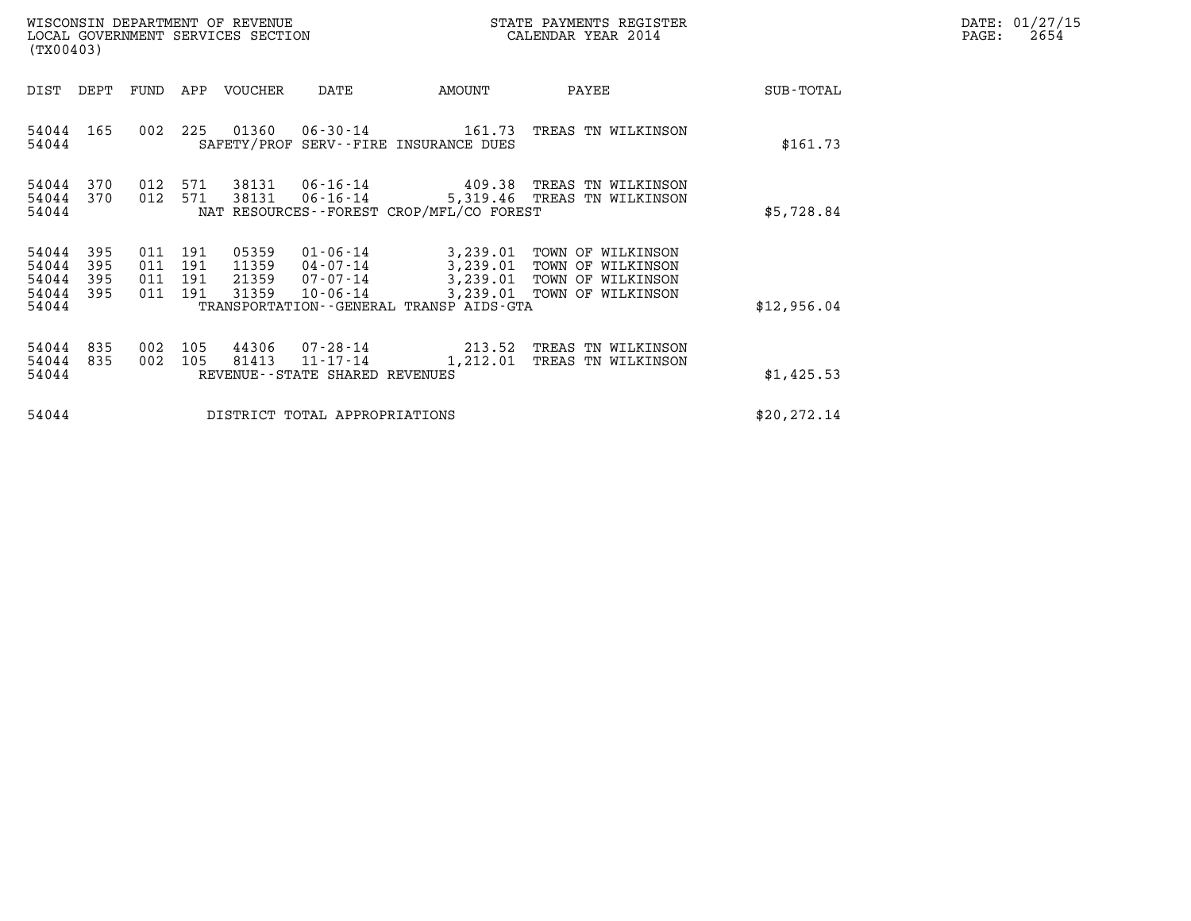WISCONSIN DEPARTMENT OF REVENUE
LOCAL GOVERNMENT SERVICES SECTION
(TX00403)

STATE PAYMENTS REGISTER
CALENDAR YEAR 2014

DATE: 01/27/15
PAGE: 2654

| DIST | DEPT | FUND | APP | VOUCHER | DATE | AMOUNT | PAYEE | SUB-TOTAL |
|---|---|---|---|---|---|---|---|---|
| 54044 | 165 | 002 | 225 | 01360 | 06-30-14 | 161.73 | TREAS TN WILKINSON | |
| 54044 | | | | | SAFETY/PROF SERV--FIRE INSURANCE DUES | | | $161.73 |
| 54044 | 370 | 012 | 571 | 38131 | 06-16-14 | 409.38 | TREAS TN WILKINSON | |
| 54044 | 370 | 012 | 571 | 38131 | 06-16-14 | 5,319.46 | TREAS TN WILKINSON | |
| 54044 | | | | | NAT RESOURCES--FOREST CROP/MFL/CO FOREST | | | $5,728.84 |
| 54044 | 395 | 011 | 191 | 05359 | 01-06-14 | 3,239.01 | TOWN OF WILKINSON | |
| 54044 | 395 | 011 | 191 | 11359 | 04-07-14 | 3,239.01 | TOWN OF WILKINSON | |
| 54044 | 395 | 011 | 191 | 21359 | 07-07-14 | 3,239.01 | TOWN OF WILKINSON | |
| 54044 | 395 | 011 | 191 | 31359 | 10-06-14 | 3,239.01 | TOWN OF WILKINSON | |
| 54044 | | | | | TRANSPORTATION--GENERAL TRANSP AIDS-GTA | | | $12,956.04 |
| 54044 | 835 | 002 | 105 | 44306 | 07-28-14 | 213.52 | TREAS TN WILKINSON | |
| 54044 | 835 | 002 | 105 | 81413 | 11-17-14 | 1,212.01 | TREAS TN WILKINSON | |
| 54044 | | | | | REVENUE--STATE SHARED REVENUES | | | $1,425.53 |
| 54044 | | | | | DISTRICT TOTAL APPROPRIATIONS | | | $20,272.14 |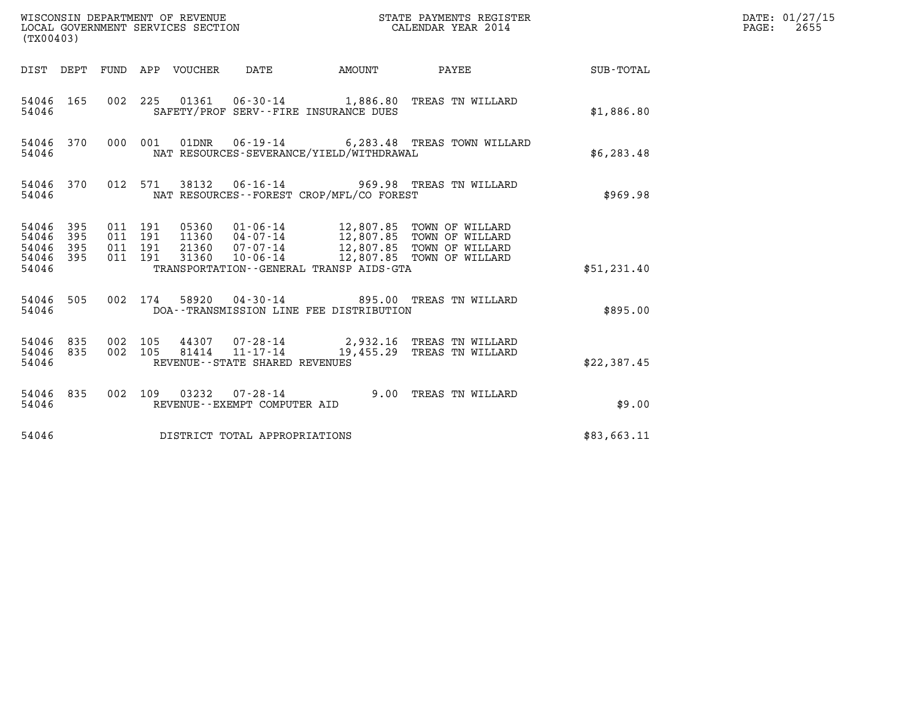WISCONSIN DEPARTMENT OF REVENUE
LOCAL GOVERNMENT SERVICES SECTION
(TX00403)

STATE PAYMENTS REGISTER
CALENDAR YEAR 2014

DATE: 01/27/15
PAGE: 2655

| DIST | DEPT | FUND | APP | VOUCHER | DATE | AMOUNT | PAYEE | SUB-TOTAL |
|---|---|---|---|---|---|---|---|---|
| 54046 | 165 | 002 | 225 | 01361 | 06-30-14 | 1,886.80 | TREAS TN WILLARD | |
| 54046 | | | | SAFETY/PROF SERV--FIRE INSURANCE DUES | | | | $1,886.80 |
| 54046 | 370 | 000 | 001 | 01DNR | 06-19-14 | 6,283.48 | TREAS TOWN WILLARD | |
| 54046 | | | | NAT RESOURCES-SEVERANCE/YIELD/WITHDRAWAL | | | | $6,283.48 |
| 54046 | 370 | 012 | 571 | 38132 | 06-16-14 | 969.98 | TREAS TN WILLARD | |
| 54046 | | | | NAT RESOURCES--FOREST CROP/MFL/CO FOREST | | | | $969.98 |
| 54046 | 395 | 011 | 191 | 05360 | 01-06-14 | 12,807.85 | TOWN OF WILLARD | |
| 54046 | 395 | 011 | 191 | 11360 | 04-07-14 | 12,807.85 | TOWN OF WILLARD | |
| 54046 | 395 | 011 | 191 | 21360 | 07-07-14 | 12,807.85 | TOWN OF WILLARD | |
| 54046 | 395 | 011 | 191 | 31360 | 10-06-14 | 12,807.85 | TOWN OF WILLARD | |
| 54046 | | | | TRANSPORTATION--GENERAL TRANSP AIDS-GTA | | | | $51,231.40 |
| 54046 | 505 | 002 | 174 | 58920 | 04-30-14 | 895.00 | TREAS TN WILLARD | |
| 54046 | | | | DOA--TRANSMISSION LINE FEE DISTRIBUTION | | | | $895.00 |
| 54046 | 835 | 002 | 105 | 44307 | 07-28-14 | 2,932.16 | TREAS TN WILLARD | |
| 54046 | 835 | 002 | 105 | 81414 | 11-17-14 | 19,455.29 | TREAS TN WILLARD | |
| 54046 | | | | REVENUE--STATE SHARED REVENUES | | | | $22,387.45 |
| 54046 | 835 | 002 | 109 | 03232 | 07-28-14 | 9.00 | TREAS TN WILLARD | |
| 54046 | | | | REVENUE--EXEMPT COMPUTER AID | | | | $9.00 |
| 54046 | | | | DISTRICT TOTAL APPROPRIATIONS | | | | $83,663.11 |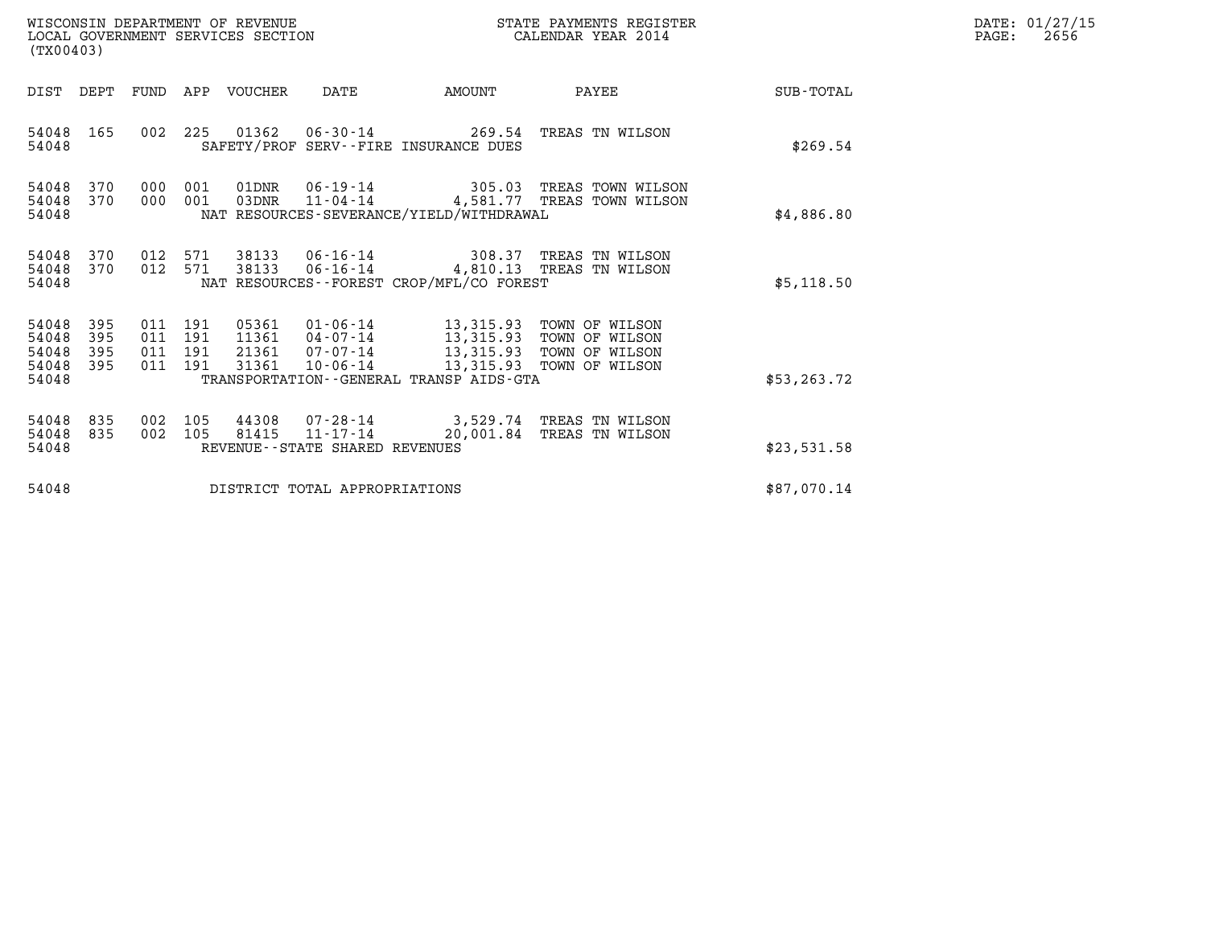WISCONSIN DEPARTMENT OF REVENUE
LOCAL GOVERNMENT SERVICES SECTION
(TX00403)

STATE PAYMENTS REGISTER
CALENDAR YEAR 2014

DATE: 01/27/15
PAGE: 2656

| DIST | DEPT | FUND | APP | VOUCHER | DATE | AMOUNT | PAYEE | SUB-TOTAL |
|---|---|---|---|---|---|---|---|---|
| 54048 | 165 | 002 | 225 | 01362 | 06-30-14 | 269.54 | TREAS TN WILSON | |
| 54048 | | | | | SAFETY/PROF SERV--FIRE INSURANCE DUES | | | $269.54 |
| 54048 | 370 | 000 | 001 | 01DNR | 06-19-14 | 305.03 | TREAS TOWN WILSON | |
| 54048 | 370 | 000 | 001 | 03DNR | 11-04-14 | 4,581.77 | TREAS TOWN WILSON | |
| 54048 | | | | | NAT RESOURCES-SEVERANCE/YIELD/WITHDRAWAL | | | $4,886.80 |
| 54048 | 370 | 012 | 571 | 38133 | 06-16-14 | 308.37 | TREAS TN WILSON | |
| 54048 | 370 | 012 | 571 | 38133 | 06-16-14 | 4,810.13 | TREAS TN WILSON | |
| 54048 | | | | | NAT RESOURCES--FOREST CROP/MFL/CO FOREST | | | $5,118.50 |
| 54048 | 395 | 011 | 191 | 05361 | 01-06-14 | 13,315.93 | TOWN OF WILSON | |
| 54048 | 395 | 011 | 191 | 11361 | 04-07-14 | 13,315.93 | TOWN OF WILSON | |
| 54048 | 395 | 011 | 191 | 21361 | 07-07-14 | 13,315.93 | TOWN OF WILSON | |
| 54048 | 395 | 011 | 191 | 31361 | 10-06-14 | 13,315.93 | TOWN OF WILSON | |
| 54048 | | | | | TRANSPORTATION--GENERAL TRANSP AIDS-GTA | | | $53,263.72 |
| 54048 | 835 | 002 | 105 | 44308 | 07-28-14 | 3,529.74 | TREAS TN WILSON | |
| 54048 | 835 | 002 | 105 | 81415 | 11-17-14 | 20,001.84 | TREAS TN WILSON | |
| 54048 | | | | | REVENUE--STATE SHARED REVENUES | | | $23,531.58 |
| 54048 | | | | | DISTRICT TOTAL APPROPRIATIONS | | | $87,070.14 |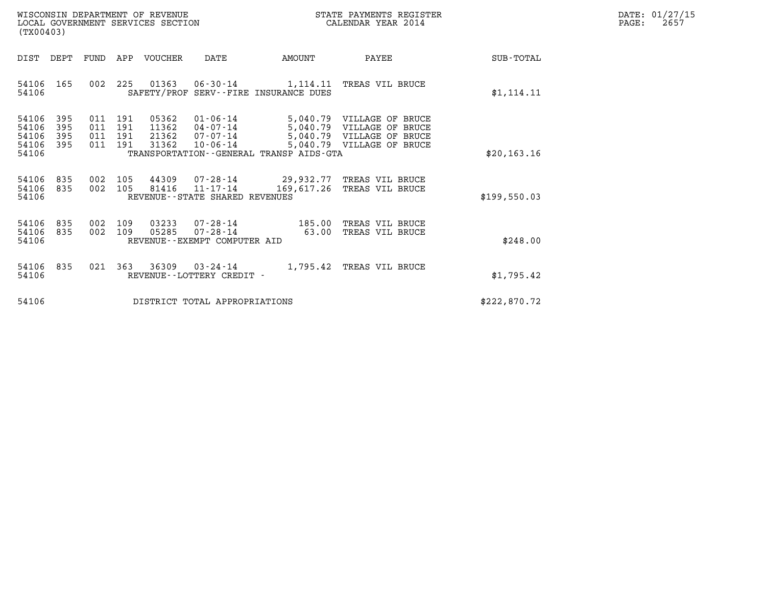WISCONSIN DEPARTMENT OF REVENUE
LOCAL GOVERNMENT SERVICES SECTION
(TX00403)

STATE PAYMENTS REGISTER
CALENDAR YEAR 2014

DATE: 01/27/15

| DIST | DEPT | FUND | APP | VOUCHER | DATE | AMOUNT | PAYEE | SUB-TOTAL |
|---|---|---|---|---|---|---|---|---|
| 54106 | 165 | 002 | 225 | 01363 | 06-30-14 | 1,114.11 | TREAS VIL BRUCE | |
| 54106 | | | | SAFETY/PROF SERV--FIRE INSURANCE DUES | | | | $1,114.11 |
| 54106 | 395 | 011 | 191 | 05362 | 01-06-14 | 5,040.79 | VILLAGE OF BRUCE | |
| 54106 | 395 | 011 | 191 | 11362 | 04-07-14 | 5,040.79 | VILLAGE OF BRUCE | |
| 54106 | 395 | 011 | 191 | 21362 | 07-07-14 | 5,040.79 | VILLAGE OF BRUCE | |
| 54106 | 395 | 011 | 191 | 31362 | 10-06-14 | 5,040.79 | VILLAGE OF BRUCE | |
| 54106 | | | | TRANSPORTATION--GENERAL TRANSP AIDS-GTA | | | | $20,163.16 |
| 54106 | 835 | 002 | 105 | 44309 | 07-28-14 | 29,932.77 | TREAS VIL BRUCE | |
| 54106 | 835 | 002 | 105 | 81416 | 11-17-14 | 169,617.26 | TREAS VIL BRUCE | |
| 54106 | | | | REVENUE--STATE SHARED REVENUES | | | | $199,550.03 |
| 54106 | 835 | 002 | 109 | 03233 | 07-28-14 | 185.00 | TREAS VIL BRUCE | |
| 54106 | 835 | 002 | 109 | 05285 | 07-28-14 | 63.00 | TREAS VIL BRUCE | |
| 54106 | | | | REVENUE--EXEMPT COMPUTER AID | | | | $248.00 |
| 54106 | 835 | 021 | 363 | 36309 | 03-24-14 | 1,795.42 | TREAS VIL BRUCE | |
| 54106 | | | | REVENUE--LOTTERY CREDIT - | | | | $1,795.42 |
| 54106 | | | | DISTRICT TOTAL APPROPRIATIONS | | | | $222,870.72 |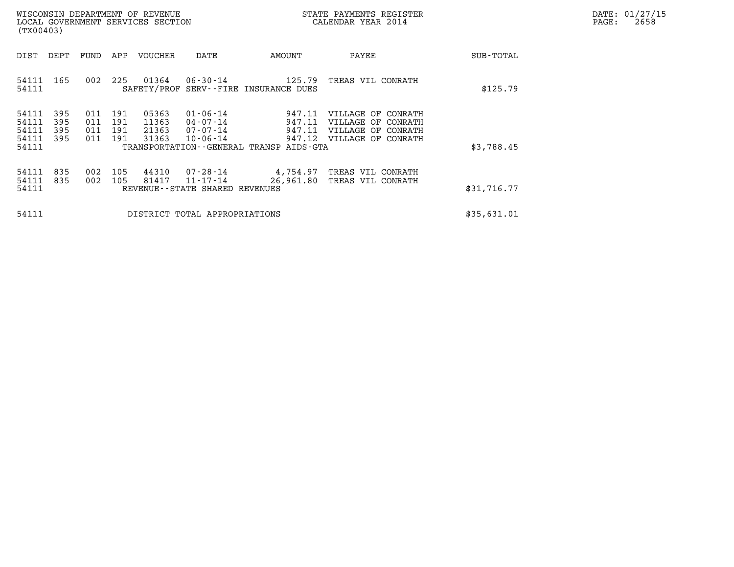WISCONSIN DEPARTMENT OF REVENUE
LOCAL GOVERNMENT SERVICES SECTION
(TX00403)

STATE PAYMENTS REGISTER
CALENDAR YEAR 2014

DATE: 01/27/15

| DIST | DEPT | FUND | APP | VOUCHER | DATE | AMOUNT | PAYEE | SUB-TOTAL |
|---|---|---|---|---|---|---|---|---|
| 54111 | 165 | 002 | 225 | 01364 | 06-30-14 | 125.79 | TREAS VIL CONRATH | |
| 54111 | | | | | SAFETY/PROF SERV--FIRE INSURANCE DUES | | | $125.79 |
| 54111 | 395 | 011 | 191 | 05363 | 01-06-14 | 947.11 | VILLAGE OF CONRATH | |
| 54111 | 395 | 011 | 191 | 11363 | 04-07-14 | 947.11 | VILLAGE OF CONRATH | |
| 54111 | 395 | 011 | 191 | 21363 | 07-07-14 | 947.11 | VILLAGE OF CONRATH | |
| 54111 | 395 | 011 | 191 | 31363 | 10-06-14 | 947.12 | VILLAGE OF CONRATH | |
| 54111 | | | | | TRANSPORTATION--GENERAL TRANSP AIDS-GTA | | | $3,788.45 |
| 54111 | 835 | 002 | 105 | 44310 | 07-28-14 | 4,754.97 | TREAS VIL CONRATH | |
| 54111 | 835 | 002 | 105 | 81417 | 11-17-14 | 26,961.80 | TREAS VIL CONRATH | |
| 54111 | | | | | REVENUE--STATE SHARED REVENUES | | | $31,716.77 |
| 54111 | | | | | DISTRICT TOTAL APPROPRIATIONS | | | $35,631.01 |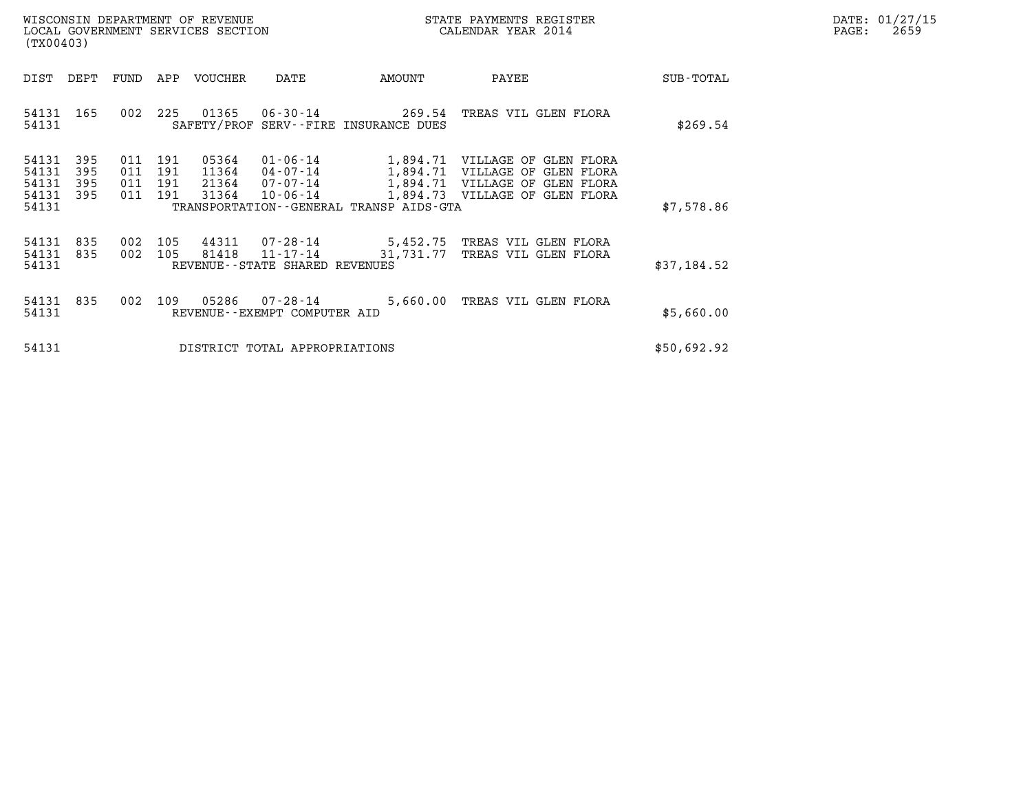WISCONSIN DEPARTMENT OF REVENUE
LOCAL GOVERNMENT SERVICES SECTION
(TX00403)

STATE PAYMENTS REGISTER
CALENDAR YEAR 2014

DATE: 01/27/15
PAGE: 2659

| DIST | DEPT | FUND | APP | VOUCHER | DATE | AMOUNT | PAYEE | SUB-TOTAL |
|---|---|---|---|---|---|---|---|---|
| 54131 | 165 | 002 | 225 | 01365 | 06-30-14 | 269.54 | TREAS VIL GLEN FLORA | |
| 54131 | | | | | SAFETY/PROF SERV--FIRE INSURANCE DUES | | | $269.54 |
| 54131 | 395 | 011 | 191 | 05364 | 01-06-14 | 1,894.71 | VILLAGE OF GLEN FLORA | |
| 54131 | 395 | 011 | 191 | 11364 | 04-07-14 | 1,894.71 | VILLAGE OF GLEN FLORA | |
| 54131 | 395 | 011 | 191 | 21364 | 07-07-14 | 1,894.71 | VILLAGE OF GLEN FLORA | |
| 54131 | 395 | 011 | 191 | 31364 | 10-06-14 | 1,894.73 | VILLAGE OF GLEN FLORA | |
| 54131 | | | | | TRANSPORTATION--GENERAL TRANSP AIDS-GTA | | | $7,578.86 |
| 54131 | 835 | 002 | 105 | 44311 | 07-28-14 | 5,452.75 | TREAS VIL GLEN FLORA | |
| 54131 | 835 | 002 | 105 | 81418 | 11-17-14 | 31,731.77 | TREAS VIL GLEN FLORA | |
| 54131 | | | | | REVENUE--STATE SHARED REVENUES | | | $37,184.52 |
| 54131 | 835 | 002 | 109 | 05286 | 07-28-14 | 5,660.00 | TREAS VIL GLEN FLORA | |
| 54131 | | | | | REVENUE--EXEMPT COMPUTER AID | | | $5,660.00 |
| 54131 | | | | | DISTRICT TOTAL APPROPRIATIONS | | | $50,692.92 |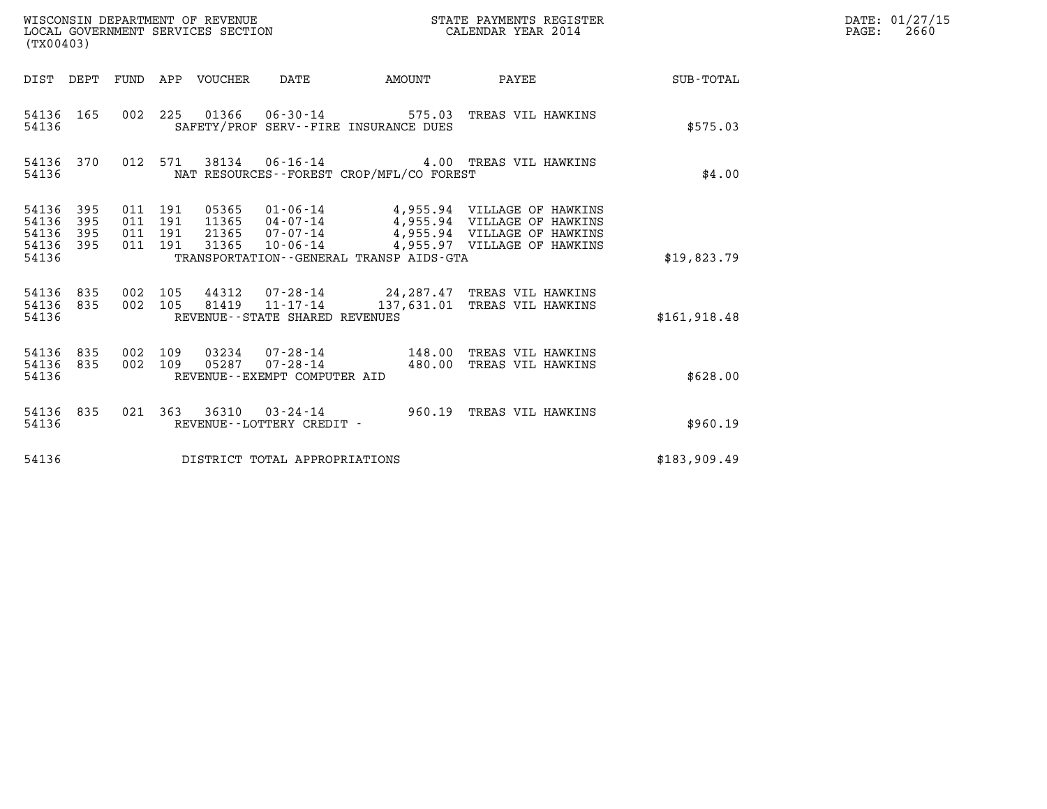WISCONSIN DEPARTMENT OF REVENUE
LOCAL GOVERNMENT SERVICES SECTION
(TX00403)

STATE PAYMENTS REGISTER
CALENDAR YEAR 2014

DATE: 01/27/15
PAGE: 2660

| DIST | DEPT | FUND | APP | VOUCHER | DATE | AMOUNT | PAYEE | SUB-TOTAL |
|---|---|---|---|---|---|---|---|---|
| 54136 | 165 | 002 | 225 | 01366 | 06-30-14 | 575.03 | TREAS VIL HAWKINS | |
| 54136 | | | | SAFETY/PROF SERV--FIRE INSURANCE DUES | | | | $575.03 |
| 54136 | 370 | 012 | 571 | 38134 | 06-16-14 | 4.00 | TREAS VIL HAWKINS | |
| 54136 | | | | NAT RESOURCES--FOREST CROP/MFL/CO FOREST | | | | $4.00 |
| 54136 | 395 | 011 | 191 | 05365 | 01-06-14 | 4,955.94 | VILLAGE OF HAWKINS | |
| 54136 | 395 | 011 | 191 | 11365 | 04-07-14 | 4,955.94 | VILLAGE OF HAWKINS | |
| 54136 | 395 | 011 | 191 | 21365 | 07-07-14 | 4,955.94 | VILLAGE OF HAWKINS | |
| 54136 | 395 | 011 | 191 | 31365 | 10-06-14 | 4,955.97 | VILLAGE OF HAWKINS | |
| 54136 | | | | TRANSPORTATION--GENERAL TRANSP AIDS-GTA | | | | $19,823.79 |
| 54136 | 835 | 002 | 105 | 44312 | 07-28-14 | 24,287.47 | TREAS VIL HAWKINS | |
| 54136 | 835 | 002 | 105 | 81419 | 11-17-14 | 137,631.01 | TREAS VIL HAWKINS | |
| 54136 | | | | REVENUE--STATE SHARED REVENUES | | | | $161,918.48 |
| 54136 | 835 | 002 | 109 | 03234 | 07-28-14 | 148.00 | TREAS VIL HAWKINS | |
| 54136 | 835 | 002 | 109 | 05287 | 07-28-14 | 480.00 | TREAS VIL HAWKINS | |
| 54136 | | | | REVENUE--EXEMPT COMPUTER AID | | | | $628.00 |
| 54136 | 835 | 021 | 363 | 36310 | 03-24-14 | 960.19 | TREAS VIL HAWKINS | |
| 54136 | | | | REVENUE--LOTTERY CREDIT - | | | | $960.19 |
| 54136 | | | | DISTRICT TOTAL APPROPRIATIONS | | | | $183,909.49 |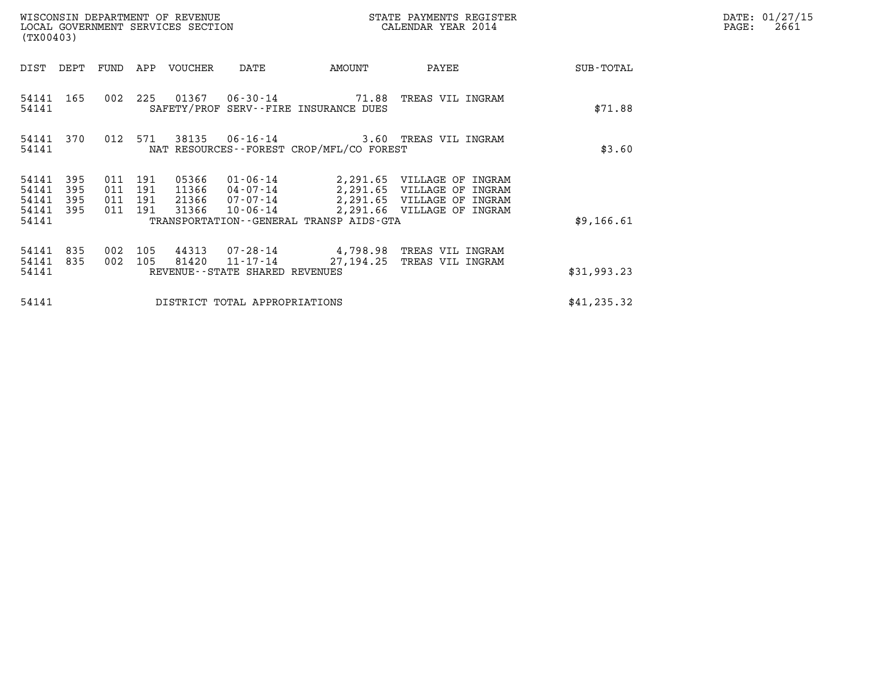WISCONSIN DEPARTMENT OF REVENUE
LOCAL GOVERNMENT SERVICES SECTION
(TX00403)

STATE PAYMENTS REGISTER
CALENDAR YEAR 2014

DATE: 01/27/15
PAGE: 2661

| DIST | DEPT | FUND | APP | VOUCHER | DATE | AMOUNT | PAYEE | SUB-TOTAL |
|---|---|---|---|---|---|---|---|---|
| 54141 | 165 | 002 | 225 | 01367 | 06-30-14 | 71.88 | TREAS VIL INGRAM | |
| 54141 | | | | SAFETY/PROF SERV--FIRE INSURANCE DUES | | | | $71.88 |
| 54141 | 370 | 012 | 571 | 38135 | 06-16-14 | 3.60 | TREAS VIL INGRAM | |
| 54141 | | | | NAT RESOURCES--FOREST CROP/MFL/CO FOREST | | | | $3.60 |
| 54141 | 395 | 011 | 191 | 05366 | 01-06-14 | 2,291.65 | VILLAGE OF INGRAM | |
| 54141 | 395 | 011 | 191 | 11366 | 04-07-14 | 2,291.65 | VILLAGE OF INGRAM | |
| 54141 | 395 | 011 | 191 | 21366 | 07-07-14 | 2,291.65 | VILLAGE OF INGRAM | |
| 54141 | 395 | 011 | 191 | 31366 | 10-06-14 | 2,291.66 | VILLAGE OF INGRAM | |
| 54141 | | | | TRANSPORTATION--GENERAL TRANSP AIDS-GTA | | | | $9,166.61 |
| 54141 | 835 | 002 | 105 | 44313 | 07-28-14 | 4,798.98 | TREAS VIL INGRAM | |
| 54141 | 835 | 002 | 105 | 81420 | 11-17-14 | 27,194.25 | TREAS VIL INGRAM | |
| 54141 | | | | REVENUE--STATE SHARED REVENUES | | | | $31,993.23 |
| 54141 | | | | DISTRICT TOTAL APPROPRIATIONS | | | | $41,235.32 |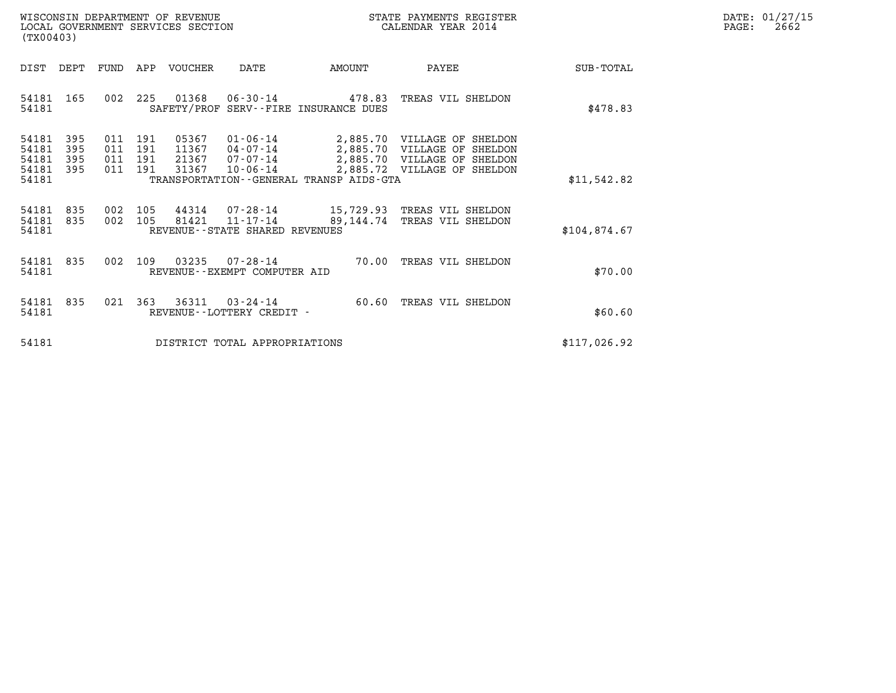WISCONSIN DEPARTMENT OF REVENUE
LOCAL GOVERNMENT SERVICES SECTION
(TX00403)

STATE PAYMENTS REGISTER
CALENDAR YEAR 2014

DATE: 01/27/15

| DIST | DEPT | FUND | APP | VOUCHER | DATE | AMOUNT | PAYEE | SUB-TOTAL |
|---|---|---|---|---|---|---|---|---|
| 54181 | 165 | 002 | 225 | 01368 | 06-30-14 | 478.83 | TREAS VIL SHELDON | |
| 54181 | | | | | SAFETY/PROF SERV--FIRE INSURANCE DUES | | | $478.83 |
| 54181 | 395 | 011 | 191 | 05367 | 01-06-14 | 2,885.70 | VILLAGE OF SHELDON | |
| 54181 | 395 | 011 | 191 | 11367 | 04-07-14 | 2,885.70 | VILLAGE OF SHELDON | |
| 54181 | 395 | 011 | 191 | 21367 | 07-07-14 | 2,885.70 | VILLAGE OF SHELDON | |
| 54181 | 395 | 011 | 191 | 31367 | 10-06-14 | 2,885.72 | VILLAGE OF SHELDON | |
| 54181 | | | | | TRANSPORTATION--GENERAL TRANSP AIDS-GTA | | | $11,542.82 |
| 54181 | 835 | 002 | 105 | 44314 | 07-28-14 | 15,729.93 | TREAS VIL SHELDON | |
| 54181 | 835 | 002 | 105 | 81421 | 11-17-14 | 89,144.74 | TREAS VIL SHELDON | |
| 54181 | | | | | REVENUE--STATE SHARED REVENUES | | | $104,874.67 |
| 54181 | 835 | 002 | 109 | 03235 | 07-28-14 | 70.00 | TREAS VIL SHELDON | |
| 54181 | | | | | REVENUE--EXEMPT COMPUTER AID | | | $70.00 |
| 54181 | 835 | 021 | 363 | 36311 | 03-24-14 | 60.60 | TREAS VIL SHELDON | |
| 54181 | | | | | REVENUE--LOTTERY CREDIT - | | | $60.60 |
| 54181 | | | | | DISTRICT TOTAL APPROPRIATIONS | | | $117,026.92 |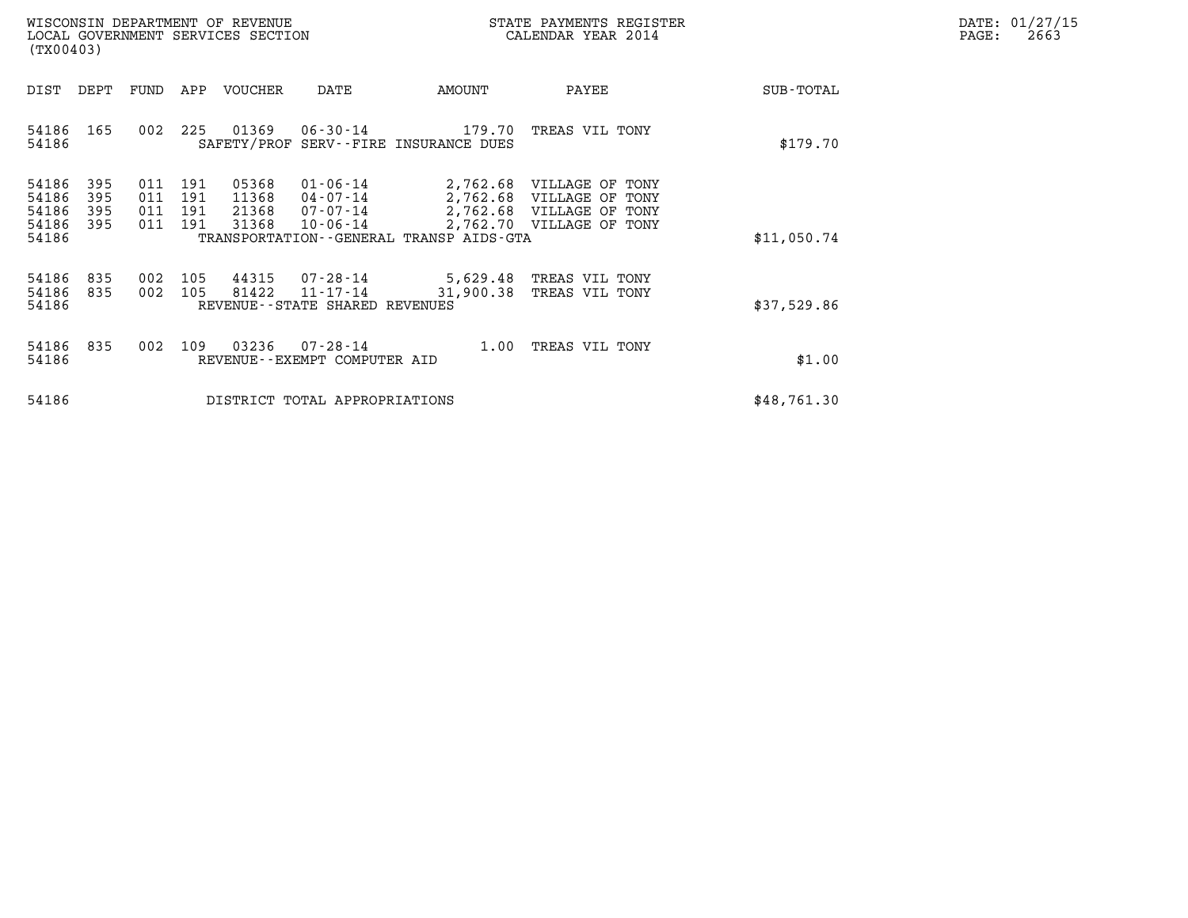WISCONSIN DEPARTMENT OF REVENUE
LOCAL GOVERNMENT SERVICES SECTION
(TX00403)

STATE PAYMENTS REGISTER
CALENDAR YEAR 2014

DATE: 01/27/15
PAGE: 2663

| DIST | DEPT | FUND | APP | VOUCHER | DATE | AMOUNT | PAYEE | SUB-TOTAL |
|---|---|---|---|---|---|---|---|---|
| 54186 | 165 | 002 | 225 | 01369 | 06-30-14 | 179.70 | TREAS VIL TONY | |
| 54186 | | | | | SAFETY/PROF SERV--FIRE INSURANCE DUES | | | $179.70 |
| 54186 | 395 | 011 | 191 | 05368 | 01-06-14 | 2,762.68 | VILLAGE OF TONY | |
| 54186 | 395 | 011 | 191 | 11368 | 04-07-14 | 2,762.68 | VILLAGE OF TONY | |
| 54186 | 395 | 011 | 191 | 21368 | 07-07-14 | 2,762.68 | VILLAGE OF TONY | |
| 54186 | 395 | 011 | 191 | 31368 | 10-06-14 | 2,762.70 | VILLAGE OF TONY | |
| 54186 | | | | | TRANSPORTATION--GENERAL TRANSP AIDS-GTA | | | $11,050.74 |
| 54186 | 835 | 002 | 105 | 44315 | 07-28-14 | 5,629.48 | TREAS VIL TONY | |
| 54186 | 835 | 002 | 105 | 81422 | 11-17-14 | 31,900.38 | TREAS VIL TONY | |
| 54186 | | | | | REVENUE--STATE SHARED REVENUES | | | $37,529.86 |
| 54186 | 835 | 002 | 109 | 03236 | 07-28-14 | 1.00 | TREAS VIL TONY | |
| 54186 | | | | | REVENUE--EXEMPT COMPUTER AID | | | $1.00 |
| 54186 | | | | | DISTRICT TOTAL APPROPRIATIONS | | | $48,761.30 |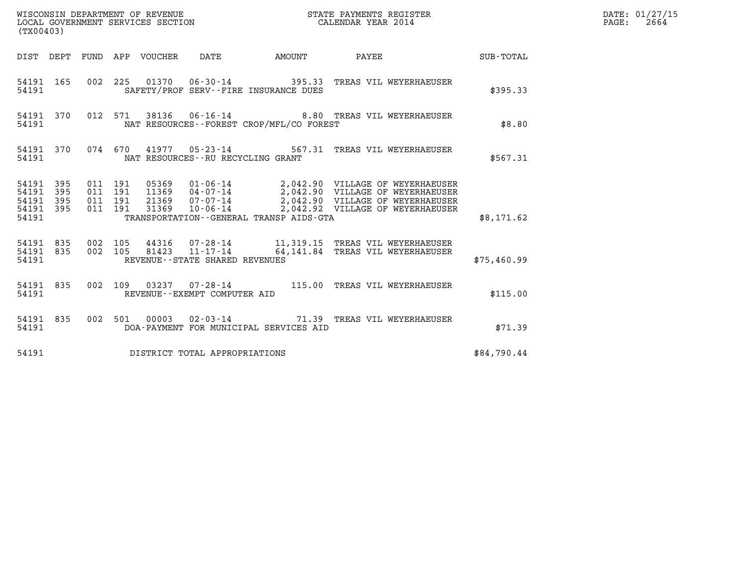WISCONSIN DEPARTMENT OF REVENUE
LOCAL GOVERNMENT SERVICES SECTION
(TX00403)

STATE PAYMENTS REGISTER
CALENDAR YEAR 2014

DATE: 01/27/15
PAGE: 2664

| DIST | DEPT | FUND | APP | VOUCHER | DATE | AMOUNT | PAYEE | SUB-TOTAL |
|---|---|---|---|---|---|---|---|---|
| 54191 | 165 | 002 | 225 | 01370 | 06-30-14 | 395.33 | TREAS VIL WEYERHAEUSER | |
| 54191 | | | | | SAFETY/PROF SERV--FIRE INSURANCE DUES | | | $395.33 |
| 54191 | 370 | 012 | 571 | 38136 | 06-16-14 | 8.80 | TREAS VIL WEYERHAEUSER | |
| 54191 | | | | | NAT RESOURCES--FOREST CROP/MFL/CO FOREST | | | $8.80 |
| 54191 | 370 | 074 | 670 | 41977 | 05-23-14 | 567.31 | TREAS VIL WEYERHAEUSER | |
| 54191 | | | | | NAT RESOURCES--RU RECYCLING GRANT | | | $567.31 |
| 54191 | 395 | 011 | 191 | 05369 | 01-06-14 | 2,042.90 | VILLAGE OF WEYERHAEUSER | |
| 54191 | 395 | 011 | 191 | 11369 | 04-07-14 | 2,042.90 | VILLAGE OF WEYERHAEUSER | |
| 54191 | 395 | 011 | 191 | 21369 | 07-07-14 | 2,042.90 | VILLAGE OF WEYERHAEUSER | |
| 54191 | 395 | 011 | 191 | 31369 | 10-06-14 | 2,042.92 | VILLAGE OF WEYERHAEUSER | |
| 54191 | | | | | TRANSPORTATION--GENERAL TRANSP AIDS-GTA | | | $8,171.62 |
| 54191 | 835 | 002 | 105 | 44316 | 07-28-14 | 11,319.15 | TREAS VIL WEYERHAEUSER | |
| 54191 | 835 | 002 | 105 | 81423 | 11-17-14 | 64,141.84 | TREAS VIL WEYERHAEUSER | |
| 54191 | | | | | REVENUE--STATE SHARED REVENUES | | | $75,460.99 |
| 54191 | 835 | 002 | 109 | 03237 | 07-28-14 | 115.00 | TREAS VIL WEYERHAEUSER | |
| 54191 | | | | | REVENUE--EXEMPT COMPUTER AID | | | $115.00 |
| 54191 | 835 | 002 | 501 | 00003 | 02-03-14 | 71.39 | TREAS VIL WEYERHAEUSER | |
| 54191 | | | | | DOA-PAYMENT FOR MUNICIPAL SERVICES AID | | | $71.39 |
| 54191 | | | | | DISTRICT TOTAL APPROPRIATIONS | | | $84,790.44 |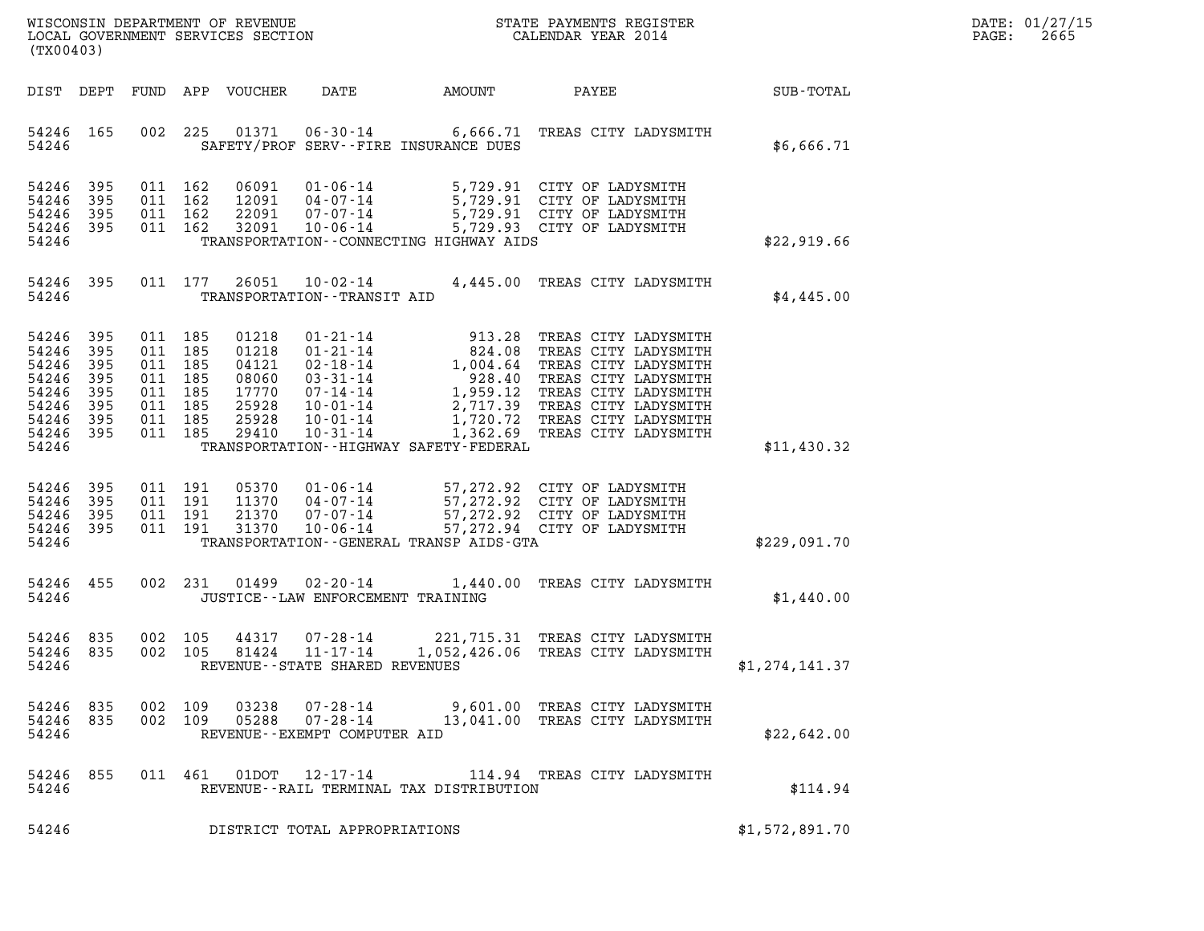WISCONSIN DEPARTMENT OF REVENUE
LOCAL GOVERNMENT SERVICES SECTION
(TX00403)

STATE PAYMENTS REGISTER
CALENDAR YEAR 2014

DATE: 01/27/15
PAGE: 2665

| DIST | DEPT | FUND | APP | VOUCHER | DATE | AMOUNT | PAYEE | SUB-TOTAL |
|---|---|---|---|---|---|---|---|---|
| 54246 | 165 | 002 | 225 | 01371 | 06-30-14 | 6,666.71 | TREAS CITY LADYSMITH | |
| 54246 | | | | | SAFETY/PROF SERV--FIRE INSURANCE DUES | | | $6,666.71 |
| 54246 | 395 | 011 | 162 | 06091 | 01-06-14 | 5,729.91 | CITY OF LADYSMITH | |
| 54246 | 395 | 011 | 162 | 12091 | 04-07-14 | 5,729.91 | CITY OF LADYSMITH | |
| 54246 | 395 | 011 | 162 | 22091 | 07-07-14 | 5,729.91 | CITY OF LADYSMITH | |
| 54246 | 395 | 011 | 162 | 32091 | 10-06-14 | 5,729.93 | CITY OF LADYSMITH | |
| 54246 | | | | | TRANSPORTATION--CONNECTING HIGHWAY AIDS | | | $22,919.66 |
| 54246 | 395 | 011 | 177 | 26051 | 10-02-14 | 4,445.00 | TREAS CITY LADYSMITH | |
| 54246 | | | | | TRANSPORTATION--TRANSIT AID | | | $4,445.00 |
| 54246 | 395 | 011 | 185 | 01218 | 01-21-14 | 913.28 | TREAS CITY LADYSMITH | |
| 54246 | 395 | 011 | 185 | 01218 | 01-21-14 | 824.08 | TREAS CITY LADYSMITH | |
| 54246 | 395 | 011 | 185 | 04121 | 02-18-14 | 1,004.64 | TREAS CITY LADYSMITH | |
| 54246 | 395 | 011 | 185 | 08060 | 03-31-14 | 928.40 | TREAS CITY LADYSMITH | |
| 54246 | 395 | 011 | 185 | 17770 | 07-14-14 | 1,959.12 | TREAS CITY LADYSMITH | |
| 54246 | 395 | 011 | 185 | 25928 | 10-01-14 | 2,717.39 | TREAS CITY LADYSMITH | |
| 54246 | 395 | 011 | 185 | 25928 | 10-01-14 | 1,720.72 | TREAS CITY LADYSMITH | |
| 54246 | 395 | 011 | 185 | 29410 | 10-31-14 | 1,362.69 | TREAS CITY LADYSMITH | |
| 54246 | | | | | TRANSPORTATION--HIGHWAY SAFETY-FEDERAL | | | $11,430.32 |
| 54246 | 395 | 011 | 191 | 05370 | 01-06-14 | 57,272.92 | CITY OF LADYSMITH | |
| 54246 | 395 | 011 | 191 | 11370 | 04-07-14 | 57,272.92 | CITY OF LADYSMITH | |
| 54246 | 395 | 011 | 191 | 21370 | 07-07-14 | 57,272.92 | CITY OF LADYSMITH | |
| 54246 | 395 | 011 | 191 | 31370 | 10-06-14 | 57,272.94 | CITY OF LADYSMITH | |
| 54246 | | | | | TRANSPORTATION--GENERAL TRANSP AIDS-GTA | | | $229,091.70 |
| 54246 | 455 | 002 | 231 | 01499 | 02-20-14 | 1,440.00 | TREAS CITY LADYSMITH | |
| 54246 | | | | | JUSTICE--LAW ENFORCEMENT TRAINING | | | $1,440.00 |
| 54246 | 835 | 002 | 105 | 44317 | 07-28-14 | 221,715.31 | TREAS CITY LADYSMITH | |
| 54246 | 835 | 002 | 105 | 81424 | 11-17-14 | 1,052,426.06 | TREAS CITY LADYSMITH | |
| 54246 | | | | | REVENUE--STATE SHARED REVENUES | | | $1,274,141.37 |
| 54246 | 835 | 002 | 109 | 03238 | 07-28-14 | 9,601.00 | TREAS CITY LADYSMITH | |
| 54246 | 835 | 002 | 109 | 05288 | 07-28-14 | 13,041.00 | TREAS CITY LADYSMITH | |
| 54246 | | | | | REVENUE--EXEMPT COMPUTER AID | | | $22,642.00 |
| 54246 | 855 | 011 | 461 | 01DOT | 12-17-14 | 114.94 | TREAS CITY LADYSMITH | |
| 54246 | | | | | REVENUE--RAIL TERMINAL TAX DISTRIBUTION | | | $114.94 |
| 54246 | | | | | DISTRICT TOTAL APPROPRIATIONS | | | $1,572,891.70 |